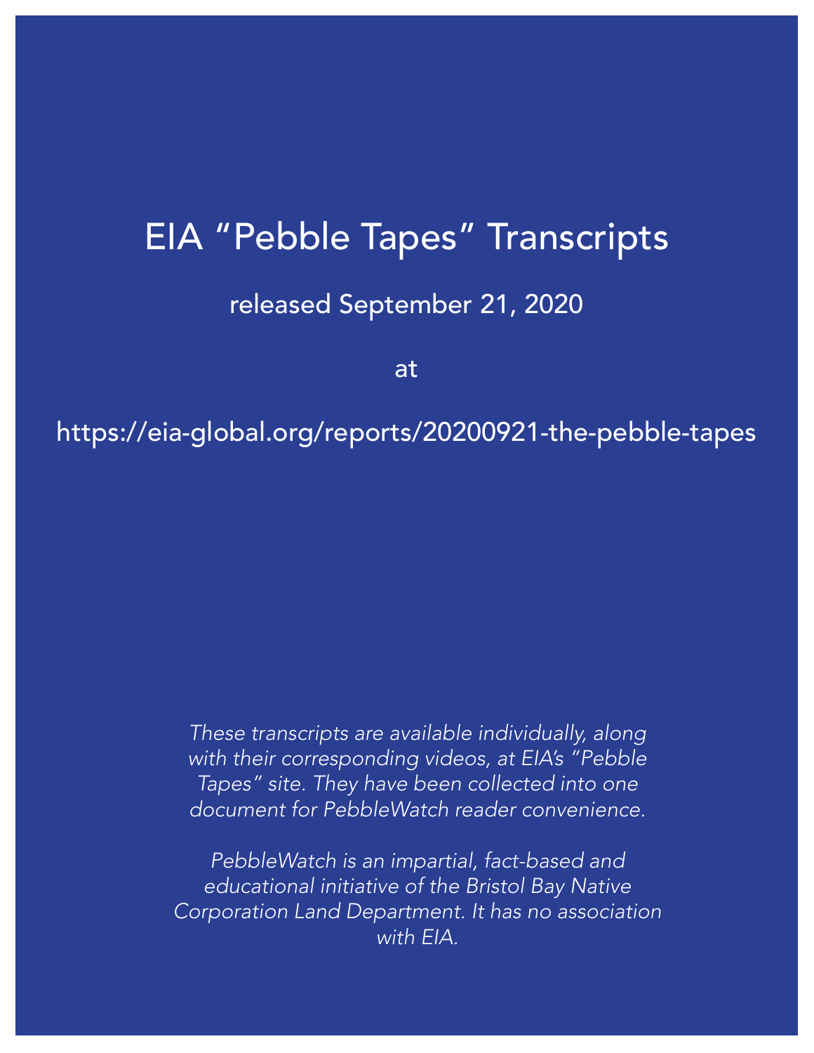# EIA "Pebble Tapes" Transcripts

released September 21, 2020

at

https://eia-global.org/reports/20200921-the-pebble-tapes

*These transcripts are available individually, along with their corresponding videos, at EIA's "Pebble Tapes" site. They have been collected into one document for PebbleWatch reader convenience.*

*PebbleWatch is an impartial, fact-based and educational initiative of the Bristol Bay Native Corporation Land Department. It has no association with EIA.*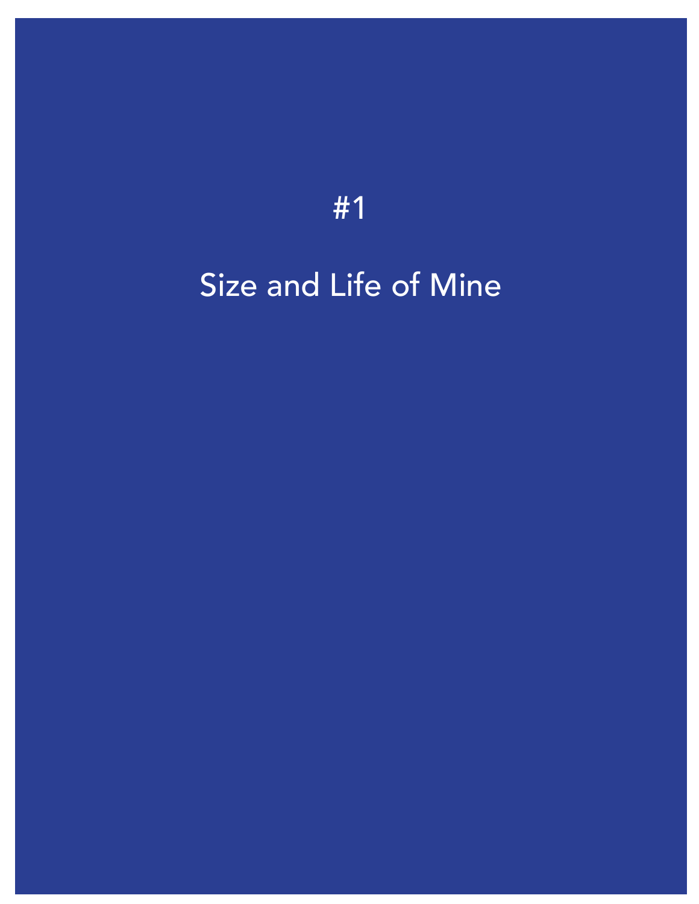#1

# Size and Life of Mine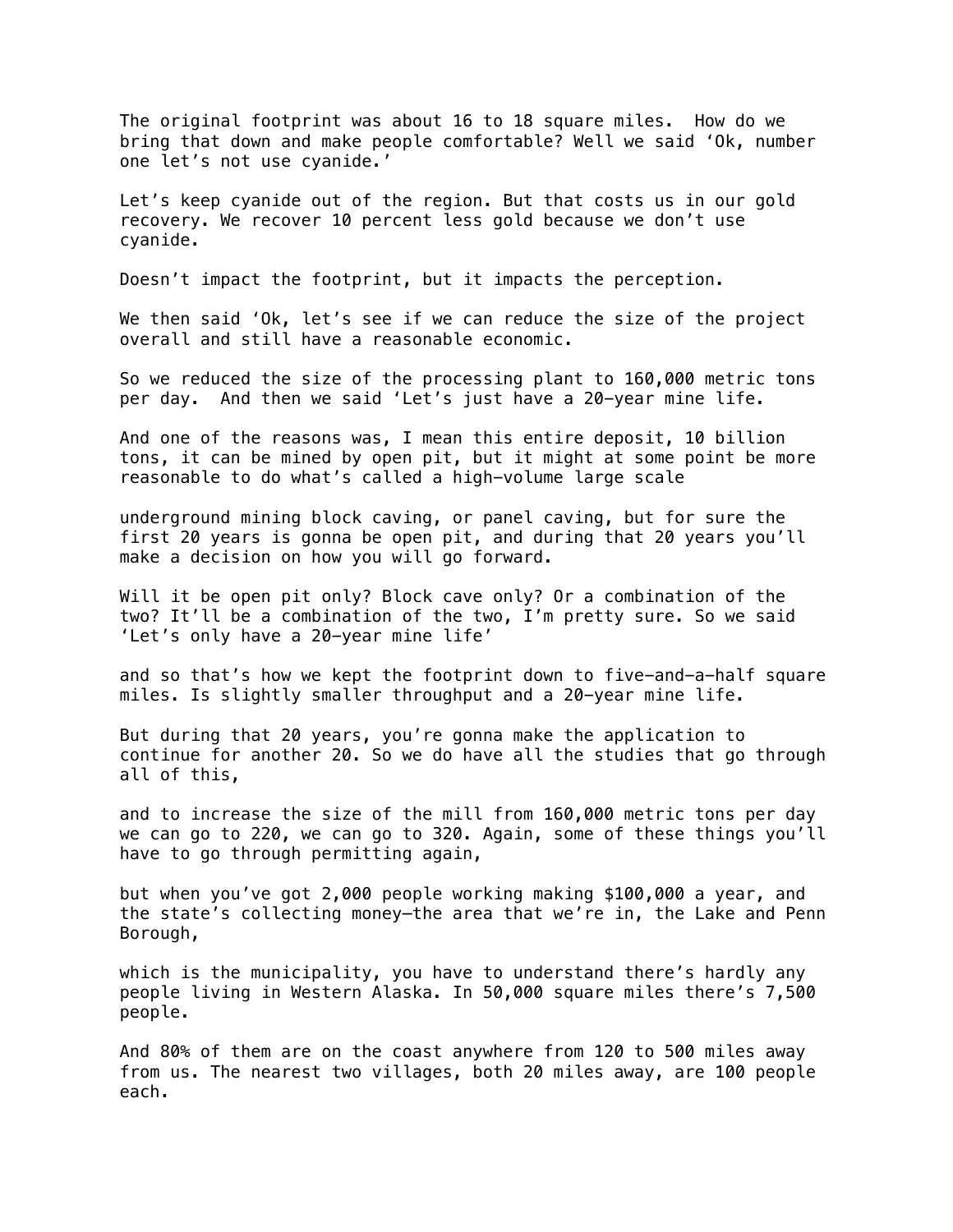The original footprint was about 16 to 18 square miles.  How do we bring that down and make people comfortable? Well we said ‘Ok, number one let’s not use cyanide.’

Let’s keep cyanide out of the region. But that costs us in our gold recovery. We recover 10 percent less gold because we don’t use cyanide.

Doesn’t impact the footprint, but it impacts the perception.

We then said ‘Ok, let’s see if we can reduce the size of the project overall and still have a reasonable economic.

So we reduced the size of the processing plant to 160,000 metric tons per day.  And then we said ‘Let’s just have a 20-year mine life.

And one of the reasons was, I mean this entire deposit, 10 billion tons, it can be mined by open pit, but it might at some point be more reasonable to do what’s called a high-volume large scale

underground mining block caving, or panel caving, but for sure the first 20 years is gonna be open pit, and during that 20 years you’ll make a decision on how you will go forward.

Will it be open pit only? Block cave only? Or a combination of the two? It’ll be a combination of the two, I’m pretty sure. So we said ‘Let’s only have a 20-year mine life’

and so that’s how we kept the footprint down to five-and-a-half square miles. Is slightly smaller throughput and a 20-year mine life.

But during that 20 years, you’re gonna make the application to continue for another 20. So we do have all the studies that go through all of this,

and to increase the size of the mill from 160,000 metric tons per day we can go to 220, we can go to 320. Again, some of these things you’ll have to go through permitting again,

but when you’ve got 2,000 people working making $100,000 a year, and the state’s collecting money—the area that we’re in, the Lake and Penn Borough,

which is the municipality, you have to understand there’s hardly any people living in Western Alaska. In 50,000 square miles there’s 7,500 people.

And 80% of them are on the coast anywhere from 120 to 500 miles away from us. The nearest two villages, both 20 miles away, are 100 people each.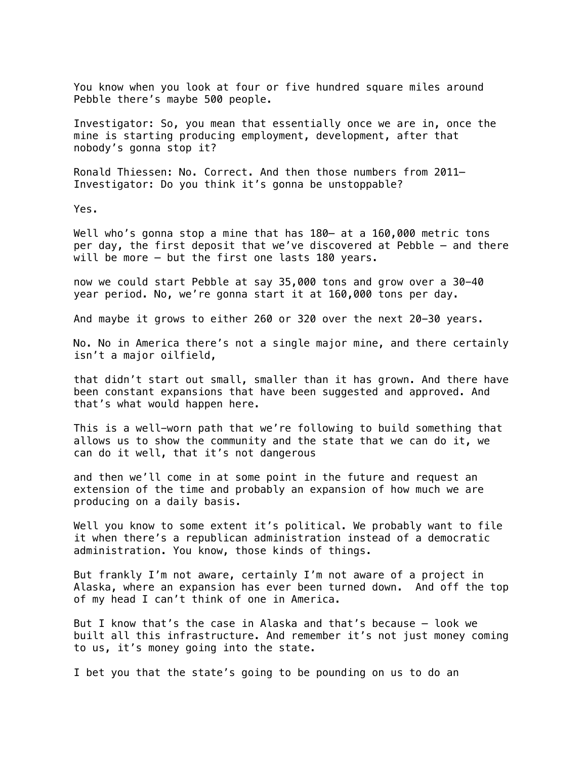You know when you look at four or five hundred square miles around Pebble there's maybe 500 people.

Investigator: So, you mean that essentially once we are in, once the mine is starting producing employment, development, after that nobody's gonna stop it?

Ronald Thiessen: No. Correct. And then those numbers from 2011–
Investigator: Do you think it's gonna be unstoppable?

Yes.

Well who's gonna stop a mine that has 180– at a 160,000 metric tons per day, the first deposit that we've discovered at Pebble – and there will be more – but the first one lasts 180 years.

now we could start Pebble at say 35,000 tons and grow over a 30-40 year period. No, we're gonna start it at 160,000 tons per day.

And maybe it grows to either 260 or 320 over the next 20-30 years.

No. No in America there's not a single major mine, and there certainly isn't a major oilfield,

that didn't start out small, smaller than it has grown. And there have been constant expansions that have been suggested and approved. And that's what would happen here.

This is a well-worn path that we're following to build something that allows us to show the community and the state that we can do it, we can do it well, that it's not dangerous

and then we'll come in at some point in the future and request an extension of the time and probably an expansion of how much we are producing on a daily basis.

Well you know to some extent it's political. We probably want to file it when there's a republican administration instead of a democratic administration. You know, those kinds of things.

But frankly I'm not aware, certainly I'm not aware of a project in Alaska, where an expansion has ever been turned down. And off the top of my head I can't think of one in America.

But I know that's the case in Alaska and that's because – look we built all this infrastructure. And remember it's not just money coming to us, it's money going into the state.

I bet you that the state's going to be pounding on us to do an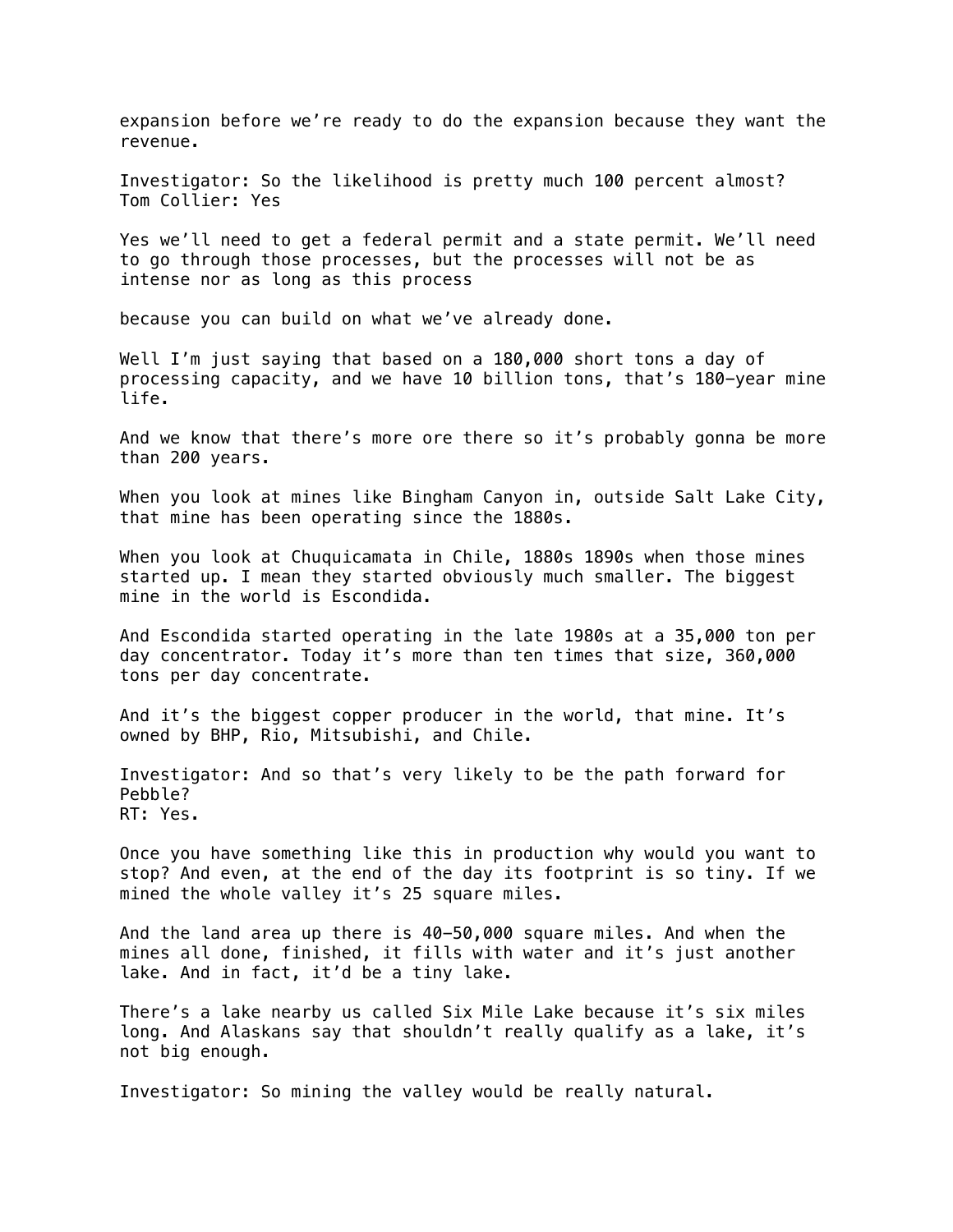expansion before we're ready to do the expansion because they want the revenue.

Investigator: So the likelihood is pretty much 100 percent almost?
Tom Collier: Yes

Yes we'll need to get a federal permit and a state permit. We'll need to go through those processes, but the processes will not be as intense nor as long as this process

because you can build on what we've already done.

Well I'm just saying that based on a 180,000 short tons a day of processing capacity, and we have 10 billion tons, that's 180-year mine life.

And we know that there's more ore there so it's probably gonna be more than 200 years.

When you look at mines like Bingham Canyon in, outside Salt Lake City, that mine has been operating since the 1880s.

When you look at Chuquicamata in Chile, 1880s 1890s when those mines started up. I mean they started obviously much smaller. The biggest mine in the world is Escondida.

And Escondida started operating in the late 1980s at a 35,000 ton per day concentrator. Today it's more than ten times that size, 360,000 tons per day concentrate.

And it's the biggest copper producer in the world, that mine. It's owned by BHP, Rio, Mitsubishi, and Chile.

Investigator: And so that's very likely to be the path forward for Pebble?
RT: Yes.

Once you have something like this in production why would you want to stop? And even, at the end of the day its footprint is so tiny. If we mined the whole valley it's 25 square miles.

And the land area up there is 40-50,000 square miles. And when the mines all done, finished, it fills with water and it's just another lake. And in fact, it'd be a tiny lake.

There's a lake nearby us called Six Mile Lake because it's six miles long. And Alaskans say that shouldn't really qualify as a lake, it's not big enough.

Investigator: So mining the valley would be really natural.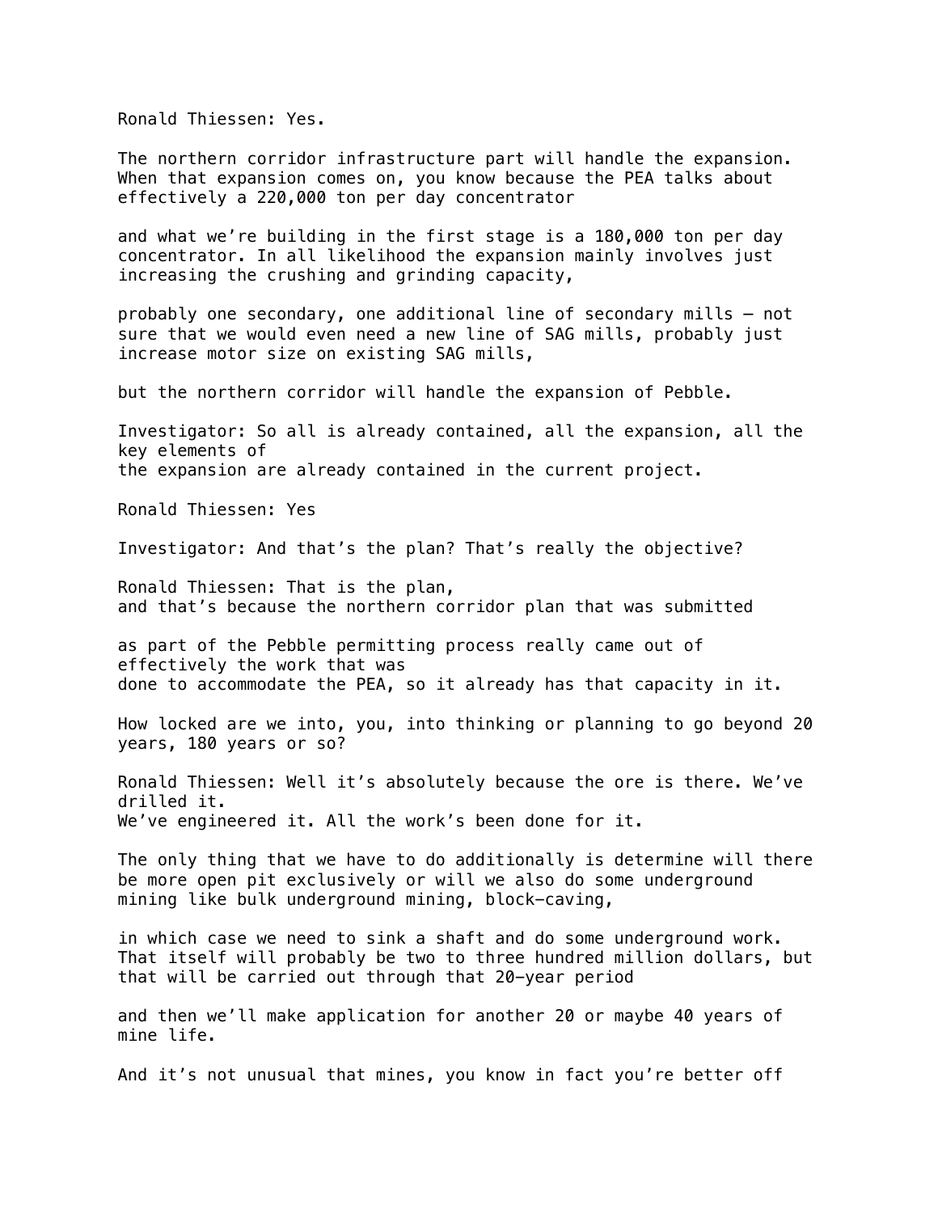Ronald Thiessen: Yes.

The northern corridor infrastructure part will handle the expansion. When that expansion comes on, you know because the PEA talks about effectively a 220,000 ton per day concentrator

and what we're building in the first stage is a 180,000 ton per day concentrator. In all likelihood the expansion mainly involves just increasing the crushing and grinding capacity,

probably one secondary, one additional line of secondary mills — not sure that we would even need a new line of SAG mills, probably just increase motor size on existing SAG mills,

but the northern corridor will handle the expansion of Pebble.

Investigator: So all is already contained, all the expansion, all the key elements of
the expansion are already contained in the current project.

Ronald Thiessen: Yes

Investigator: And that's the plan? That's really the objective?

Ronald Thiessen: That is the plan,
and that's because the northern corridor plan that was submitted

as part of the Pebble permitting process really came out of effectively the work that was
done to accommodate the PEA, so it already has that capacity in it.

How locked are we into, you, into thinking or planning to go beyond 20 years, 180 years or so?

Ronald Thiessen: Well it's absolutely because the ore is there. We've drilled it.
We've engineered it. All the work's been done for it.

The only thing that we have to do additionally is determine will there be more open pit exclusively or will we also do some underground mining like bulk underground mining, block-caving,

in which case we need to sink a shaft and do some underground work. That itself will probably be two to three hundred million dollars, but that will be carried out through that 20-year period

and then we'll make application for another 20 or maybe 40 years of mine life.

And it's not unusual that mines, you know in fact you're better off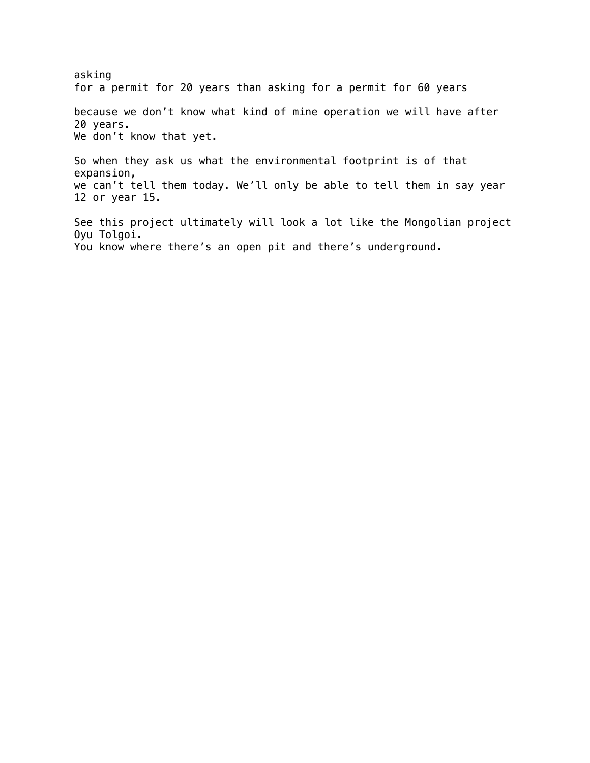asking
for a permit for 20 years than asking for a permit for 60 years

because we don’t know what kind of mine operation we will have after 20 years.
We don’t know that yet.

So when they ask us what the environmental footprint is of that expansion,
we can’t tell them today. We’ll only be able to tell them in say year 12 or year 15.

See this project ultimately will look a lot like the Mongolian project Oyu Tolgoi.
You know where there’s an open pit and there’s underground.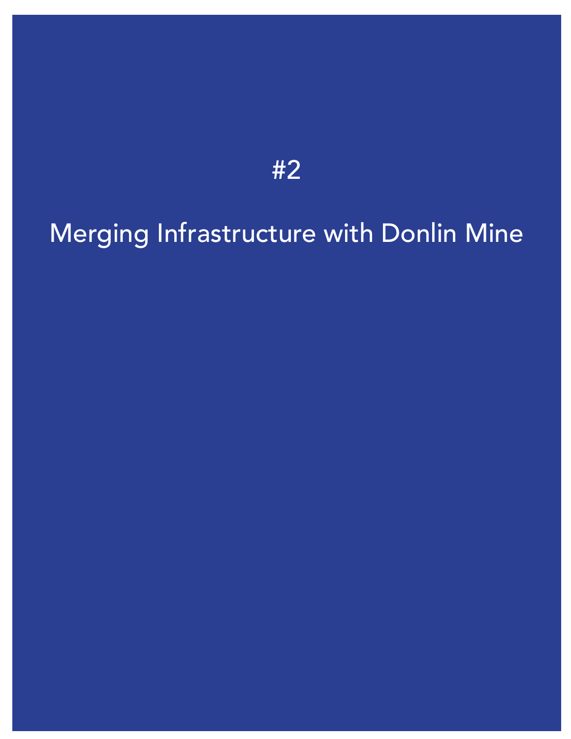# #2

# Merging Infrastructure with Donlin Mine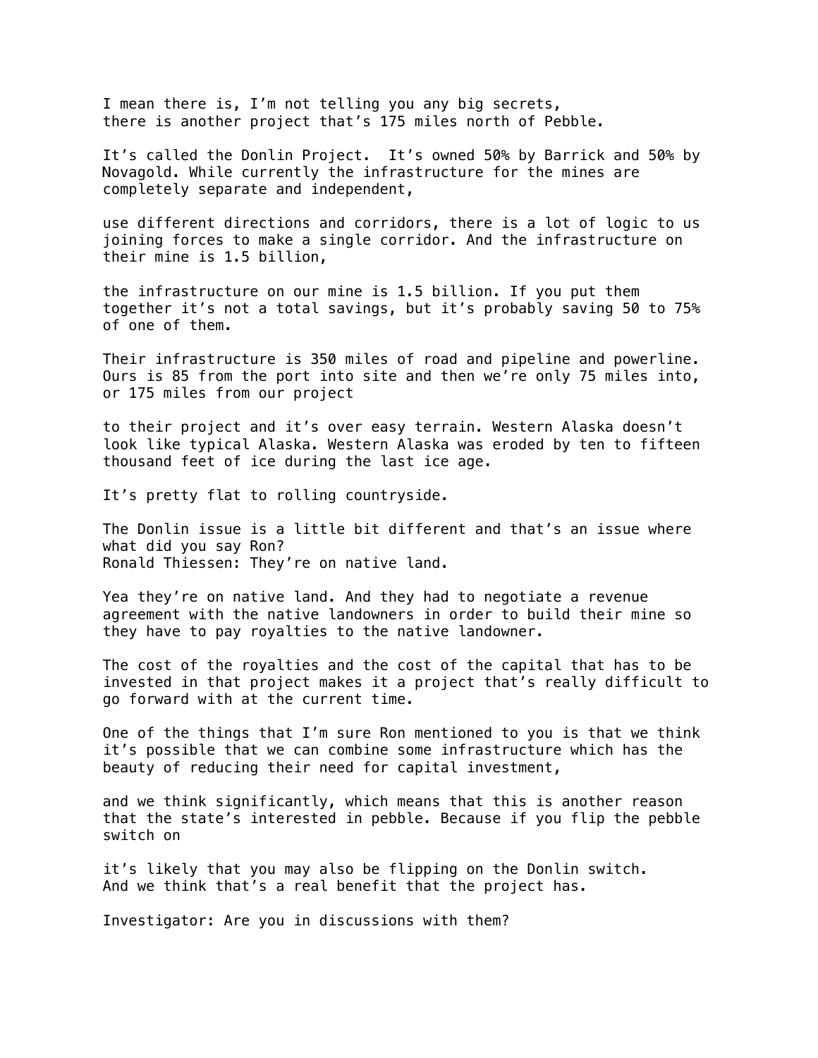I mean there is, I'm not telling you any big secrets, there is another project that's 175 miles north of Pebble.

It's called the Donlin Project. It's owned 50% by Barrick and 50% by Novagold. While currently the infrastructure for the mines are completely separate and independent,

use different directions and corridors, there is a lot of logic to us joining forces to make a single corridor. And the infrastructure on their mine is 1.5 billion,

the infrastructure on our mine is 1.5 billion. If you put them together it's not a total savings, but it's probably saving 50 to 75% of one of them.

Their infrastructure is 350 miles of road and pipeline and powerline. Ours is 85 from the port into site and then we're only 75 miles into, or 175 miles from our project

to their project and it's over easy terrain. Western Alaska doesn't look like typical Alaska. Western Alaska was eroded by ten to fifteen thousand feet of ice during the last ice age.

It's pretty flat to rolling countryside.

The Donlin issue is a little bit different and that's an issue where what did you say Ron?
Ronald Thiessen: They're on native land.

Yea they're on native land. And they had to negotiate a revenue agreement with the native landowners in order to build their mine so they have to pay royalties to the native landowner.

The cost of the royalties and the cost of the capital that has to be invested in that project makes it a project that's really difficult to go forward with at the current time.

One of the things that I'm sure Ron mentioned to you is that we think it's possible that we can combine some infrastructure which has the beauty of reducing their need for capital investment,

and we think significantly, which means that this is another reason that the state's interested in pebble. Because if you flip the pebble switch on

it's likely that you may also be flipping on the Donlin switch. And we think that's a real benefit that the project has.

Investigator: Are you in discussions with them?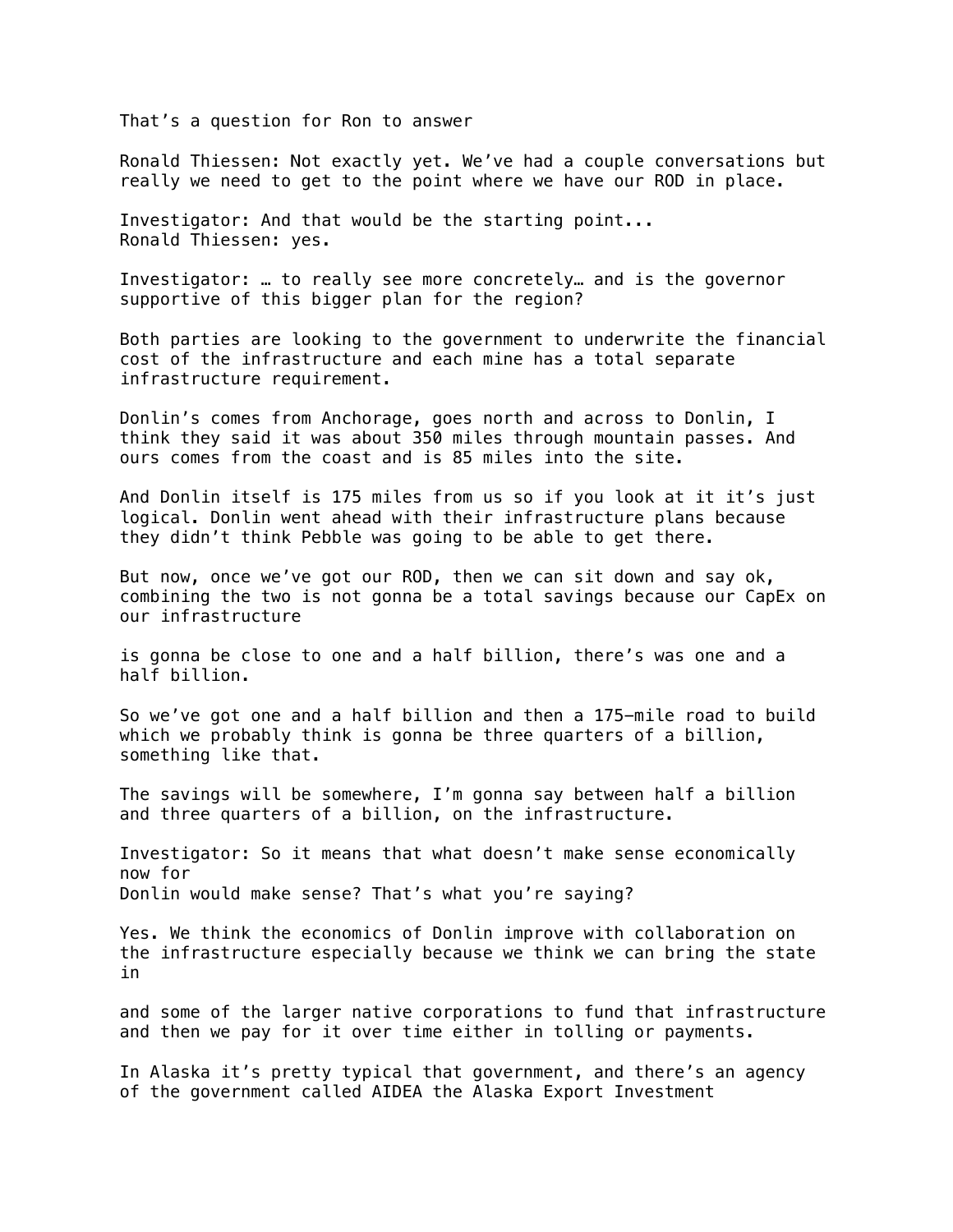That’s a question for Ron to answer

Ronald Thiessen: Not exactly yet. We’ve had a couple conversations but really we need to get to the point where we have our ROD in place.

Investigator: And that would be the starting point...
Ronald Thiessen: yes.

Investigator: … to really see more concretely… and is the governor supportive of this bigger plan for the region?

Both parties are looking to the government to underwrite the financial cost of the infrastructure and each mine has a total separate infrastructure requirement.

Donlin’s comes from Anchorage, goes north and across to Donlin, I think they said it was about 350 miles through mountain passes. And ours comes from the coast and is 85 miles into the site.

And Donlin itself is 175 miles from us so if you look at it it’s just logical. Donlin went ahead with their infrastructure plans because they didn’t think Pebble was going to be able to get there.

But now, once we’ve got our ROD, then we can sit down and say ok, combining the two is not gonna be a total savings because our CapEx on our infrastructure

is gonna be close to one and a half billion, there’s was one and a half billion.

So we’ve got one and a half billion and then a 175-mile road to build which we probably think is gonna be three quarters of a billion, something like that.

The savings will be somewhere, I’m gonna say between half a billion and three quarters of a billion, on the infrastructure.

Investigator: So it means that what doesn’t make sense economically now for
Donlin would make sense? That’s what you’re saying?

Yes. We think the economics of Donlin improve with collaboration on the infrastructure especially because we think we can bring the state in

and some of the larger native corporations to fund that infrastructure and then we pay for it over time either in tolling or payments.

In Alaska it’s pretty typical that government, and there’s an agency of the government called AIDEA the Alaska Export Investment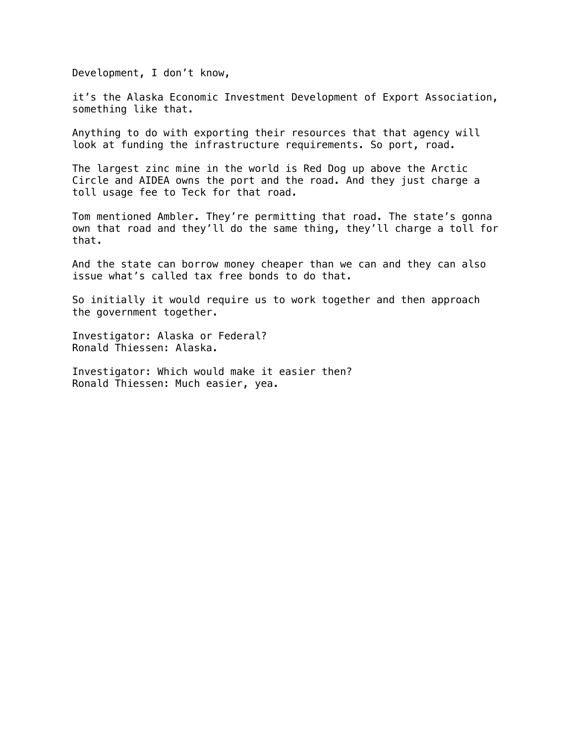Development, I don’t know,

it’s the Alaska Economic Investment Development of Export Association, something like that.

Anything to do with exporting their resources that that agency will look at funding the infrastructure requirements. So port, road.

The largest zinc mine in the world is Red Dog up above the Arctic Circle and AIDEA owns the port and the road. And they just charge a toll usage fee to Teck for that road.

Tom mentioned Ambler. They’re permitting that road. The state’s gonna own that road and they’ll do the same thing, they’ll charge a toll for that.

And the state can borrow money cheaper than we can and they can also issue what’s called tax free bonds to do that.

So initially it would require us to work together and then approach the government together.

Investigator: Alaska or Federal?
Ronald Thiessen: Alaska.

Investigator: Which would make it easier then?
Ronald Thiessen: Much easier, yea.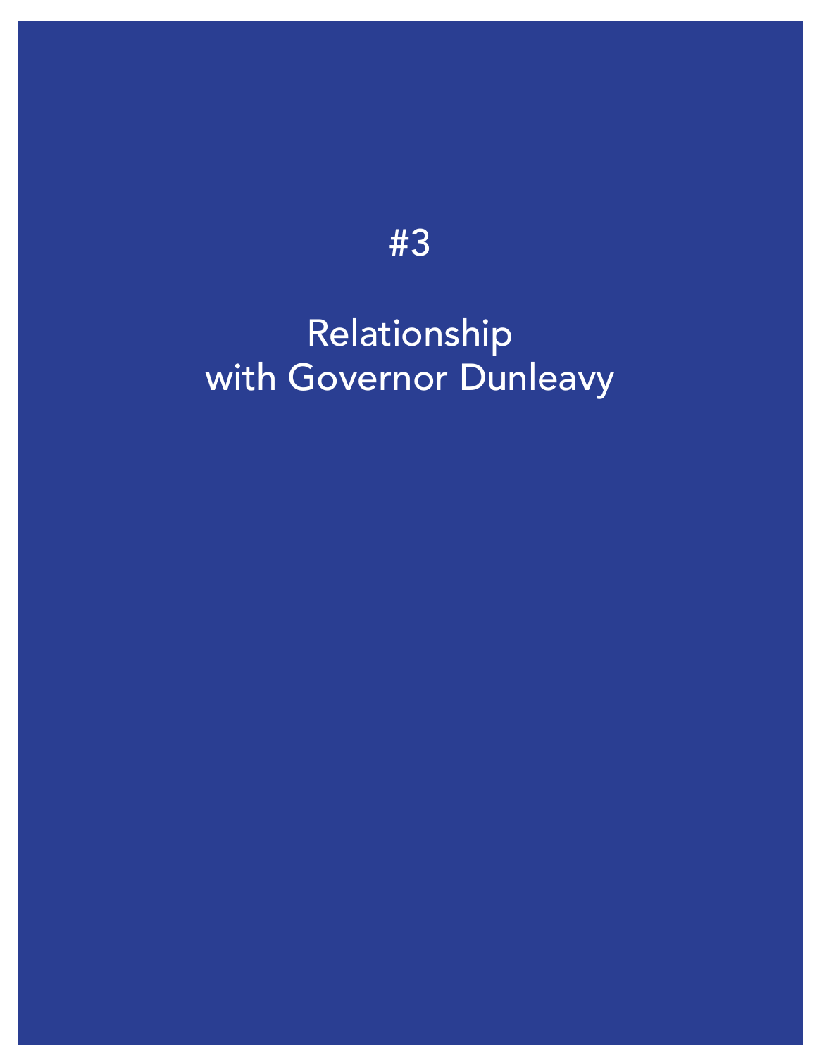# #3

# Relationship with Governor Dunleavy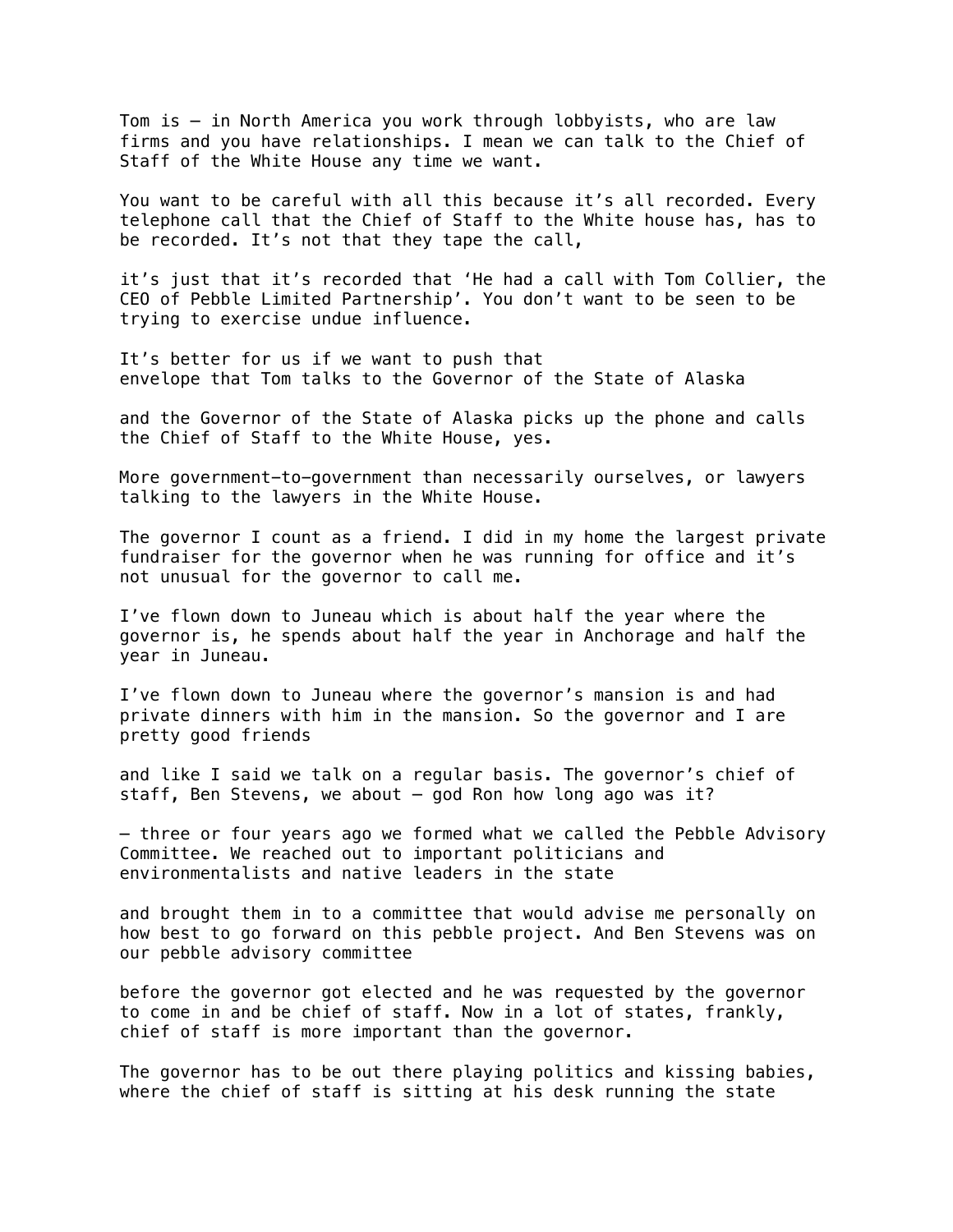Tom is – in North America you work through lobbyists, who are law firms and you have relationships. I mean we can talk to the Chief of Staff of the White House any time we want.

You want to be careful with all this because it's all recorded. Every telephone call that the Chief of Staff to the White house has, has to be recorded. It's not that they tape the call,

it's just that it's recorded that 'He had a call with Tom Collier, the CEO of Pebble Limited Partnership'. You don't want to be seen to be trying to exercise undue influence.

It's better for us if we want to push that envelope that Tom talks to the Governor of the State of Alaska

and the Governor of the State of Alaska picks up the phone and calls the Chief of Staff to the White House, yes.

More government–to–government than necessarily ourselves, or lawyers talking to the lawyers in the White House.

The governor I count as a friend. I did in my home the largest private fundraiser for the governor when he was running for office and it's not unusual for the governor to call me.

I've flown down to Juneau which is about half the year where the governor is, he spends about half the year in Anchorage and half the year in Juneau.

I've flown down to Juneau where the governor's mansion is and had private dinners with him in the mansion. So the governor and I are pretty good friends

and like I said we talk on a regular basis. The governor's chief of staff, Ben Stevens, we about – god Ron how long ago was it?

– three or four years ago we formed what we called the Pebble Advisory Committee. We reached out to important politicians and environmentalists and native leaders in the state

and brought them in to a committee that would advise me personally on how best to go forward on this pebble project. And Ben Stevens was on our pebble advisory committee

before the governor got elected and he was requested by the governor to come in and be chief of staff. Now in a lot of states, frankly, chief of staff is more important than the governor.

The governor has to be out there playing politics and kissing babies, where the chief of staff is sitting at his desk running the state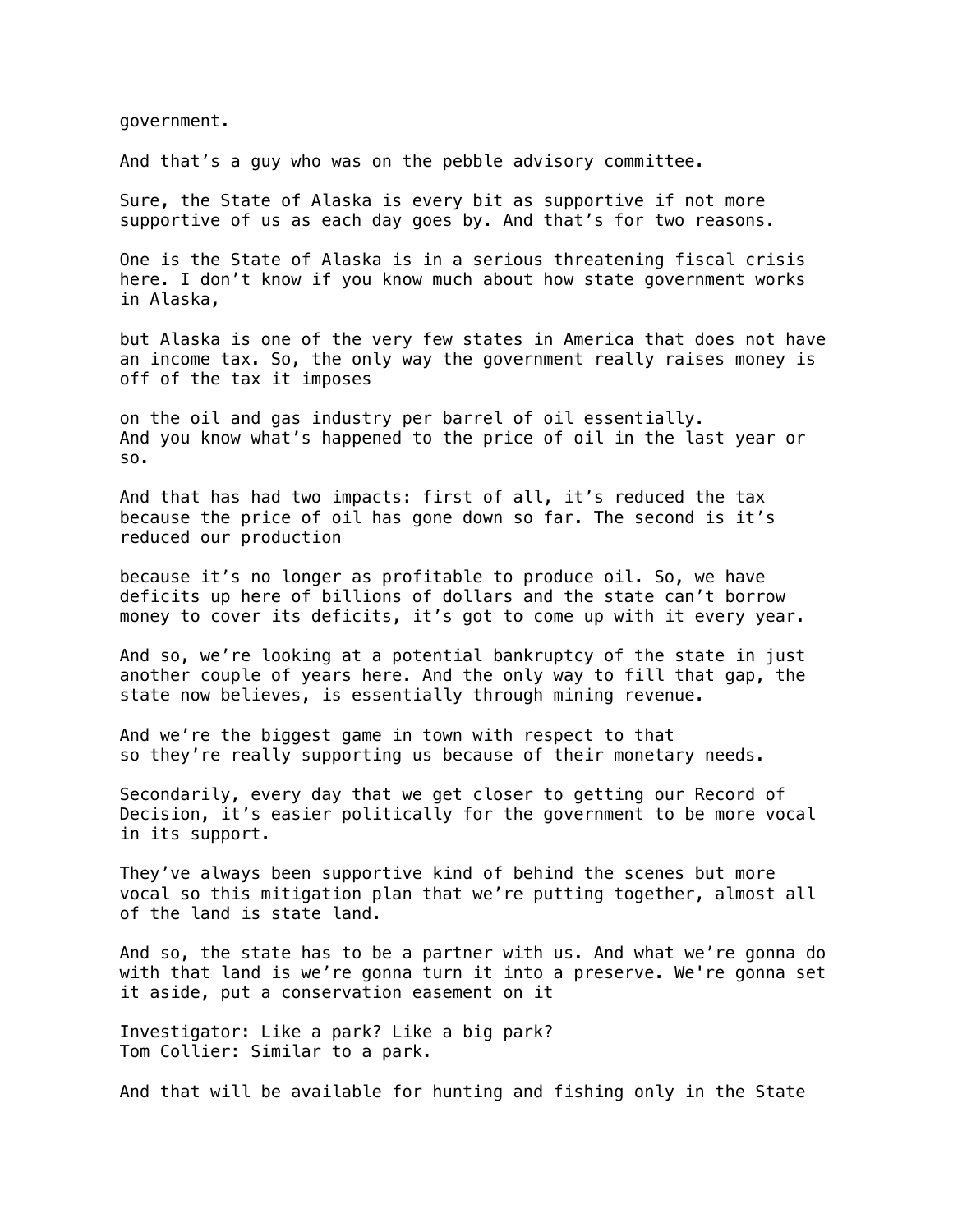government.

And that's a guy who was on the pebble advisory committee.

Sure, the State of Alaska is every bit as supportive if not more supportive of us as each day goes by. And that's for two reasons.

One is the State of Alaska is in a serious threatening fiscal crisis here. I don't know if you know much about how state government works in Alaska,

but Alaska is one of the very few states in America that does not have an income tax. So, the only way the government really raises money is off of the tax it imposes

on the oil and gas industry per barrel of oil essentially. And you know what's happened to the price of oil in the last year or so.

And that has had two impacts: first of all, it's reduced the tax because the price of oil has gone down so far. The second is it's reduced our production

because it's no longer as profitable to produce oil. So, we have deficits up here of billions of dollars and the state can't borrow money to cover its deficits, it's got to come up with it every year.

And so, we're looking at a potential bankruptcy of the state in just another couple of years here. And the only way to fill that gap, the state now believes, is essentially through mining revenue.

And we're the biggest game in town with respect to that so they're really supporting us because of their monetary needs.

Secondarily, every day that we get closer to getting our Record of Decision, it's easier politically for the government to be more vocal in its support.

They've always been supportive kind of behind the scenes but more vocal so this mitigation plan that we're putting together, almost all of the land is state land.

And so, the state has to be a partner with us. And what we're gonna do with that land is we're gonna turn it into a preserve. We're gonna set it aside, put a conservation easement on it

Investigator: Like a park? Like a big park?
Tom Collier: Similar to a park.

And that will be available for hunting and fishing only in the State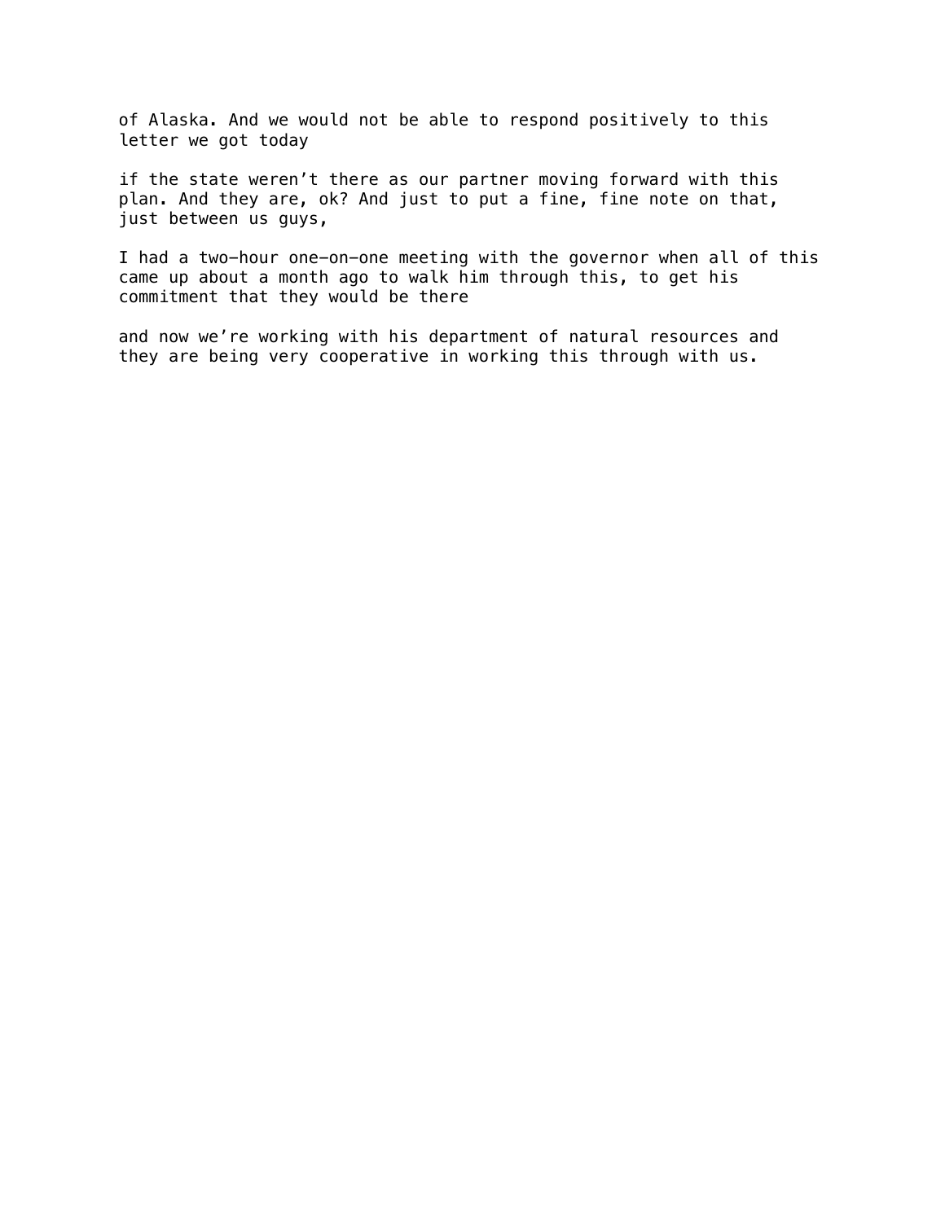of Alaska. And we would not be able to respond positively to this letter we got today

if the state weren't there as our partner moving forward with this plan. And they are, ok? And just to put a fine, fine note on that, just between us guys,

I had a two-hour one-on-one meeting with the governor when all of this came up about a month ago to walk him through this, to get his commitment that they would be there

and now we're working with his department of natural resources and they are being very cooperative in working this through with us.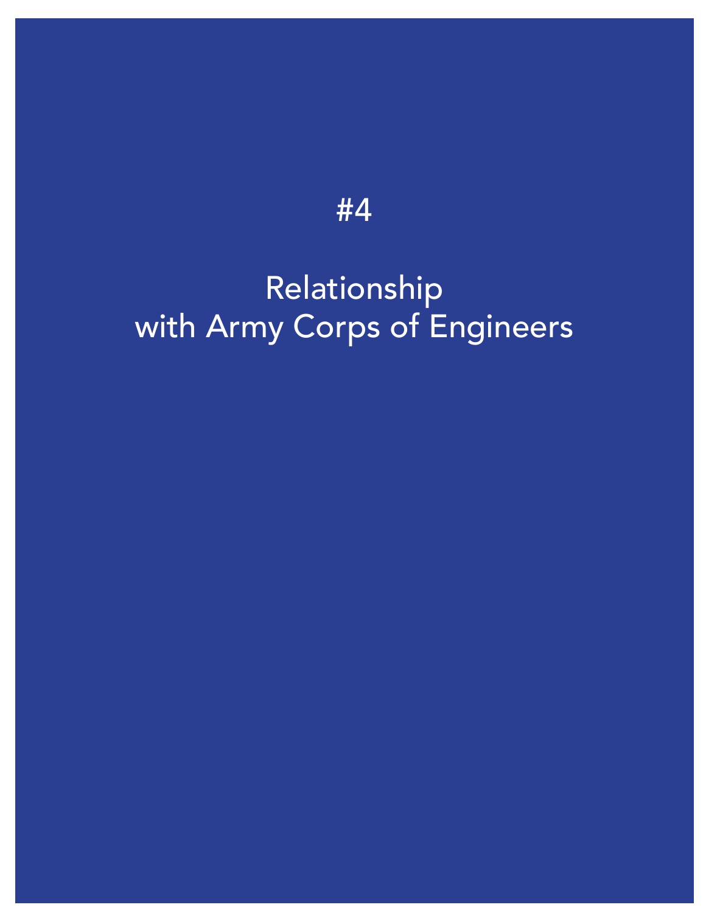# #4

# Relationship with Army Corps of Engineers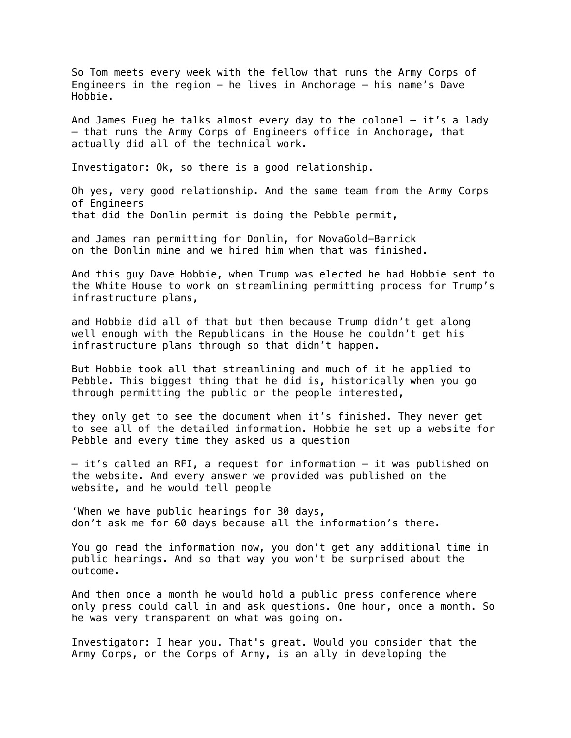So Tom meets every week with the fellow that runs the Army Corps of Engineers in the region – he lives in Anchorage – his name's Dave Hobbie.

And James Fueg he talks almost every day to the colonel – it's a lady – that runs the Army Corps of Engineers office in Anchorage, that actually did all of the technical work.

Investigator: Ok, so there is a good relationship.

Oh yes, very good relationship. And the same team from the Army Corps of Engineers
that did the Donlin permit is doing the Pebble permit,

and James ran permitting for Donlin, for NovaGold–Barrick
on the Donlin mine and we hired him when that was finished.

And this guy Dave Hobbie, when Trump was elected he had Hobbie sent to the White House to work on streamlining permitting process for Trump's infrastructure plans,

and Hobbie did all of that but then because Trump didn't get along well enough with the Republicans in the House he couldn't get his infrastructure plans through so that didn't happen.

But Hobbie took all that streamlining and much of it he applied to Pebble. This biggest thing that he did is, historically when you go through permitting the public or the people interested,

they only get to see the document when it's finished. They never get to see all of the detailed information. Hobbie he set up a website for Pebble and every time they asked us a question

– it's called an RFI, a request for information – it was published on the website. And every answer we provided was published on the website, and he would tell people

'When we have public hearings for 30 days,
don't ask me for 60 days because all the information's there.

You go read the information now, you don't get any additional time in public hearings. And so that way you won't be surprised about the outcome.

And then once a month he would hold a public press conference where only press could call in and ask questions. One hour, once a month. So he was very transparent on what was going on.

Investigator: I hear you. That's great. Would you consider that the Army Corps, or the Corps of Army, is an ally in developing the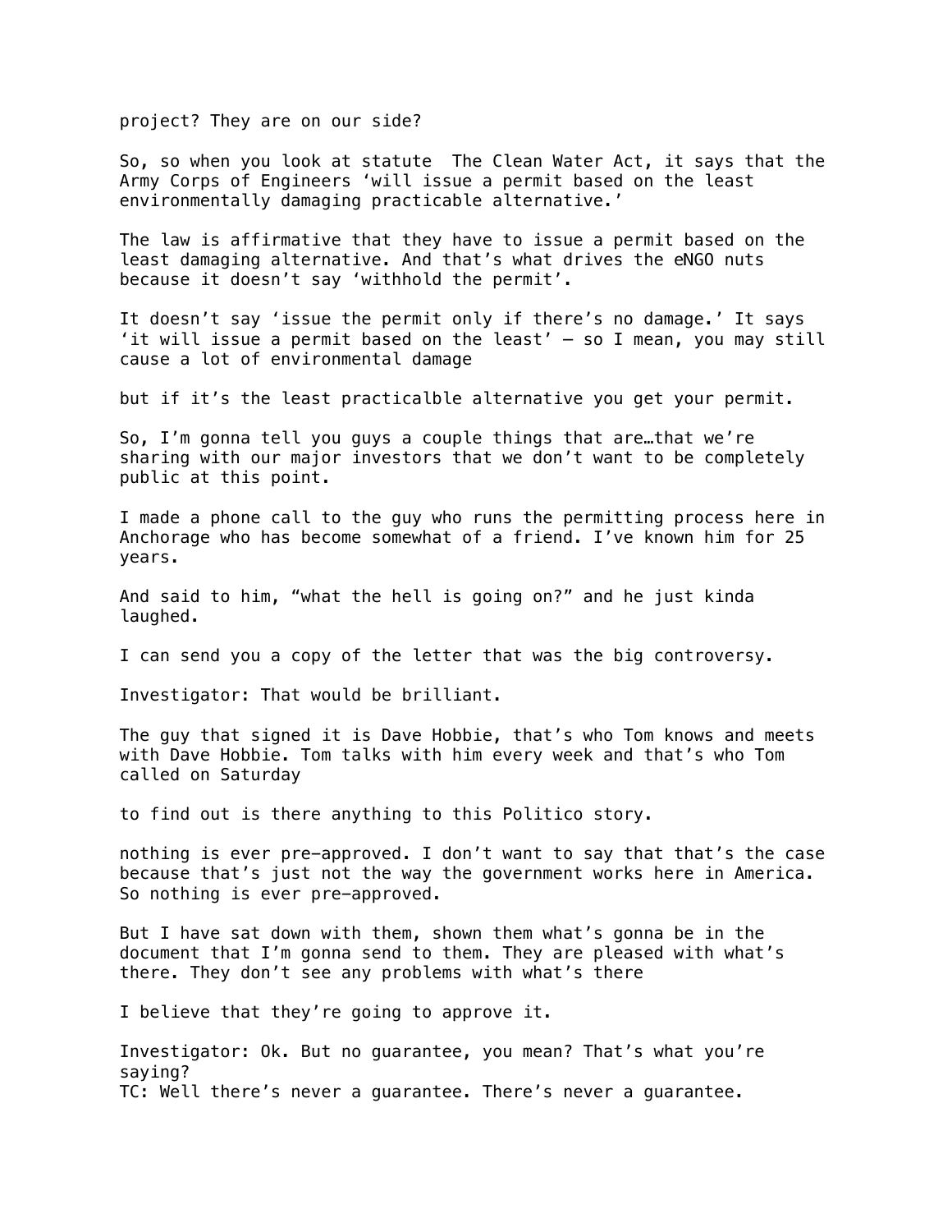project? They are on our side?

So, so when you look at statute  The Clean Water Act, it says that the Army Corps of Engineers 'will issue a permit based on the least environmentally damaging practicable alternative.'

The law is affirmative that they have to issue a permit based on the least damaging alternative. And that's what drives the eNGO nuts because it doesn't say 'withhold the permit'.

It doesn't say 'issue the permit only if there's no damage.' It says 'it will issue a permit based on the least' – so I mean, you may still cause a lot of environmental damage

but if it's the least practicalble alternative you get your permit.

So, I'm gonna tell you guys a couple things that are…that we're sharing with our major investors that we don't want to be completely public at this point.

I made a phone call to the guy who runs the permitting process here in Anchorage who has become somewhat of a friend. I've known him for 25 years.

And said to him, "what the hell is going on?" and he just kinda laughed.

I can send you a copy of the letter that was the big controversy.

Investigator: That would be brilliant.

The guy that signed it is Dave Hobbie, that's who Tom knows and meets with Dave Hobbie. Tom talks with him every week and that's who Tom called on Saturday

to find out is there anything to this Politico story.

nothing is ever pre-approved. I don't want to say that that's the case because that's just not the way the government works here in America. So nothing is ever pre-approved.

But I have sat down with them, shown them what's gonna be in the document that I'm gonna send to them. They are pleased with what's there. They don't see any problems with what's there

I believe that they're going to approve it.

Investigator: Ok. But no guarantee, you mean? That's what you're saying?
TC: Well there's never a guarantee. There's never a guarantee.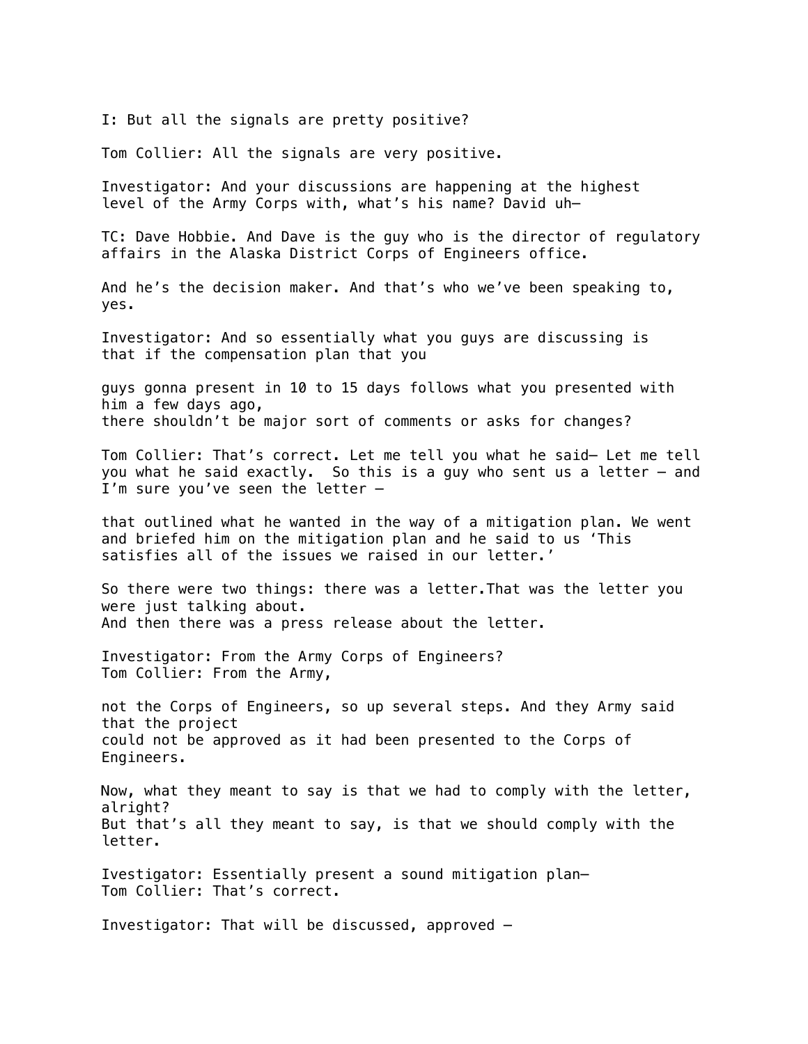I: But all the signals are pretty positive?

Tom Collier: All the signals are very positive.

Investigator: And your discussions are happening at the highest level of the Army Corps with, what's his name? David uh—

TC: Dave Hobbie. And Dave is the guy who is the director of regulatory affairs in the Alaska District Corps of Engineers office.

And he's the decision maker. And that's who we've been speaking to, yes.

Investigator: And so essentially what you guys are discussing is that if the compensation plan that you

guys gonna present in 10 to 15 days follows what you presented with him a few days ago,
there shouldn't be major sort of comments or asks for changes?

Tom Collier: That's correct. Let me tell you what he said— Let me tell you what he said exactly. So this is a guy who sent us a letter — and I'm sure you've seen the letter —

that outlined what he wanted in the way of a mitigation plan. We went and briefed him on the mitigation plan and he said to us 'This satisfies all of the issues we raised in our letter.'

So there were two things: there was a letter.That was the letter you were just talking about.
And then there was a press release about the letter.

Investigator: From the Army Corps of Engineers?
Tom Collier: From the Army,

not the Corps of Engineers, so up several steps. And they Army said that the project
could not be approved as it had been presented to the Corps of Engineers.

Now, what they meant to say is that we had to comply with the letter, alright?
But that's all they meant to say, is that we should comply with the letter.

Ivestigator: Essentially present a sound mitigation plan—
Tom Collier: That's correct.

Investigator: That will be discussed, approved —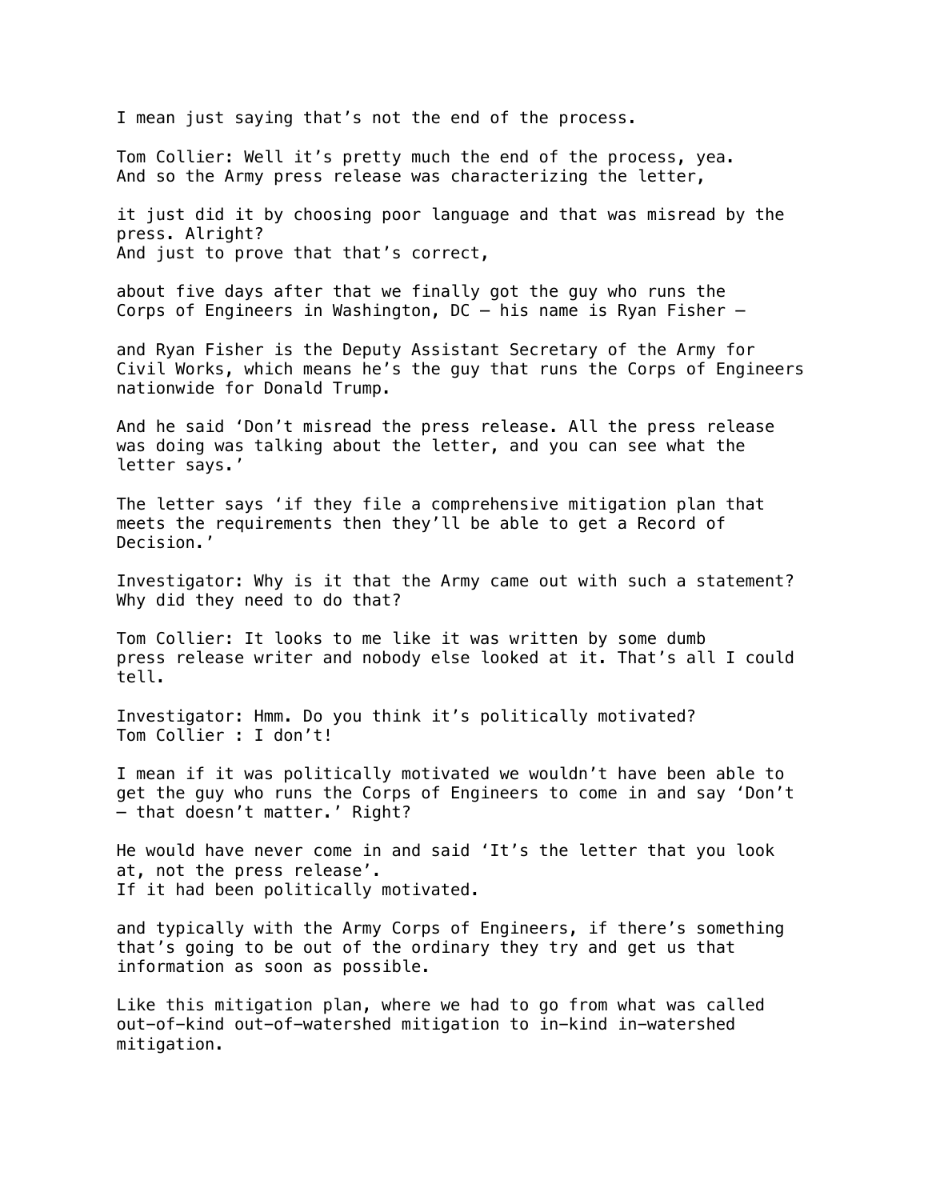I mean just saying that's not the end of the process.

Tom Collier: Well it's pretty much the end of the process, yea. And so the Army press release was characterizing the letter,

it just did it by choosing poor language and that was misread by the press. Alright?
And just to prove that that's correct,

about five days after that we finally got the guy who runs the Corps of Engineers in Washington, DC – his name is Ryan Fisher –

and Ryan Fisher is the Deputy Assistant Secretary of the Army for Civil Works, which means he's the guy that runs the Corps of Engineers nationwide for Donald Trump.

And he said 'Don't misread the press release. All the press release was doing was talking about the letter, and you can see what the letter says.'

The letter says 'if they file a comprehensive mitigation plan that meets the requirements then they'll be able to get a Record of Decision.'

Investigator: Why is it that the Army came out with such a statement? Why did they need to do that?

Tom Collier: It looks to me like it was written by some dumb press release writer and nobody else looked at it. That's all I could tell.

Investigator: Hmm. Do you think it's politically motivated?
Tom Collier : I don't!

I mean if it was politically motivated we wouldn't have been able to get the guy who runs the Corps of Engineers to come in and say 'Don't – that doesn't matter.' Right?

He would have never come in and said 'It's the letter that you look at, not the press release'.
If it had been politically motivated.

and typically with the Army Corps of Engineers, if there's something that's going to be out of the ordinary they try and get us that information as soon as possible.

Like this mitigation plan, where we had to go from what was called out-of-kind out-of-watershed mitigation to in-kind in-watershed mitigation.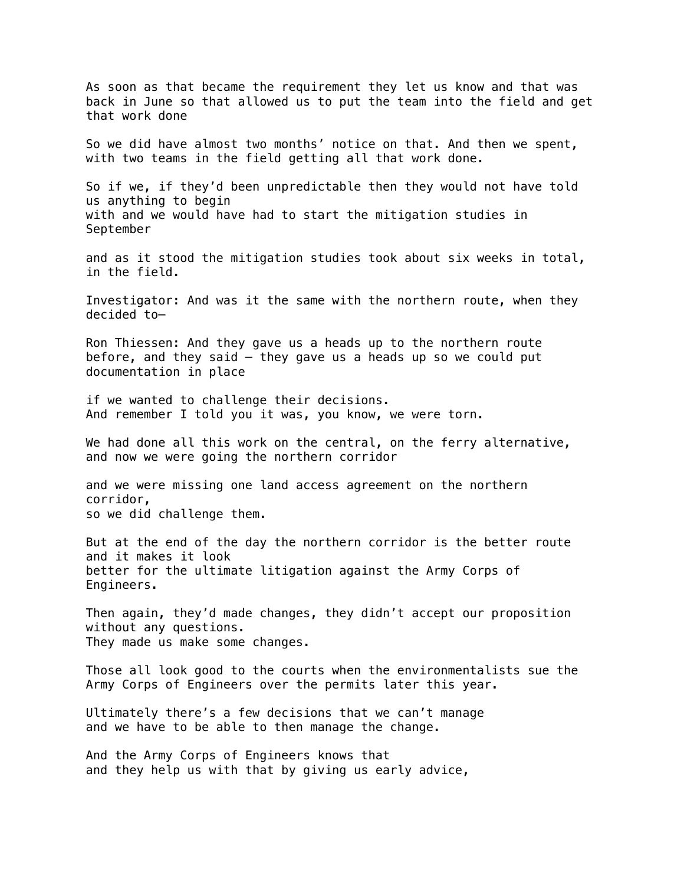As soon as that became the requirement they let us know and that was back in June so that allowed us to put the team into the field and get that work done

So we did have almost two months' notice on that. And then we spent, with two teams in the field getting all that work done.

So if we, if they'd been unpredictable then they would not have told us anything to begin
with and we would have had to start the mitigation studies in September

and as it stood the mitigation studies took about six weeks in total, in the field.

Investigator: And was it the same with the northern route, when they decided to—

Ron Thiessen: And they gave us a heads up to the northern route before, and they said – they gave us a heads up so we could put documentation in place

if we wanted to challenge their decisions.
And remember I told you it was, you know, we were torn.

We had done all this work on the central, on the ferry alternative, and now we were going the northern corridor

and we were missing one land access agreement on the northern corridor,
so we did challenge them.

But at the end of the day the northern corridor is the better route and it makes it look
better for the ultimate litigation against the Army Corps of Engineers.

Then again, they'd made changes, they didn't accept our proposition without any questions.
They made us make some changes.

Those all look good to the courts when the environmentalists sue the Army Corps of Engineers over the permits later this year.

Ultimately there's a few decisions that we can't manage
and we have to be able to then manage the change.

And the Army Corps of Engineers knows that
and they help us with that by giving us early advice,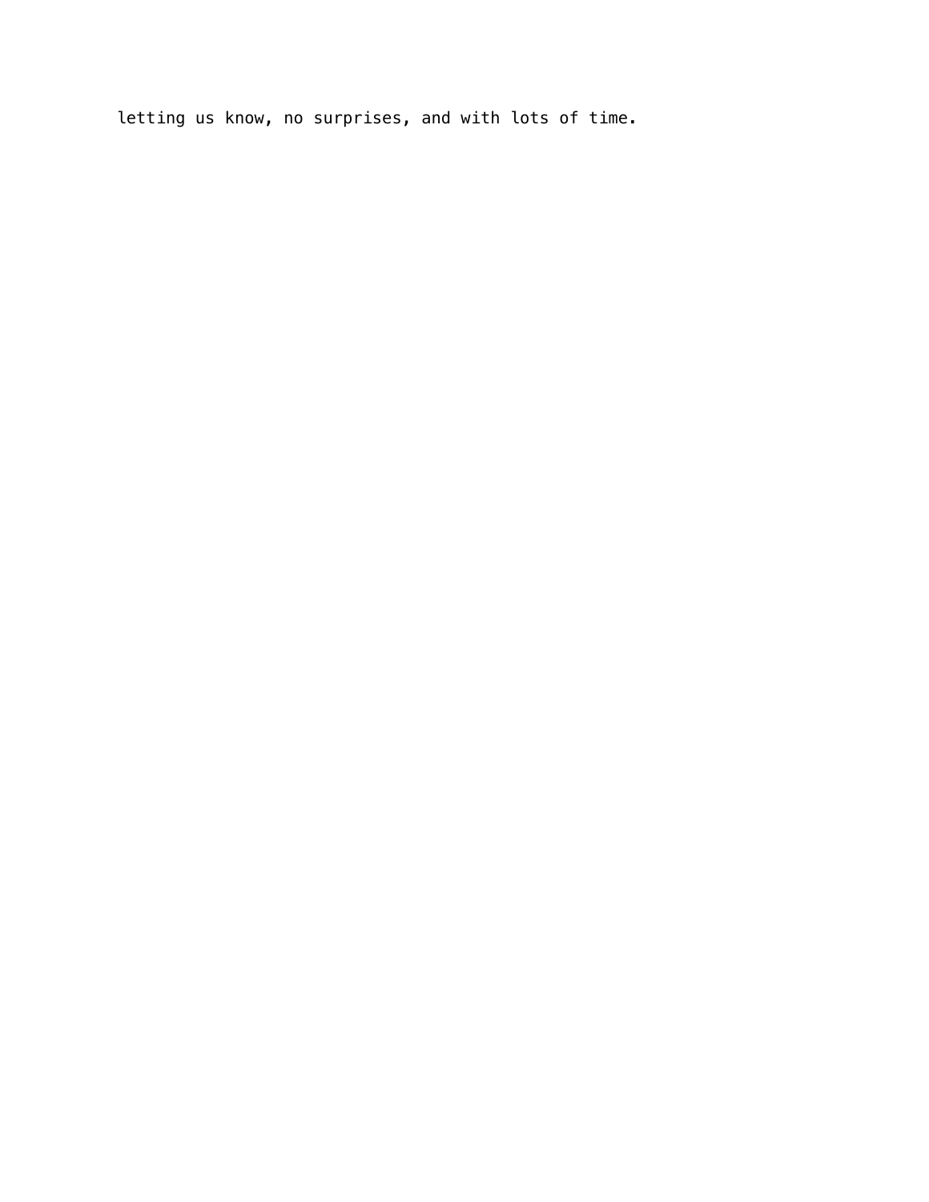letting us know, no surprises, and with lots of time.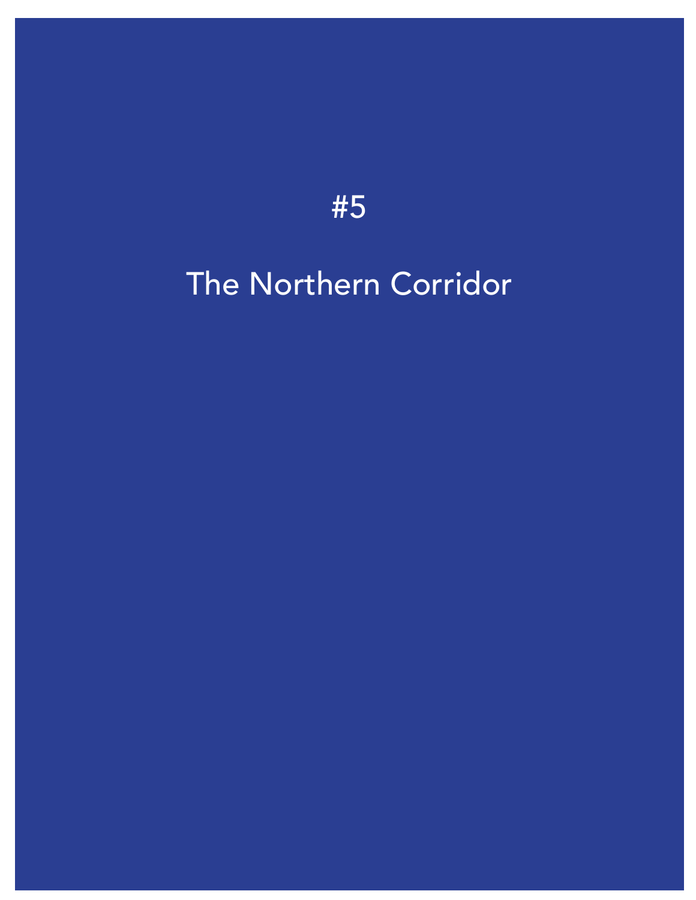#5

# The Northern Corridor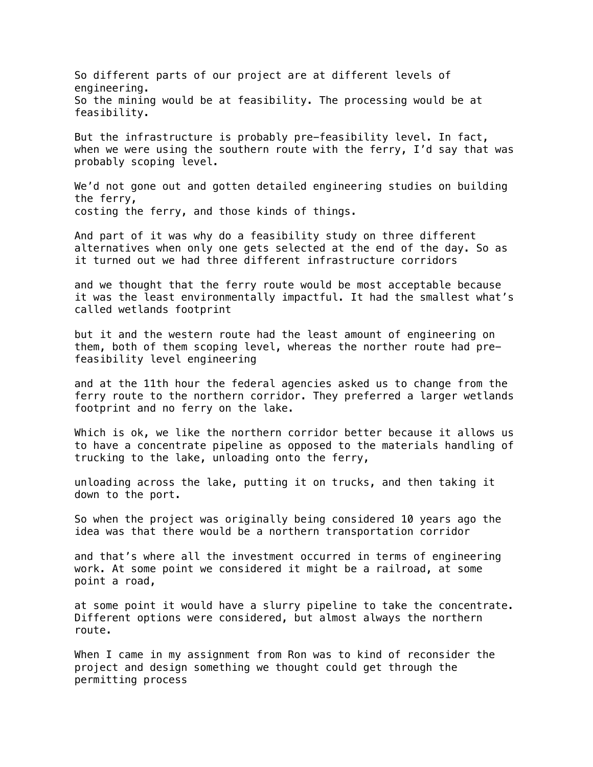So different parts of our project are at different levels of engineering.
So the mining would be at feasibility. The processing would be at feasibility.

But the infrastructure is probably pre-feasibility level. In fact, when we were using the southern route with the ferry, I'd say that was probably scoping level.

We'd not gone out and gotten detailed engineering studies on building the ferry,
costing the ferry, and those kinds of things.

And part of it was why do a feasibility study on three different alternatives when only one gets selected at the end of the day. So as it turned out we had three different infrastructure corridors

and we thought that the ferry route would be most acceptable because it was the least environmentally impactful. It had the smallest what's called wetlands footprint

but it and the western route had the least amount of engineering on them, both of them scoping level, whereas the norther route had pre-feasibility level engineering

and at the 11th hour the federal agencies asked us to change from the ferry route to the northern corridor. They preferred a larger wetlands footprint and no ferry on the lake.

Which is ok, we like the northern corridor better because it allows us to have a concentrate pipeline as opposed to the materials handling of trucking to the lake, unloading onto the ferry,

unloading across the lake, putting it on trucks, and then taking it down to the port.

So when the project was originally being considered 10 years ago the idea was that there would be a northern transportation corridor

and that's where all the investment occurred in terms of engineering work. At some point we considered it might be a railroad, at some point a road,

at some point it would have a slurry pipeline to take the concentrate. Different options were considered, but almost always the northern route.

When I came in my assignment from Ron was to kind of reconsider the project and design something we thought could get through the permitting process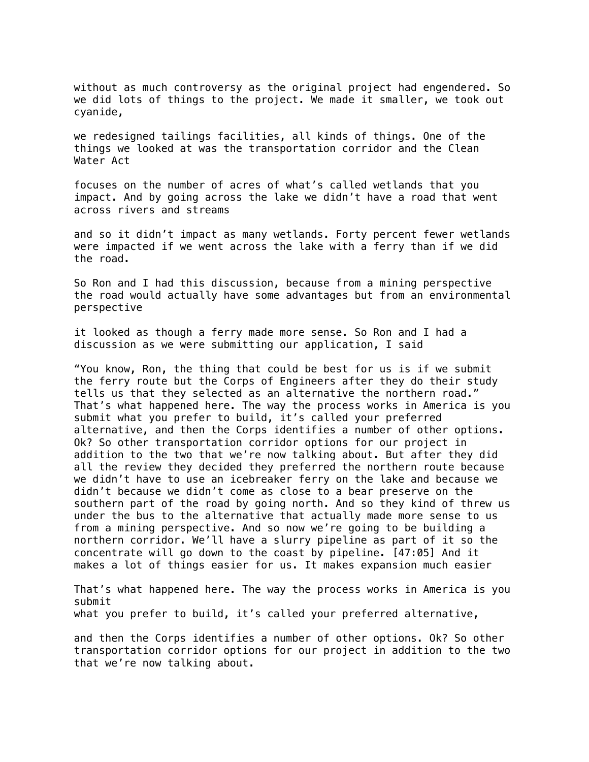without as much controversy as the original project had engendered. So we did lots of things to the project. We made it smaller, we took out cyanide,

we redesigned tailings facilities, all kinds of things. One of the things we looked at was the transportation corridor and the Clean Water Act

focuses on the number of acres of what's called wetlands that you impact. And by going across the lake we didn't have a road that went across rivers and streams

and so it didn't impact as many wetlands. Forty percent fewer wetlands were impacted if we went across the lake with a ferry than if we did the road.

So Ron and I had this discussion, because from a mining perspective the road would actually have some advantages but from an environmental perspective

it looked as though a ferry made more sense. So Ron and I had a discussion as we were submitting our application, I said

"You know, Ron, the thing that could be best for us is if we submit the ferry route but the Corps of Engineers after they do their study tells us that they selected as an alternative the northern road." That's what happened here. The way the process works in America is you submit what you prefer to build, it's called your preferred alternative, and then the Corps identifies a number of other options. Ok? So other transportation corridor options for our project in addition to the two that we're now talking about. But after they did all the review they decided they preferred the northern route because we didn't have to use an icebreaker ferry on the lake and because we didn't because we didn't come as close to a bear preserve on the southern part of the road by going north. And so they kind of threw us under the bus to the alternative that actually made more sense to us from a mining perspective. And so now we're going to be building a northern corridor. We'll have a slurry pipeline as part of it so the concentrate will go down to the coast by pipeline. [47:05] And it makes a lot of things easier for us. It makes expansion much easier

That's what happened here. The way the process works in America is you submit
what you prefer to build, it's called your preferred alternative,

and then the Corps identifies a number of other options. Ok? So other transportation corridor options for our project in addition to the two that we're now talking about.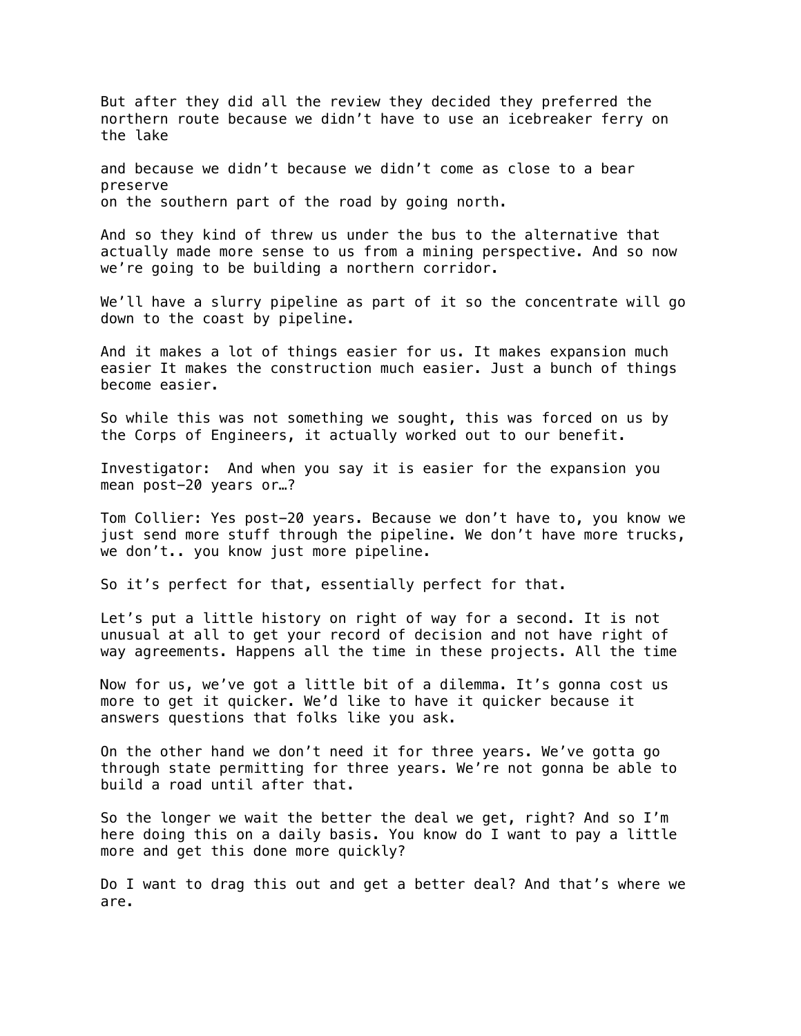But after they did all the review they decided they preferred the northern route because we didn't have to use an icebreaker ferry on the lake

and because we didn't because we didn't come as close to a bear preserve
on the southern part of the road by going north.

And so they kind of threw us under the bus to the alternative that actually made more sense to us from a mining perspective. And so now we're going to be building a northern corridor.

We'll have a slurry pipeline as part of it so the concentrate will go down to the coast by pipeline.

And it makes a lot of things easier for us. It makes expansion much easier It makes the construction much easier. Just a bunch of things become easier.

So while this was not something we sought, this was forced on us by the Corps of Engineers, it actually worked out to our benefit.

Investigator: And when you say it is easier for the expansion you mean post-20 years or…?

Tom Collier: Yes post-20 years. Because we don't have to, you know we just send more stuff through the pipeline. We don't have more trucks, we don't.. you know just more pipeline.

So it's perfect for that, essentially perfect for that.

Let's put a little history on right of way for a second. It is not unusual at all to get your record of decision and not have right of way agreements. Happens all the time in these projects. All the time

Now for us, we've got a little bit of a dilemma. It's gonna cost us more to get it quicker. We'd like to have it quicker because it answers questions that folks like you ask.

On the other hand we don't need it for three years. We've gotta go through state permitting for three years. We're not gonna be able to build a road until after that.

So the longer we wait the better the deal we get, right? And so I'm here doing this on a daily basis. You know do I want to pay a little more and get this done more quickly?

Do I want to drag this out and get a better deal? And that's where we are.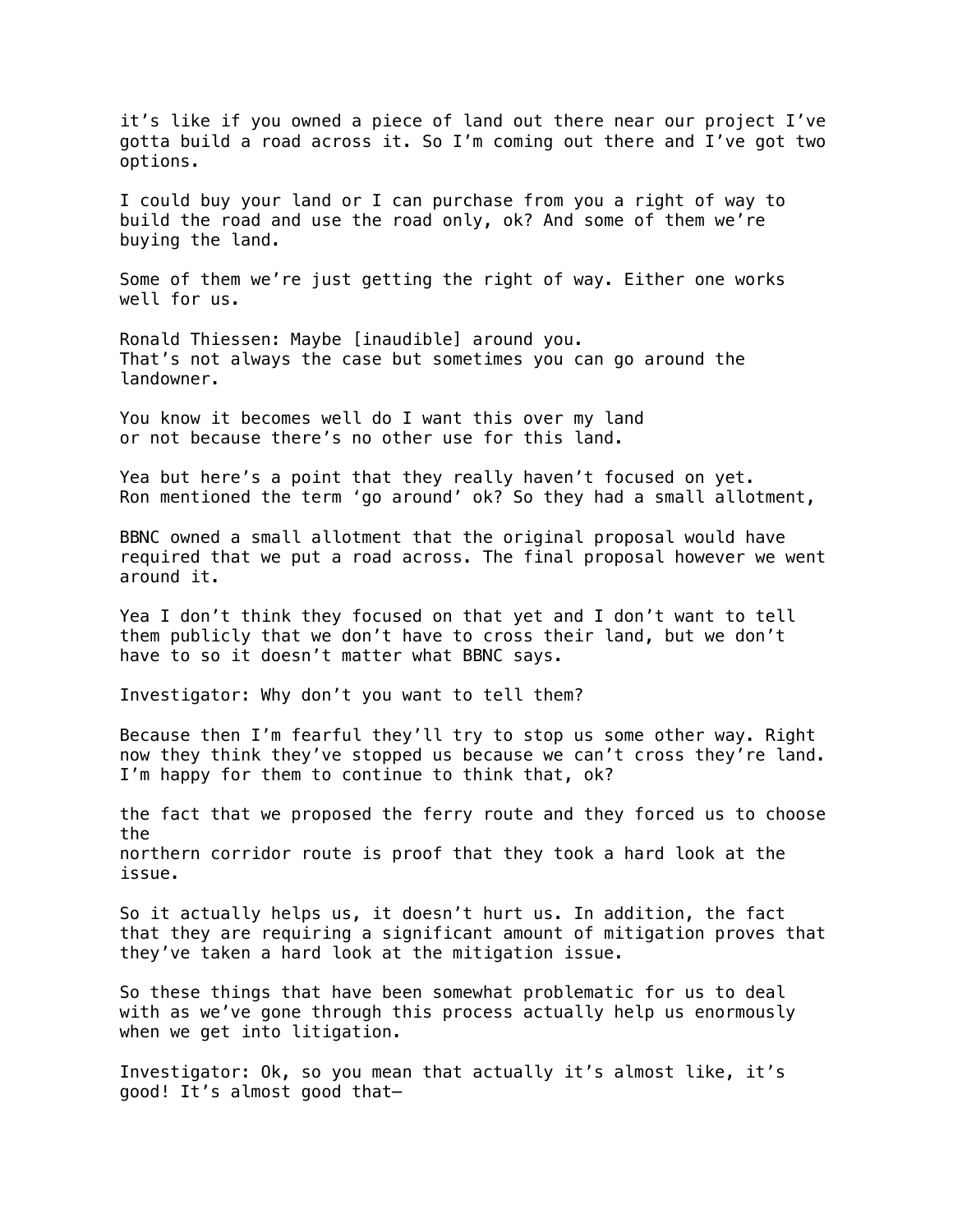it's like if you owned a piece of land out there near our project I've gotta build a road across it. So I'm coming out there and I've got two options.

I could buy your land or I can purchase from you a right of way to build the road and use the road only, ok? And some of them we're buying the land.

Some of them we're just getting the right of way. Either one works well for us.

Ronald Thiessen: Maybe [inaudible] around you.
That's not always the case but sometimes you can go around the landowner.

You know it becomes well do I want this over my land
or not because there's no other use for this land.

Yea but here's a point that they really haven't focused on yet.
Ron mentioned the term 'go around' ok? So they had a small allotment,

BBNC owned a small allotment that the original proposal would have required that we put a road across. The final proposal however we went around it.

Yea I don't think they focused on that yet and I don't want to tell them publicly that we don't have to cross their land, but we don't have to so it doesn't matter what BBNC says.

Investigator: Why don't you want to tell them?

Because then I'm fearful they'll try to stop us some other way. Right now they think they've stopped us because we can't cross they're land. I'm happy for them to continue to think that, ok?

the fact that we proposed the ferry route and they forced us to choose the
northern corridor route is proof that they took a hard look at the issue.

So it actually helps us, it doesn't hurt us. In addition, the fact that they are requiring a significant amount of mitigation proves that they've taken a hard look at the mitigation issue.

So these things that have been somewhat problematic for us to deal with as we've gone through this process actually help us enormously when we get into litigation.

Investigator: Ok, so you mean that actually it's almost like, it's good! It's almost good that—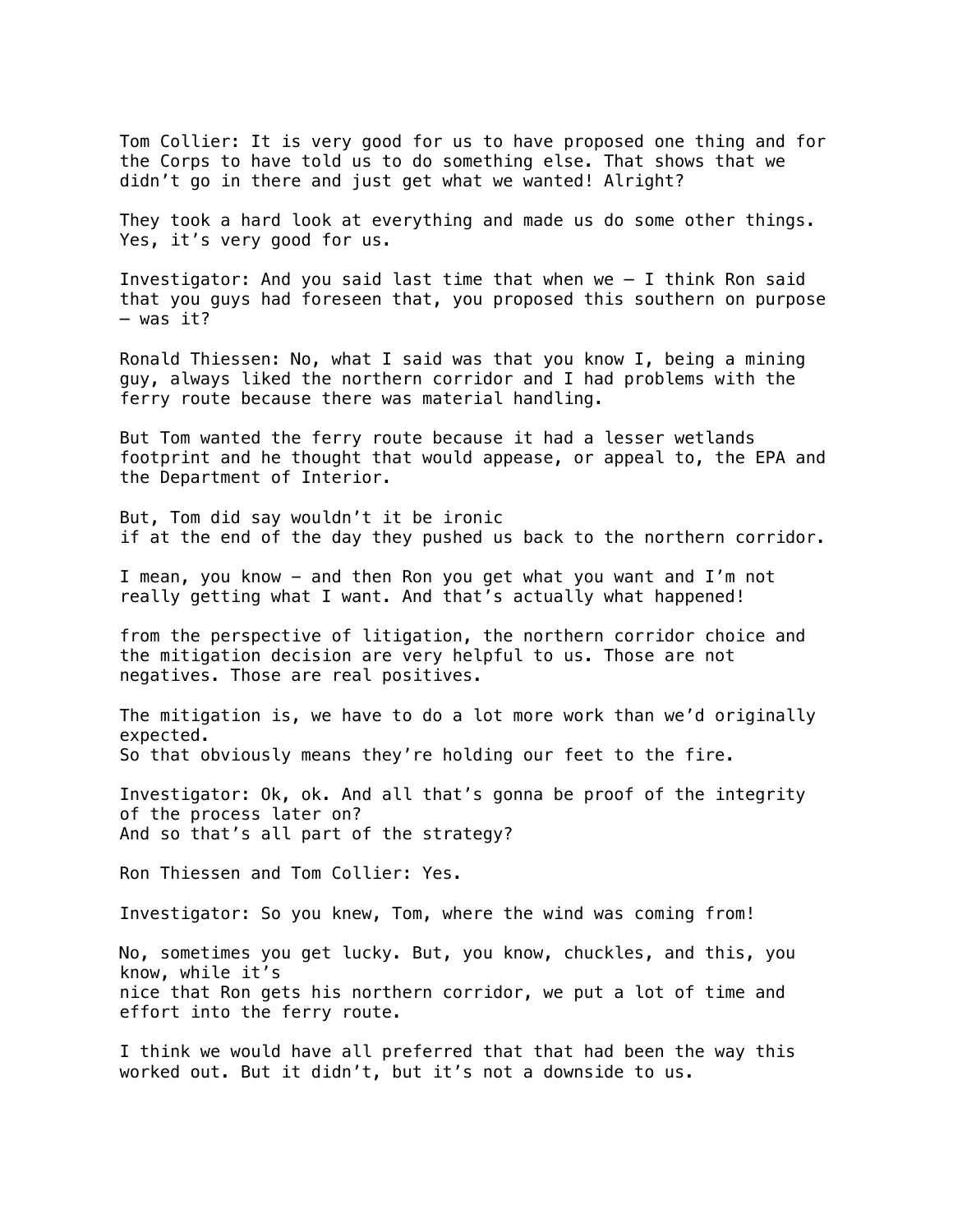Tom Collier: It is very good for us to have proposed one thing and for the Corps to have told us to do something else. That shows that we didn't go in there and just get what we wanted! Alright?

They took a hard look at everything and made us do some other things. Yes, it's very good for us.

Investigator: And you said last time that when we – I think Ron said that you guys had foreseen that, you proposed this southern on purpose – was it?

Ronald Thiessen: No, what I said was that you know I, being a mining guy, always liked the northern corridor and I had problems with the ferry route because there was material handling.

But Tom wanted the ferry route because it had a lesser wetlands footprint and he thought that would appease, or appeal to, the EPA and the Department of Interior.

But, Tom did say wouldn't it be ironic if at the end of the day they pushed us back to the northern corridor.

I mean, you know – and then Ron you get what you want and I'm not really getting what I want. And that's actually what happened!

from the perspective of litigation, the northern corridor choice and the mitigation decision are very helpful to us. Those are not negatives. Those are real positives.

The mitigation is, we have to do a lot more work than we'd originally expected.
So that obviously means they're holding our feet to the fire.

Investigator: Ok, ok. And all that's gonna be proof of the integrity of the process later on?
And so that's all part of the strategy?

Ron Thiessen and Tom Collier: Yes.

Investigator: So you knew, Tom, where the wind was coming from!

No, sometimes you get lucky. But, you know, chuckles, and this, you know, while it's nice that Ron gets his northern corridor, we put a lot of time and effort into the ferry route.

I think we would have all preferred that that had been the way this worked out. But it didn't, but it's not a downside to us.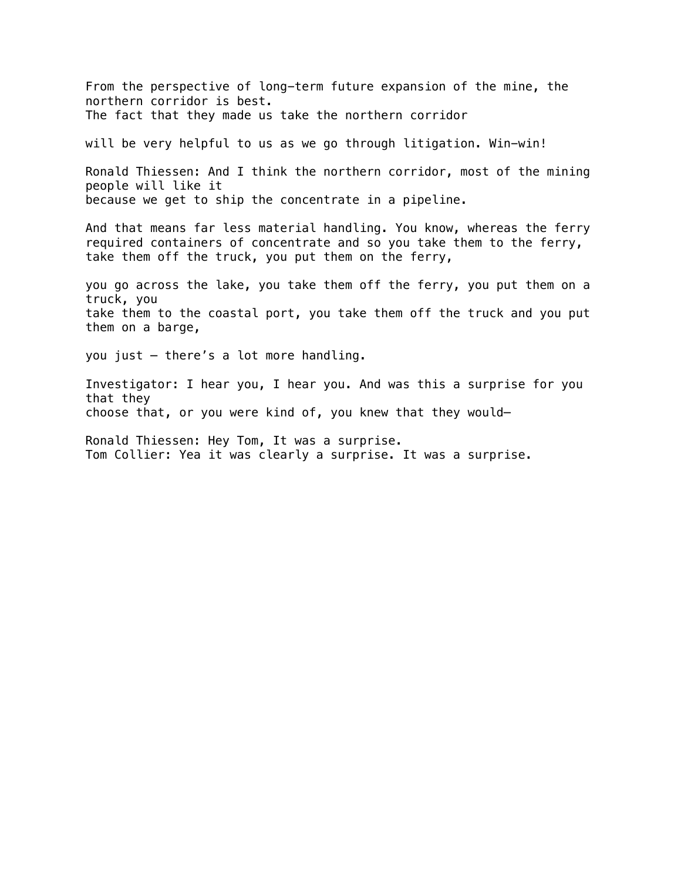From the perspective of long-term future expansion of the mine, the northern corridor is best.
The fact that they made us take the northern corridor

will be very helpful to us as we go through litigation. Win-win!

Ronald Thiessen: And I think the northern corridor, most of the mining people will like it
because we get to ship the concentrate in a pipeline.

And that means far less material handling. You know, whereas the ferry required containers of concentrate and so you take them to the ferry, take them off the truck, you put them on the ferry,

you go across the lake, you take them off the ferry, you put them on a truck, you
take them to the coastal port, you take them off the truck and you put them on a barge,

you just – there's a lot more handling.

Investigator: I hear you, I hear you. And was this a surprise for you that they
choose that, or you were kind of, you knew that they would—

Ronald Thiessen: Hey Tom, It was a surprise.
Tom Collier: Yea it was clearly a surprise. It was a surprise.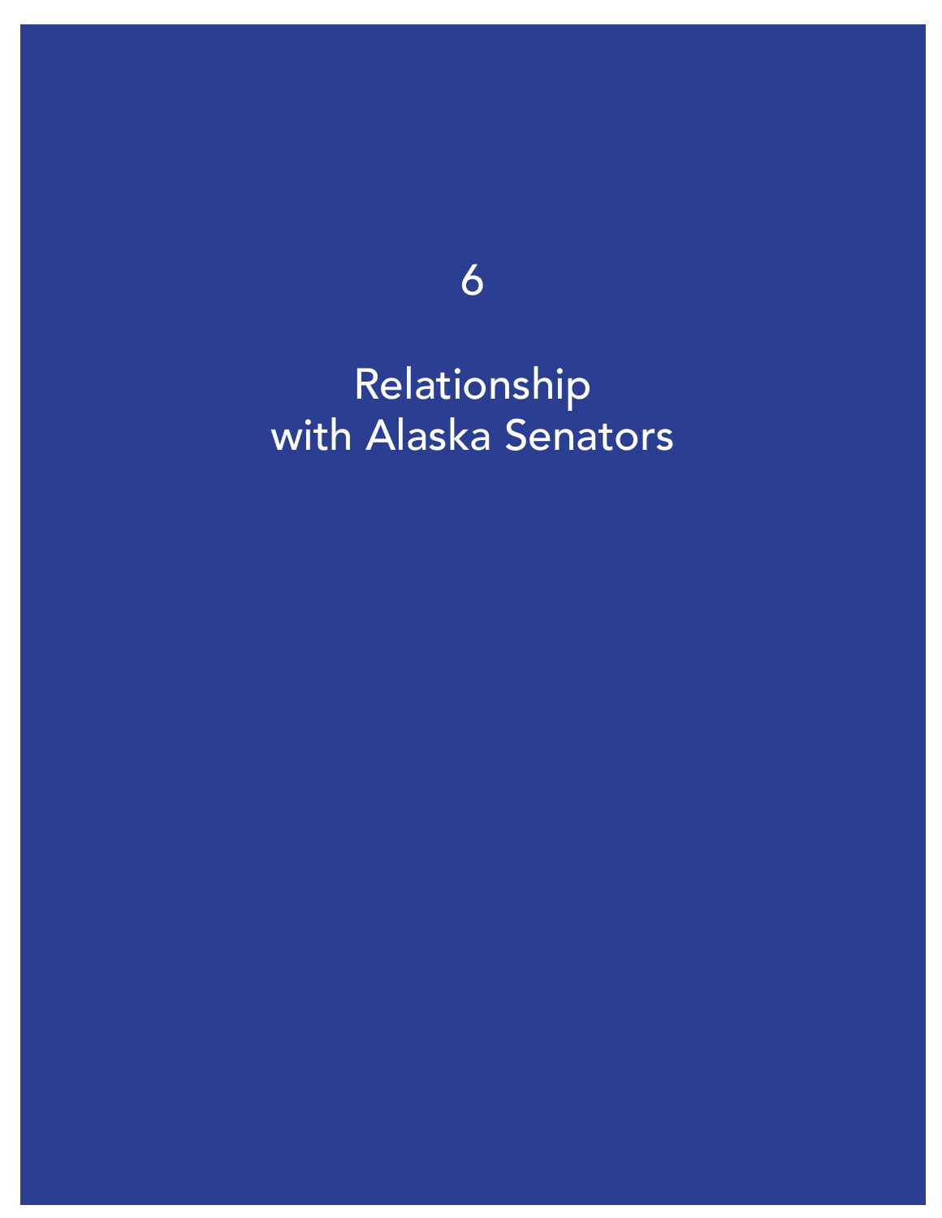# 6

# Relationship with Alaska Senators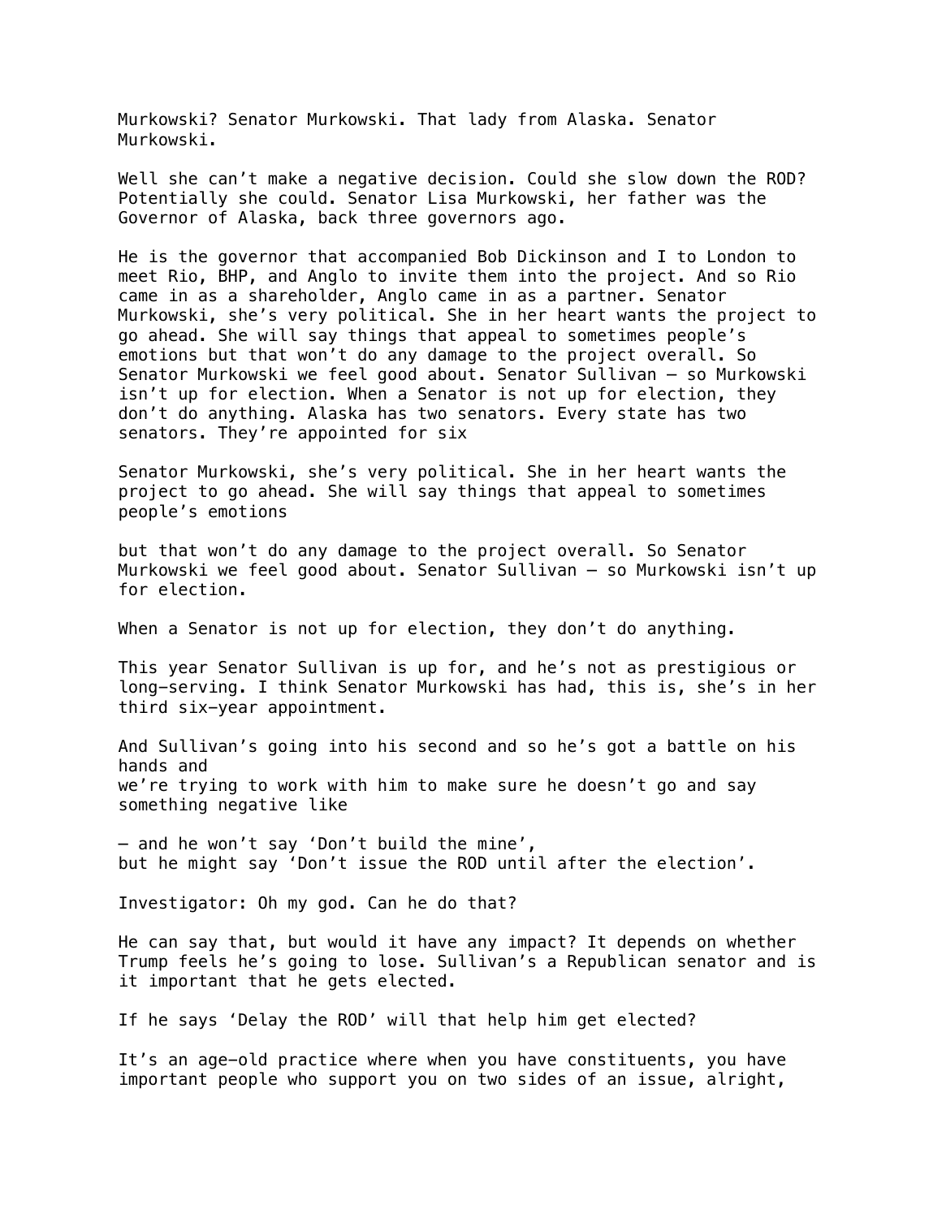Murkowski? Senator Murkowski. That lady from Alaska. Senator Murkowski.

Well she can't make a negative decision. Could she slow down the ROD? Potentially she could. Senator Lisa Murkowski, her father was the Governor of Alaska, back three governors ago.

He is the governor that accompanied Bob Dickinson and I to London to meet Rio, BHP, and Anglo to invite them into the project. And so Rio came in as a shareholder, Anglo came in as a partner. Senator Murkowski, she's very political. She in her heart wants the project to go ahead. She will say things that appeal to sometimes people's emotions but that won't do any damage to the project overall. So Senator Murkowski we feel good about. Senator Sullivan – so Murkowski isn't up for election. When a Senator is not up for election, they don't do anything. Alaska has two senators. Every state has two senators. They're appointed for six

Senator Murkowski, she's very political. She in her heart wants the project to go ahead. She will say things that appeal to sometimes people's emotions

but that won't do any damage to the project overall. So Senator Murkowski we feel good about. Senator Sullivan – so Murkowski isn't up for election.

When a Senator is not up for election, they don't do anything.

This year Senator Sullivan is up for, and he's not as prestigious or long-serving. I think Senator Murkowski has had, this is, she's in her third six-year appointment.

And Sullivan's going into his second and so he's got a battle on his hands and
we're trying to work with him to make sure he doesn't go and say something negative like

– and he won't say 'Don't build the mine',
but he might say 'Don't issue the ROD until after the election'.

Investigator: Oh my god. Can he do that?

He can say that, but would it have any impact? It depends on whether Trump feels he's going to lose. Sullivan's a Republican senator and is it important that he gets elected.

If he says 'Delay the ROD' will that help him get elected?

It's an age-old practice where when you have constituents, you have important people who support you on two sides of an issue, alright,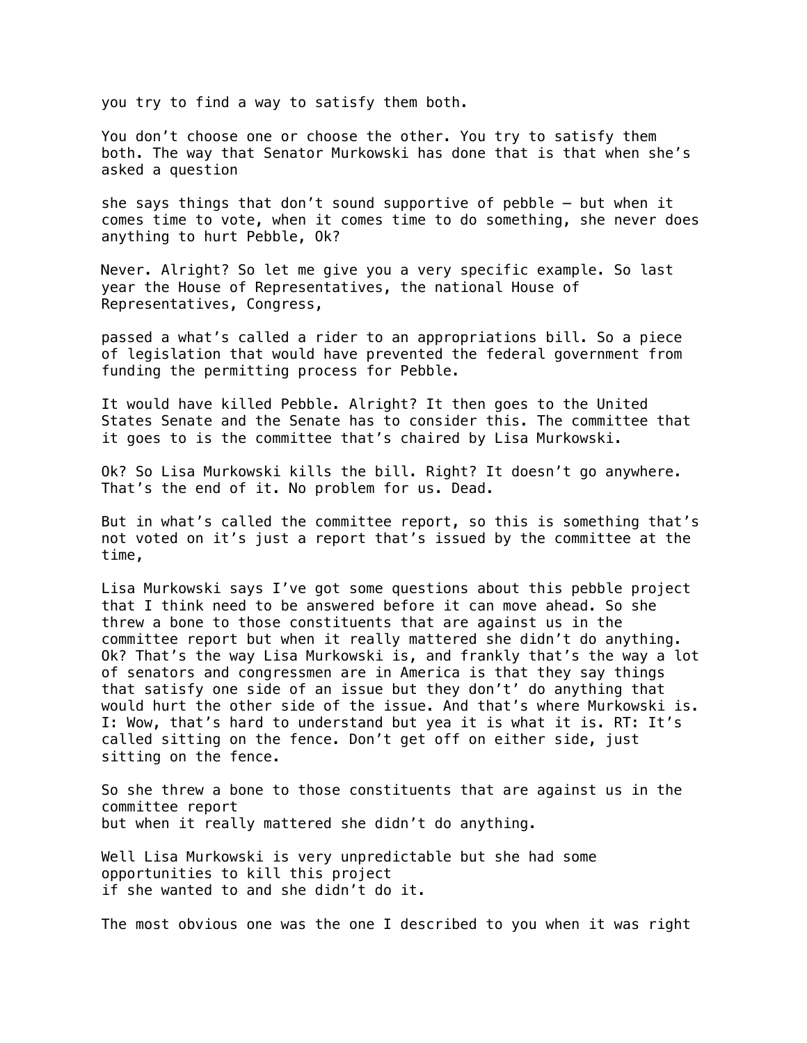you try to find a way to satisfy them both.

You don't choose one or choose the other. You try to satisfy them both. The way that Senator Murkowski has done that is that when she's asked a question

she says things that don't sound supportive of pebble — but when it comes time to vote, when it comes time to do something, she never does anything to hurt Pebble, Ok?

Never. Alright? So let me give you a very specific example. So last year the House of Representatives, the national House of Representatives, Congress,

passed a what's called a rider to an appropriations bill. So a piece of legislation that would have prevented the federal government from funding the permitting process for Pebble.

It would have killed Pebble. Alright? It then goes to the United States Senate and the Senate has to consider this. The committee that it goes to is the committee that's chaired by Lisa Murkowski.

Ok? So Lisa Murkowski kills the bill. Right? It doesn't go anywhere. That's the end of it. No problem for us. Dead.

But in what's called the committee report, so this is something that's not voted on it's just a report that's issued by the committee at the time,

Lisa Murkowski says I've got some questions about this pebble project that I think need to be answered before it can move ahead. So she threw a bone to those constituents that are against us in the committee report but when it really mattered she didn't do anything. Ok? That's the way Lisa Murkowski is, and frankly that's the way a lot of senators and congressmen are in America is that they say things that satisfy one side of an issue but they don't' do anything that would hurt the other side of the issue. And that's where Murkowski is. I: Wow, that's hard to understand but yea it is what it is. RT: It's called sitting on the fence. Don't get off on either side, just sitting on the fence.

So she threw a bone to those constituents that are against us in the committee report
but when it really mattered she didn't do anything.

Well Lisa Murkowski is very unpredictable but she had some opportunities to kill this project
if she wanted to and she didn't do it.

The most obvious one was the one I described to you when it was right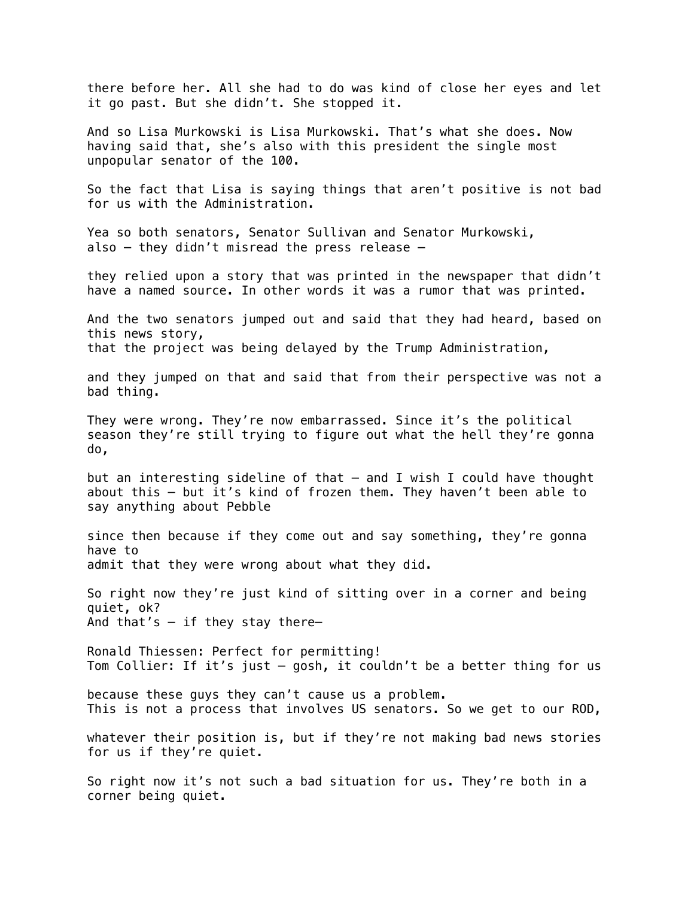there before her. All she had to do was kind of close her eyes and let it go past. But she didn't. She stopped it.

And so Lisa Murkowski is Lisa Murkowski. That's what she does. Now having said that, she's also with this president the single most unpopular senator of the 100.

So the fact that Lisa is saying things that aren't positive is not bad for us with the Administration.

Yea so both senators, Senator Sullivan and Senator Murkowski, also – they didn't misread the press release –

they relied upon a story that was printed in the newspaper that didn't have a named source. In other words it was a rumor that was printed.

And the two senators jumped out and said that they had heard, based on this news story,
that the project was being delayed by the Trump Administration,

and they jumped on that and said that from their perspective was not a bad thing.

They were wrong. They're now embarrassed. Since it's the political season they're still trying to figure out what the hell they're gonna do,

but an interesting sideline of that – and I wish I could have thought about this – but it's kind of frozen them. They haven't been able to say anything about Pebble

since then because if they come out and say something, they're gonna have to
admit that they were wrong about what they did.

So right now they're just kind of sitting over in a corner and being quiet, ok?
And that's – if they stay there—

Ronald Thiessen: Perfect for permitting!
Tom Collier: If it's just – gosh, it couldn't be a better thing for us

because these guys they can't cause us a problem.
This is not a process that involves US senators. So we get to our ROD,

whatever their position is, but if they're not making bad news stories for us if they're quiet.

So right now it's not such a bad situation for us. They're both in a corner being quiet.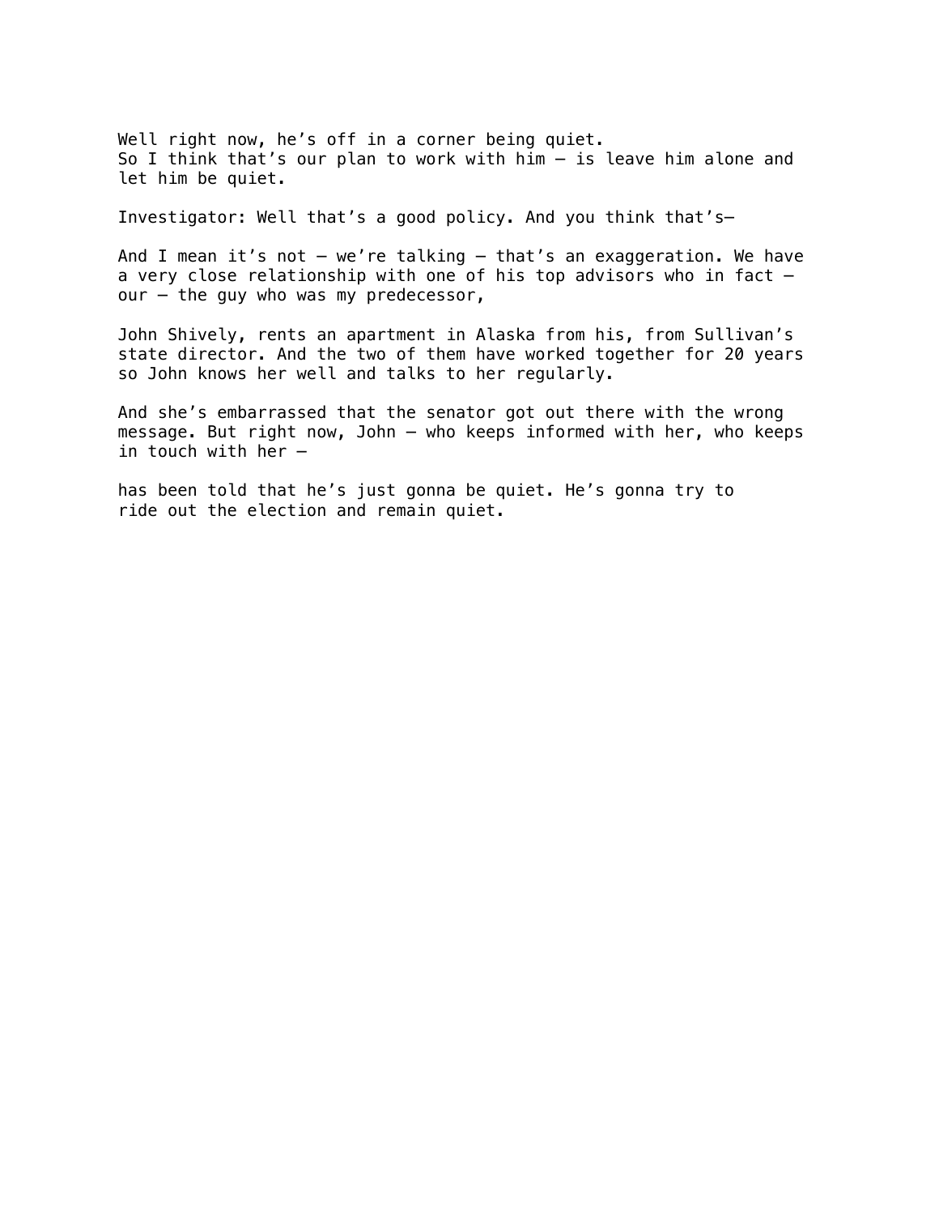Well right now, he’s off in a corner being quiet.
So I think that’s our plan to work with him – is leave him alone and let him be quiet.

Investigator: Well that’s a good policy. And you think that’s–

And I mean it’s not – we’re talking – that’s an exaggeration. We have a very close relationship with one of his top advisors who in fact – our – the guy who was my predecessor,

John Shively, rents an apartment in Alaska from his, from Sullivan’s state director. And the two of them have worked together for 20 years so John knows her well and talks to her regularly.

And she’s embarrassed that the senator got out there with the wrong message. But right now, John – who keeps informed with her, who keeps in touch with her –

has been told that he’s just gonna be quiet. He’s gonna try to ride out the election and remain quiet.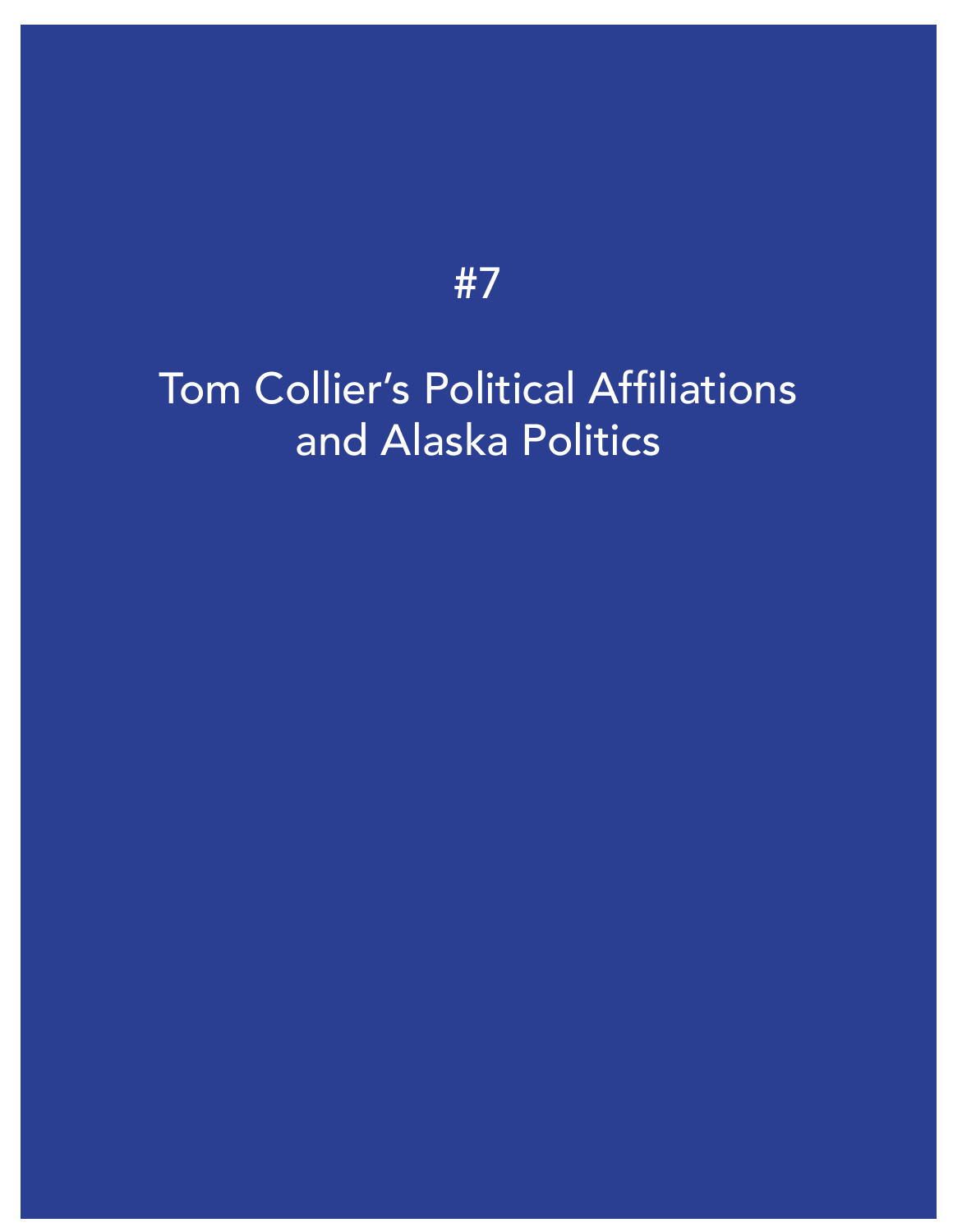# #7

# Tom Collier's Political Affiliations and Alaska Politics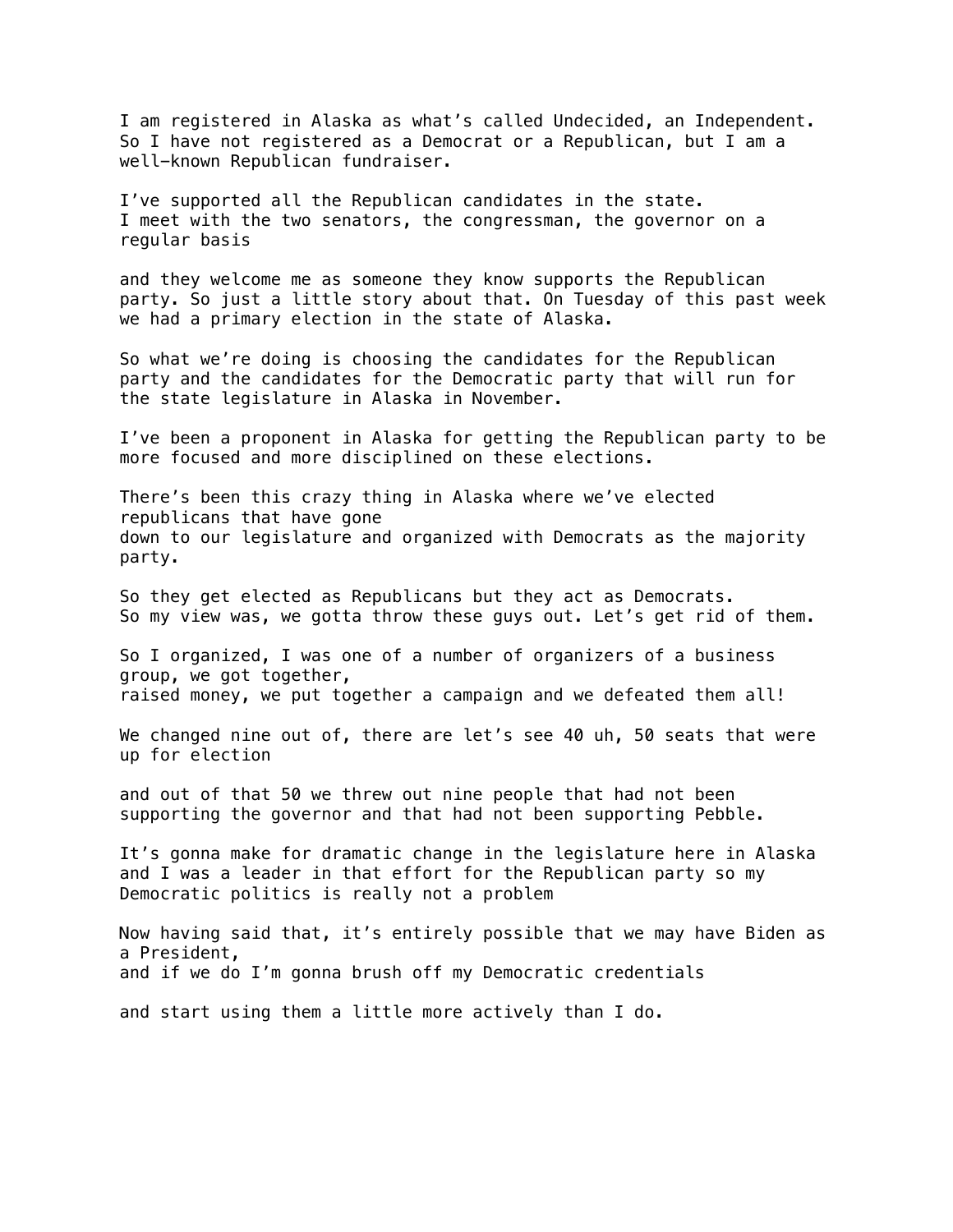I am registered in Alaska as what's called Undecided, an Independent. So I have not registered as a Democrat or a Republican, but I am a well-known Republican fundraiser.

I've supported all the Republican candidates in the state. I meet with the two senators, the congressman, the governor on a regular basis

and they welcome me as someone they know supports the Republican party. So just a little story about that. On Tuesday of this past week we had a primary election in the state of Alaska.

So what we're doing is choosing the candidates for the Republican party and the candidates for the Democratic party that will run for the state legislature in Alaska in November.

I've been a proponent in Alaska for getting the Republican party to be more focused and more disciplined on these elections.

There's been this crazy thing in Alaska where we've elected republicans that have gone down to our legislature and organized with Democrats as the majority party.

So they get elected as Republicans but they act as Democrats. So my view was, we gotta throw these guys out. Let's get rid of them.

So I organized, I was one of a number of organizers of a business group, we got together, raised money, we put together a campaign and we defeated them all!

We changed nine out of, there are let's see 40 uh, 50 seats that were up for election

and out of that 50 we threw out nine people that had not been supporting the governor and that had not been supporting Pebble.

It's gonna make for dramatic change in the legislature here in Alaska and I was a leader in that effort for the Republican party so my Democratic politics is really not a problem

Now having said that, it's entirely possible that we may have Biden as a President, and if we do I'm gonna brush off my Democratic credentials

and start using them a little more actively than I do.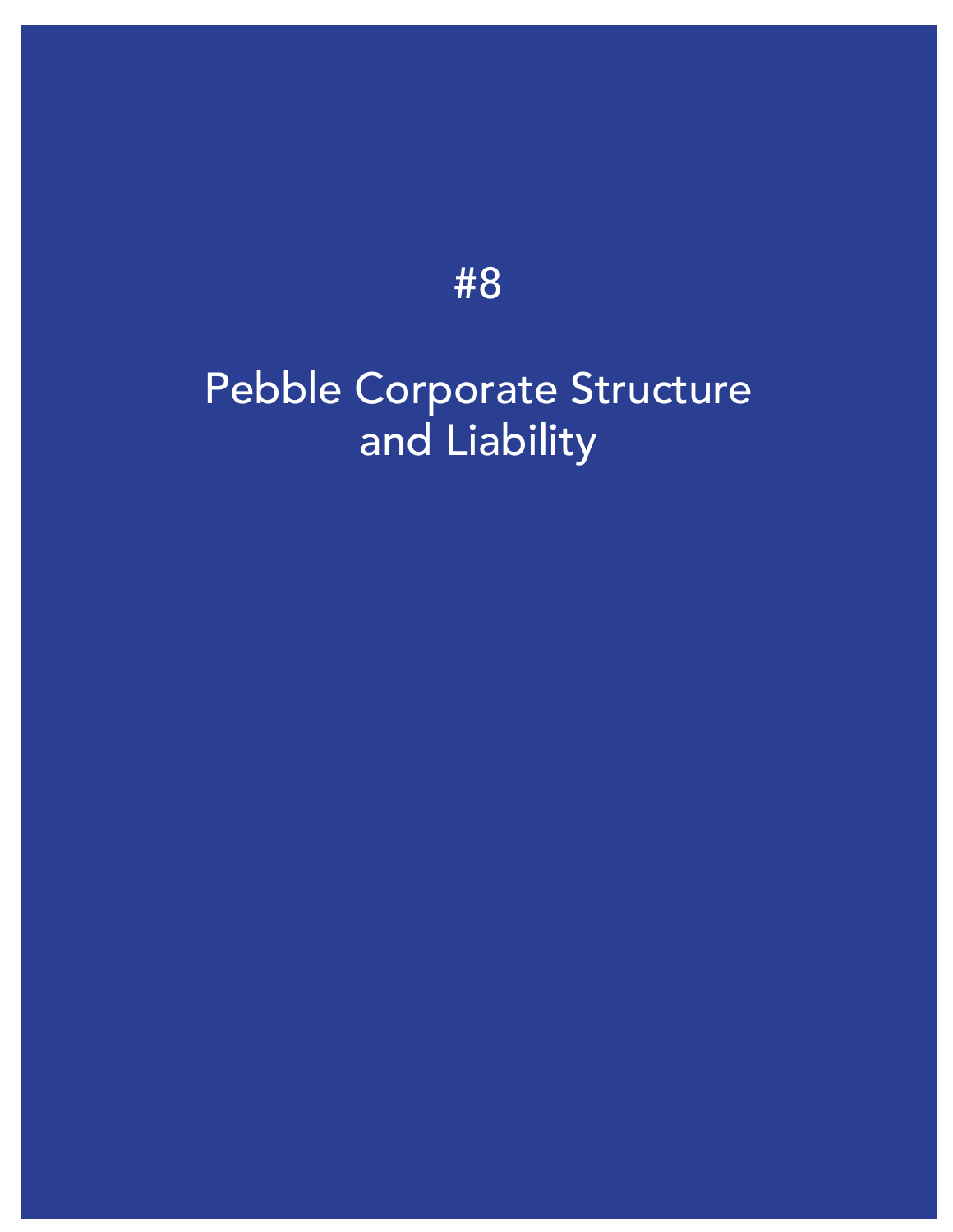# #8

# Pebble Corporate Structure and Liability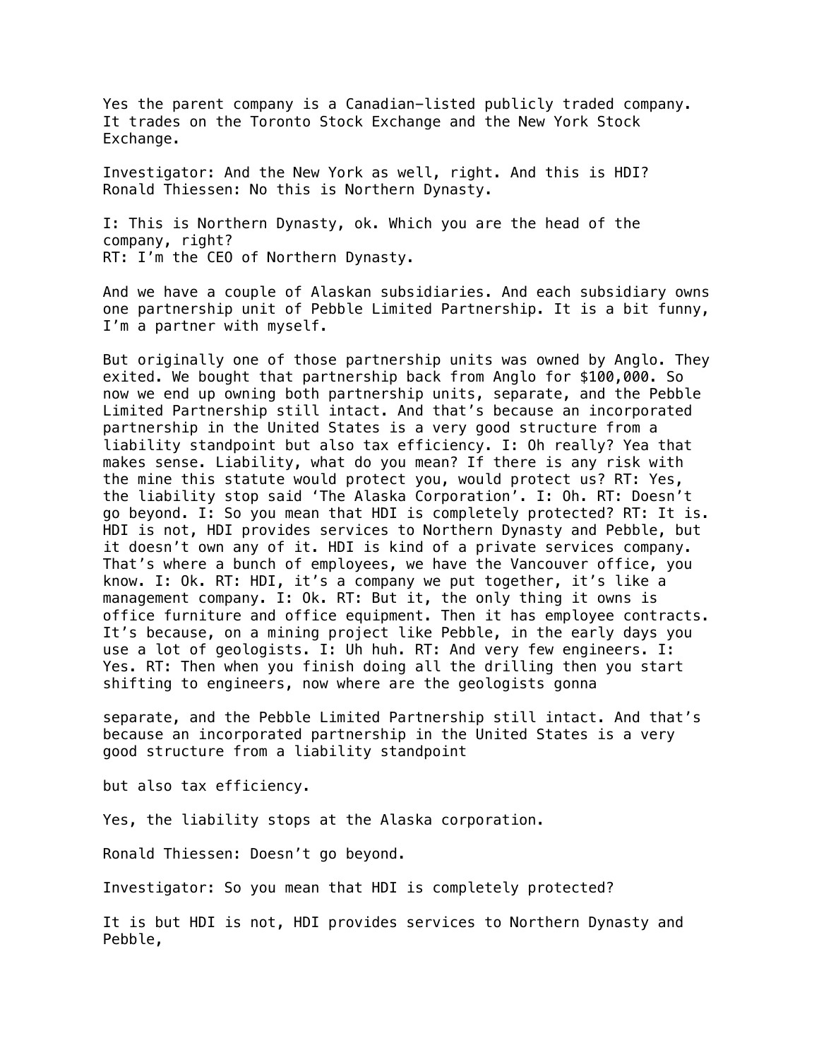Yes the parent company is a Canadian-listed publicly traded company. It trades on the Toronto Stock Exchange and the New York Stock Exchange.

Investigator: And the New York as well, right. And this is HDI?
Ronald Thiessen: No this is Northern Dynasty.

I: This is Northern Dynasty, ok. Which you are the head of the company, right?
RT: I'm the CEO of Northern Dynasty.

And we have a couple of Alaskan subsidiaries. And each subsidiary owns one partnership unit of Pebble Limited Partnership. It is a bit funny, I'm a partner with myself.

But originally one of those partnership units was owned by Anglo. They exited. We bought that partnership back from Anglo for $100,000. So now we end up owning both partnership units, separate, and the Pebble Limited Partnership still intact. And that's because an incorporated partnership in the United States is a very good structure from a liability standpoint but also tax efficiency. I: Oh really? Yea that makes sense. Liability, what do you mean? If there is any risk with the mine this statute would protect you, would protect us? RT: Yes, the liability stop said 'The Alaska Corporation'. I: Oh. RT: Doesn't go beyond. I: So you mean that HDI is completely protected? RT: It is. HDI is not, HDI provides services to Northern Dynasty and Pebble, but it doesn't own any of it. HDI is kind of a private services company. That's where a bunch of employees, we have the Vancouver office, you know. I: Ok. RT: HDI, it's a company we put together, it's like a management company. I: Ok. RT: But it, the only thing it owns is office furniture and office equipment. Then it has employee contracts. It's because, on a mining project like Pebble, in the early days you use a lot of geologists. I: Uh huh. RT: And very few engineers. I: Yes. RT: Then when you finish doing all the drilling then you start shifting to engineers, now where are the geologists gonna

separate, and the Pebble Limited Partnership still intact. And that's because an incorporated partnership in the United States is a very good structure from a liability standpoint

but also tax efficiency.

Yes, the liability stops at the Alaska corporation.

Ronald Thiessen: Doesn't go beyond.

Investigator: So you mean that HDI is completely protected?

It is but HDI is not, HDI provides services to Northern Dynasty and Pebble,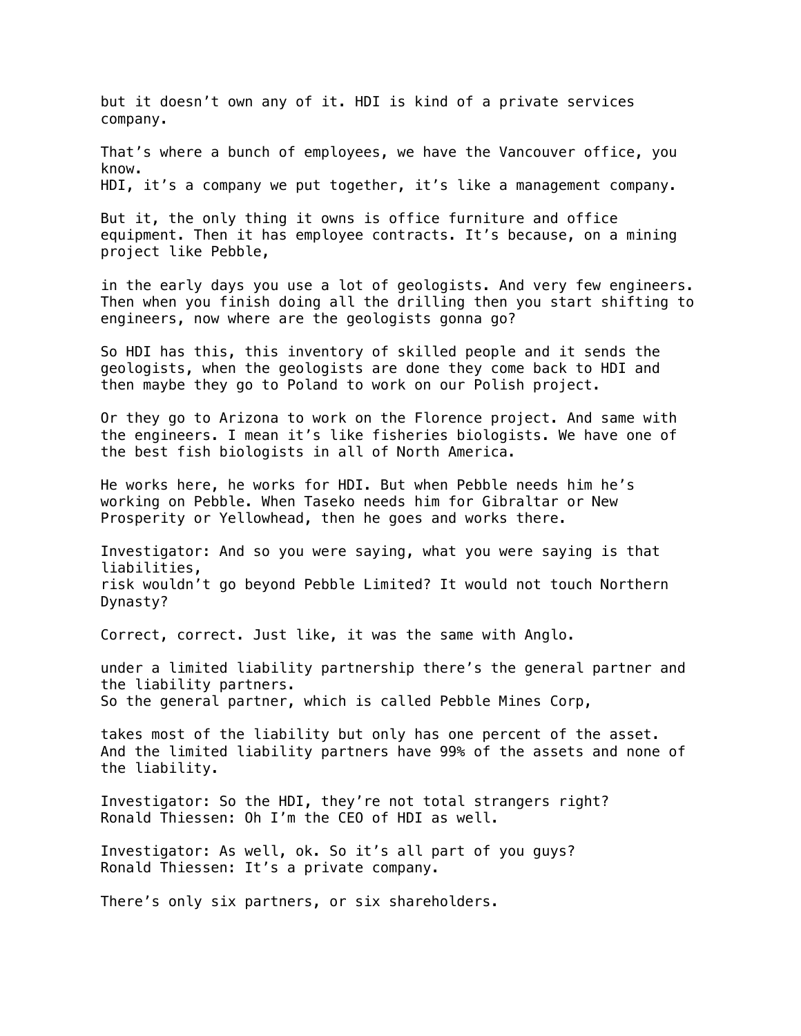but it doesn't own any of it. HDI is kind of a private services company.

That's where a bunch of employees, we have the Vancouver office, you know.
HDI, it's a company we put together, it's like a management company.

But it, the only thing it owns is office furniture and office equipment. Then it has employee contracts. It's because, on a mining project like Pebble,

in the early days you use a lot of geologists. And very few engineers. Then when you finish doing all the drilling then you start shifting to engineers, now where are the geologists gonna go?

So HDI has this, this inventory of skilled people and it sends the geologists, when the geologists are done they come back to HDI and then maybe they go to Poland to work on our Polish project.

Or they go to Arizona to work on the Florence project. And same with the engineers. I mean it's like fisheries biologists. We have one of the best fish biologists in all of North America.

He works here, he works for HDI. But when Pebble needs him he's working on Pebble. When Taseko needs him for Gibraltar or New Prosperity or Yellowhead, then he goes and works there.

Investigator: And so you were saying, what you were saying is that liabilities,
risk wouldn't go beyond Pebble Limited? It would not touch Northern Dynasty?

Correct, correct. Just like, it was the same with Anglo.

under a limited liability partnership there's the general partner and the liability partners.
So the general partner, which is called Pebble Mines Corp,

takes most of the liability but only has one percent of the asset. And the limited liability partners have 99% of the assets and none of the liability.

Investigator: So the HDI, they're not total strangers right?
Ronald Thiessen: Oh I'm the CEO of HDI as well.

Investigator: As well, ok. So it's all part of you guys?
Ronald Thiessen: It's a private company.

There's only six partners, or six shareholders.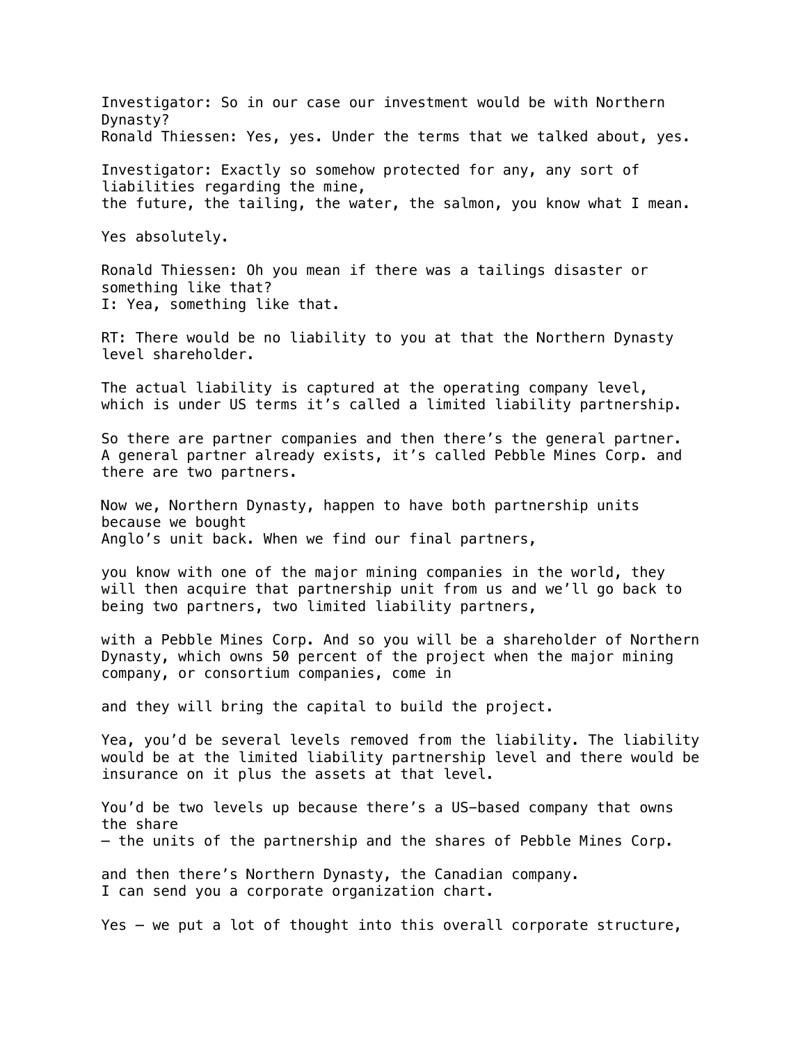Investigator: So in our case our investment would be with Northern Dynasty?
Ronald Thiessen: Yes, yes. Under the terms that we talked about, yes.

Investigator: Exactly so somehow protected for any, any sort of liabilities regarding the mine,
the future, the tailing, the water, the salmon, you know what I mean.

Yes absolutely.

Ronald Thiessen: Oh you mean if there was a tailings disaster or something like that?
I: Yea, something like that.

RT: There would be no liability to you at that the Northern Dynasty level shareholder.

The actual liability is captured at the operating company level, which is under US terms it's called a limited liability partnership.

So there are partner companies and then there's the general partner. A general partner already exists, it's called Pebble Mines Corp. and there are two partners.

Now we, Northern Dynasty, happen to have both partnership units because we bought
Anglo's unit back. When we find our final partners,

you know with one of the major mining companies in the world, they will then acquire that partnership unit from us and we'll go back to being two partners, two limited liability partners,

with a Pebble Mines Corp. And so you will be a shareholder of Northern Dynasty, which owns 50 percent of the project when the major mining company, or consortium companies, come in

and they will bring the capital to build the project.

Yea, you'd be several levels removed from the liability. The liability would be at the limited liability partnership level and there would be insurance on it plus the assets at that level.

You'd be two levels up because there's a US-based company that owns the share
– the units of the partnership and the shares of Pebble Mines Corp.

and then there's Northern Dynasty, the Canadian company.
I can send you a corporate organization chart.

Yes – we put a lot of thought into this overall corporate structure,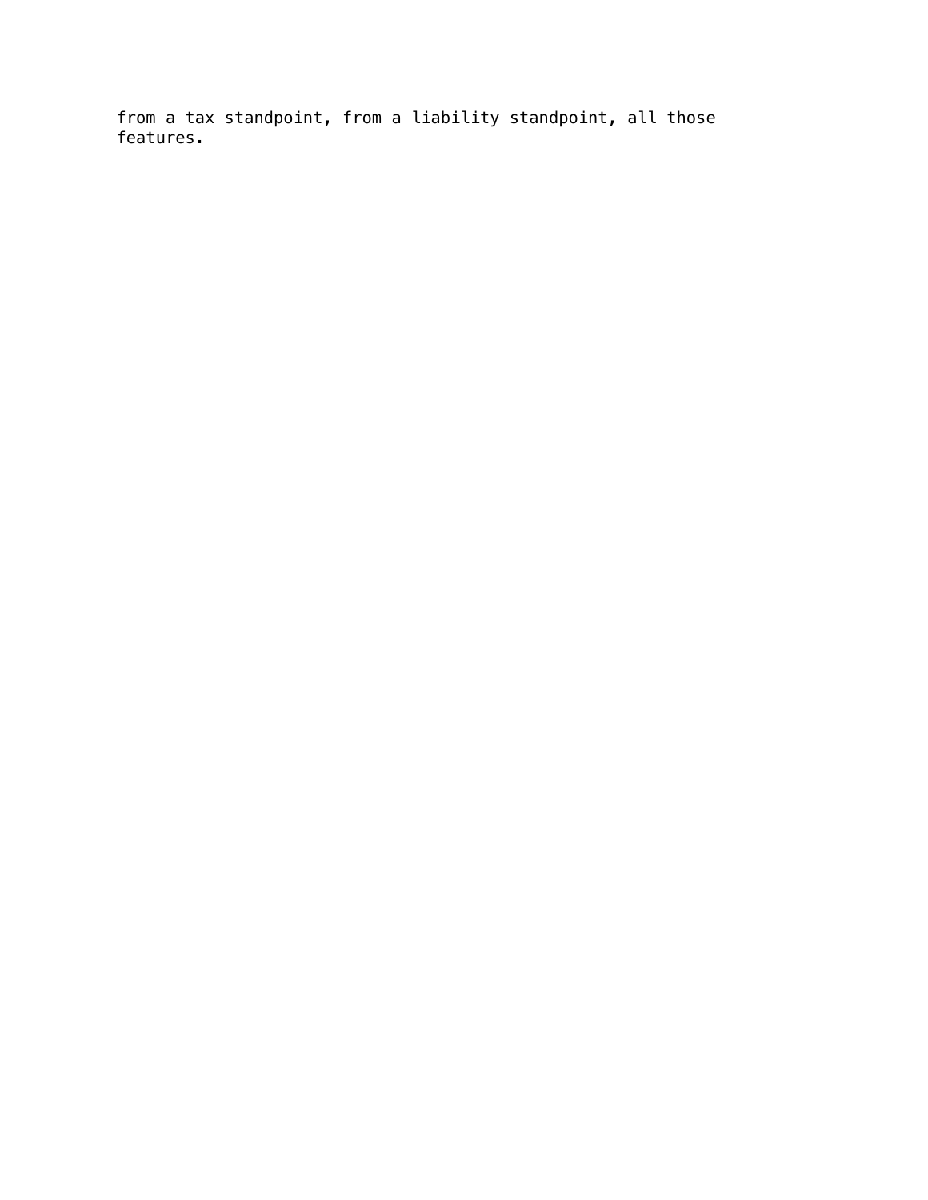from a tax standpoint, from a liability standpoint, all those features.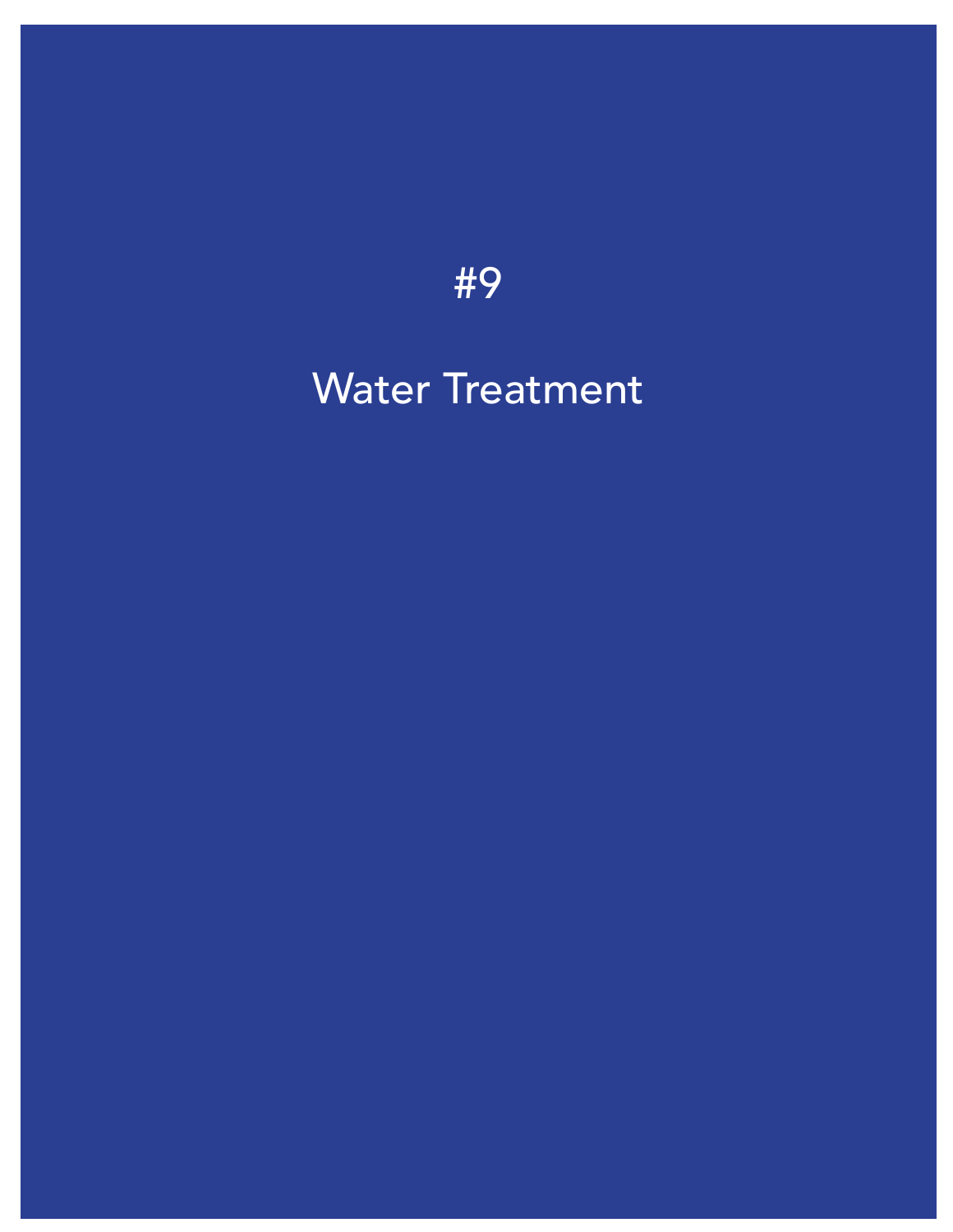# #9

# Water Treatment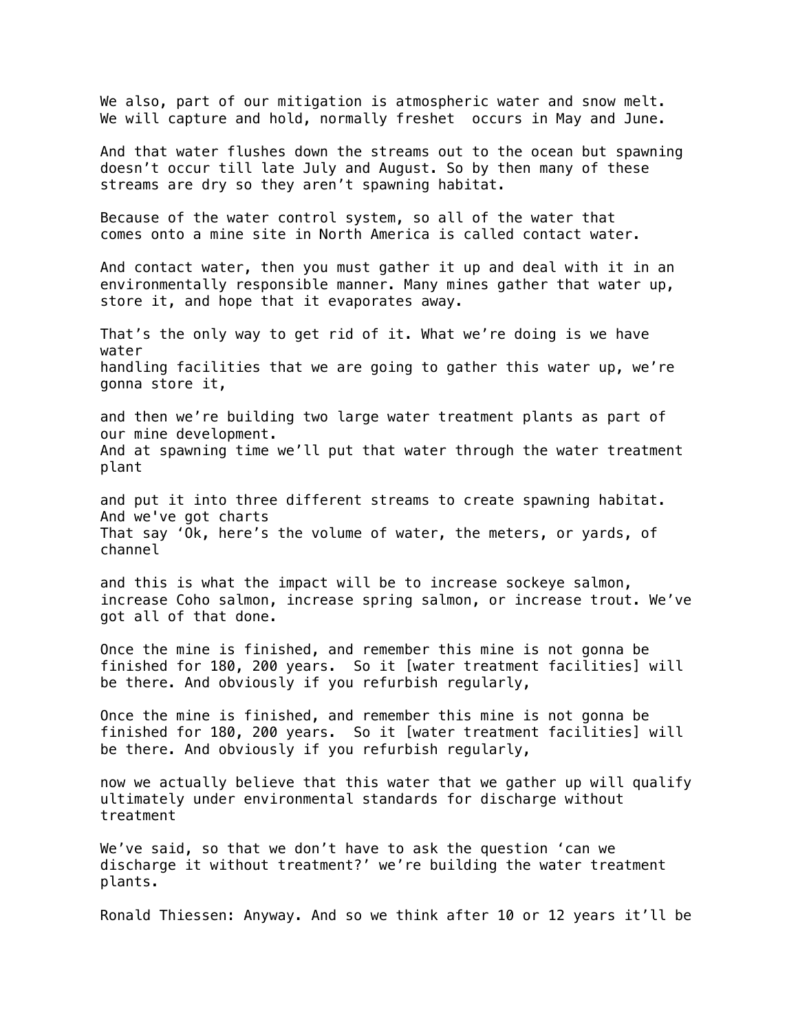We also, part of our mitigation is atmospheric water and snow melt. We will capture and hold, normally freshet  occurs in May and June.

And that water flushes down the streams out to the ocean but spawning doesn't occur till late July and August. So by then many of these streams are dry so they aren't spawning habitat.

Because of the water control system, so all of the water that comes onto a mine site in North America is called contact water.

And contact water, then you must gather it up and deal with it in an environmentally responsible manner. Many mines gather that water up, store it, and hope that it evaporates away.

That's the only way to get rid of it. What we're doing is we have water
handling facilities that we are going to gather this water up, we're gonna store it,

and then we're building two large water treatment plants as part of our mine development.
And at spawning time we'll put that water through the water treatment plant

and put it into three different streams to create spawning habitat. And we've got charts
That say 'Ok, here's the volume of water, the meters, or yards, of channel

and this is what the impact will be to increase sockeye salmon, increase Coho salmon, increase spring salmon, or increase trout. We've got all of that done.

Once the mine is finished, and remember this mine is not gonna be finished for 180, 200 years.  So it [water treatment facilities] will be there. And obviously if you refurbish regularly,

Once the mine is finished, and remember this mine is not gonna be finished for 180, 200 years.  So it [water treatment facilities] will be there. And obviously if you refurbish regularly,

now we actually believe that this water that we gather up will qualify ultimately under environmental standards for discharge without treatment

We've said, so that we don't have to ask the question 'can we discharge it without treatment?' we're building the water treatment plants.

Ronald Thiessen: Anyway. And so we think after 10 or 12 years it'll be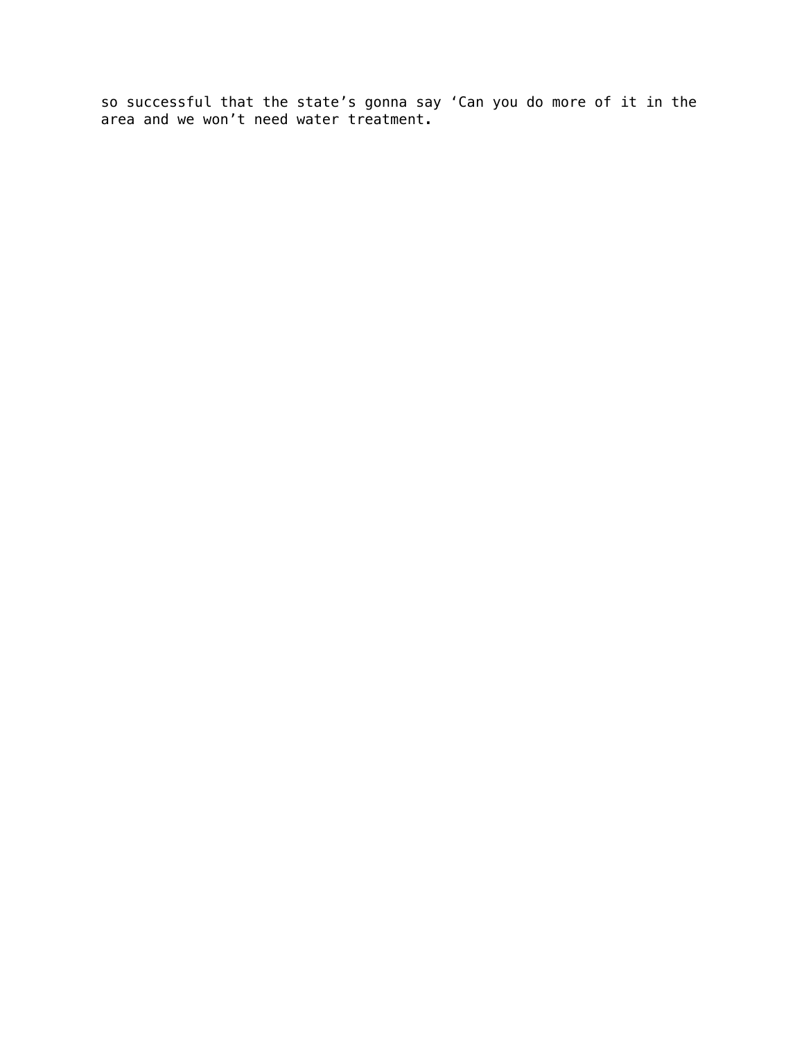so successful that the state’s gonna say ‘Can you do more of it in the area and we won’t need water treatment.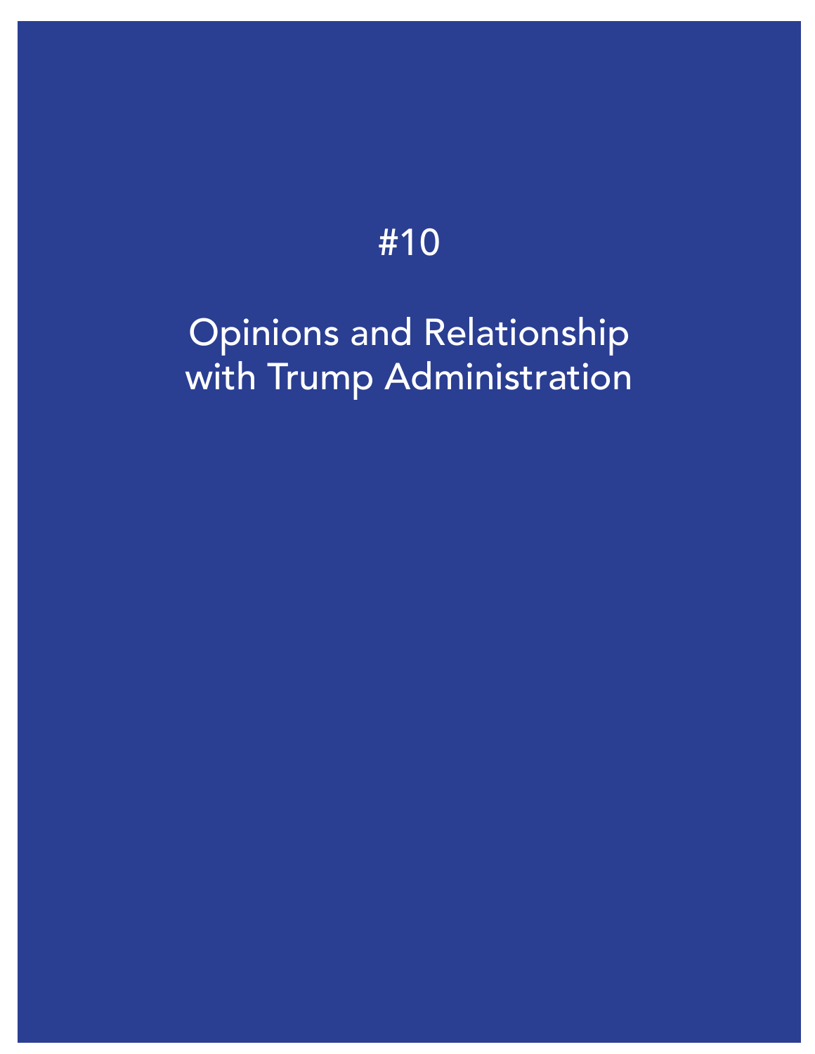# #10

# Opinions and Relationship with Trump Administration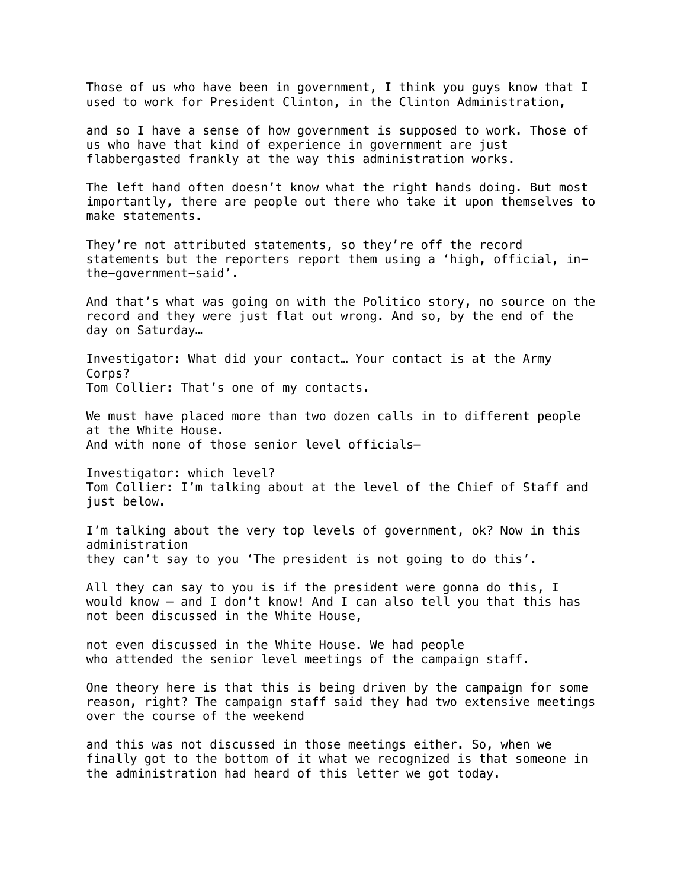Those of us who have been in government, I think you guys know that I used to work for President Clinton, in the Clinton Administration,

and so I have a sense of how government is supposed to work. Those of us who have that kind of experience in government are just flabbergasted frankly at the way this administration works.

The left hand often doesn't know what the right hands doing. But most importantly, there are people out there who take it upon themselves to make statements.

They're not attributed statements, so they're off the record statements but the reporters report them using a 'high, official, in-the-government-said'.

And that's what was going on with the Politico story, no source on the record and they were just flat out wrong. And so, by the end of the day on Saturday…

Investigator: What did your contact… Your contact is at the Army Corps?
Tom Collier: That's one of my contacts.

We must have placed more than two dozen calls in to different people at the White House.
And with none of those senior level officials—

Investigator: which level?
Tom Collier: I'm talking about at the level of the Chief of Staff and just below.

I'm talking about the very top levels of government, ok? Now in this administration
they can't say to you 'The president is not going to do this'.

All they can say to you is if the president were gonna do this, I would know – and I don't know! And I can also tell you that this has not been discussed in the White House,

not even discussed in the White House. We had people
who attended the senior level meetings of the campaign staff.

One theory here is that this is being driven by the campaign for some reason, right? The campaign staff said they had two extensive meetings over the course of the weekend

and this was not discussed in those meetings either. So, when we finally got to the bottom of it what we recognized is that someone in the administration had heard of this letter we got today.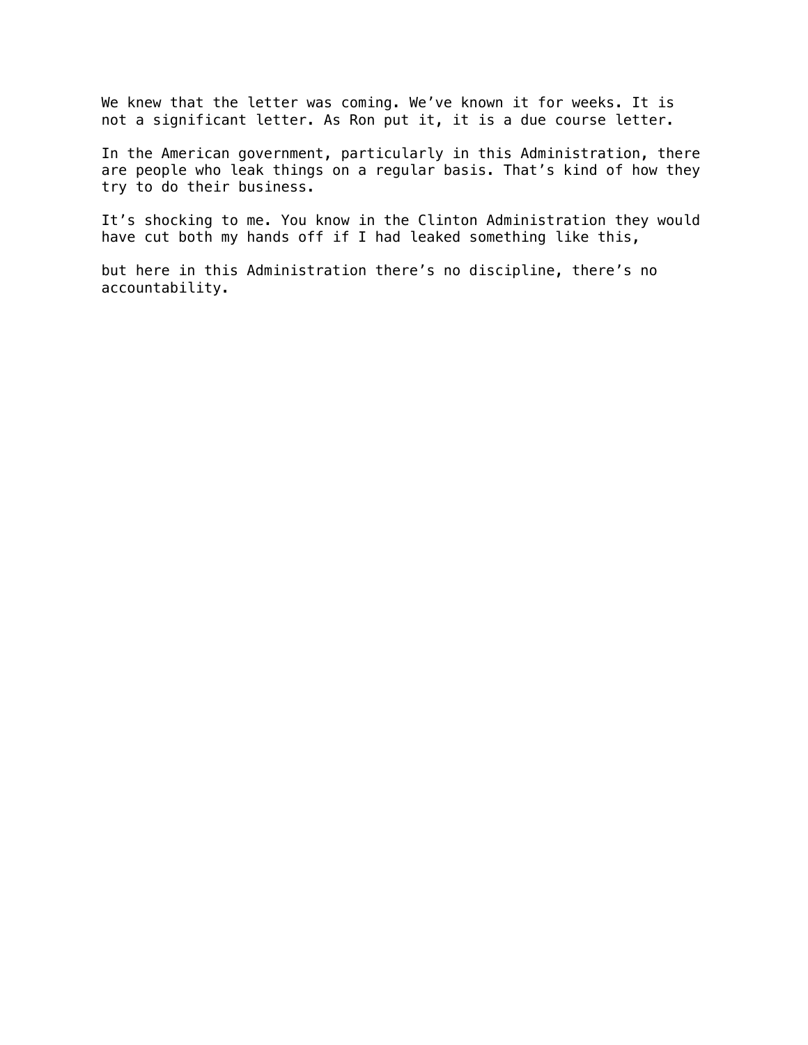We knew that the letter was coming. We've known it for weeks. It is not a significant letter. As Ron put it, it is a due course letter.

In the American government, particularly in this Administration, there are people who leak things on a regular basis. That's kind of how they try to do their business.

It's shocking to me. You know in the Clinton Administration they would have cut both my hands off if I had leaked something like this,

but here in this Administration there's no discipline, there's no accountability.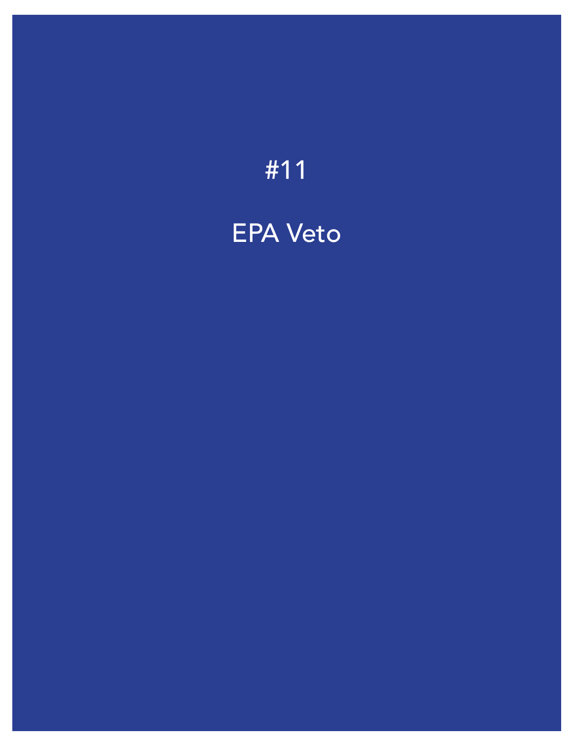#11

# EPA Veto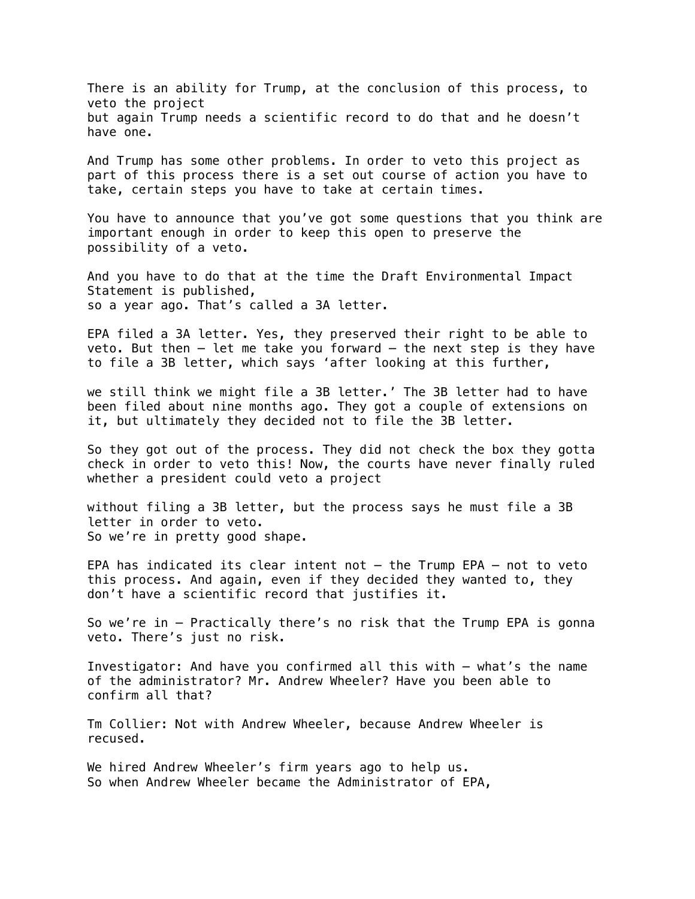There is an ability for Trump, at the conclusion of this process, to veto the project
but again Trump needs a scientific record to do that and he doesn't have one.

And Trump has some other problems. In order to veto this project as part of this process there is a set out course of action you have to take, certain steps you have to take at certain times.

You have to announce that you've got some questions that you think are important enough in order to keep this open to preserve the possibility of a veto.

And you have to do that at the time the Draft Environmental Impact Statement is published,
so a year ago. That's called a 3A letter.

EPA filed a 3A letter. Yes, they preserved their right to be able to veto. But then – let me take you forward – the next step is they have to file a 3B letter, which says 'after looking at this further,

we still think we might file a 3B letter.' The 3B letter had to have been filed about nine months ago. They got a couple of extensions on it, but ultimately they decided not to file the 3B letter.

So they got out of the process. They did not check the box they gotta check in order to veto this! Now, the courts have never finally ruled whether a president could veto a project

without filing a 3B letter, but the process says he must file a 3B letter in order to veto.
So we're in pretty good shape.

EPA has indicated its clear intent not – the Trump EPA – not to veto this process. And again, even if they decided they wanted to, they don't have a scientific record that justifies it.

So we're in – Practically there's no risk that the Trump EPA is gonna veto. There's just no risk.

Investigator: And have you confirmed all this with – what's the name of the administrator? Mr. Andrew Wheeler? Have you been able to confirm all that?

Tm Collier: Not with Andrew Wheeler, because Andrew Wheeler is recused.

We hired Andrew Wheeler's firm years ago to help us.
So when Andrew Wheeler became the Administrator of EPA,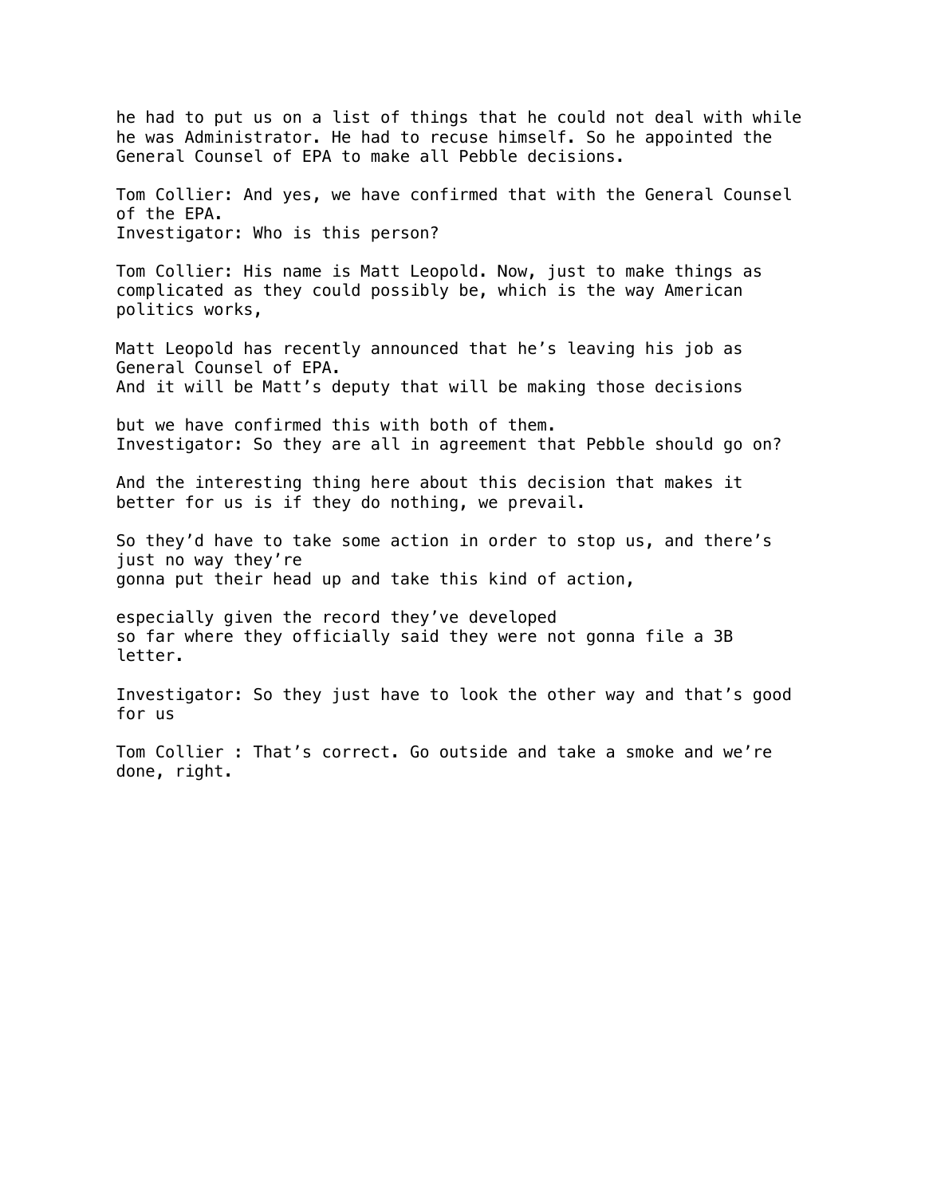he had to put us on a list of things that he could not deal with while he was Administrator. He had to recuse himself. So he appointed the General Counsel of EPA to make all Pebble decisions.

Tom Collier: And yes, we have confirmed that with the General Counsel of the EPA.
Investigator: Who is this person?

Tom Collier: His name is Matt Leopold. Now, just to make things as complicated as they could possibly be, which is the way American politics works,

Matt Leopold has recently announced that he's leaving his job as General Counsel of EPA.
And it will be Matt's deputy that will be making those decisions

but we have confirmed this with both of them.
Investigator: So they are all in agreement that Pebble should go on?

And the interesting thing here about this decision that makes it better for us is if they do nothing, we prevail.

So they'd have to take some action in order to stop us, and there's just no way they're
gonna put their head up and take this kind of action,

especially given the record they've developed
so far where they officially said they were not gonna file a 3B letter.

Investigator: So they just have to look the other way and that's good for us

Tom Collier : That's correct. Go outside and take a smoke and we're done, right.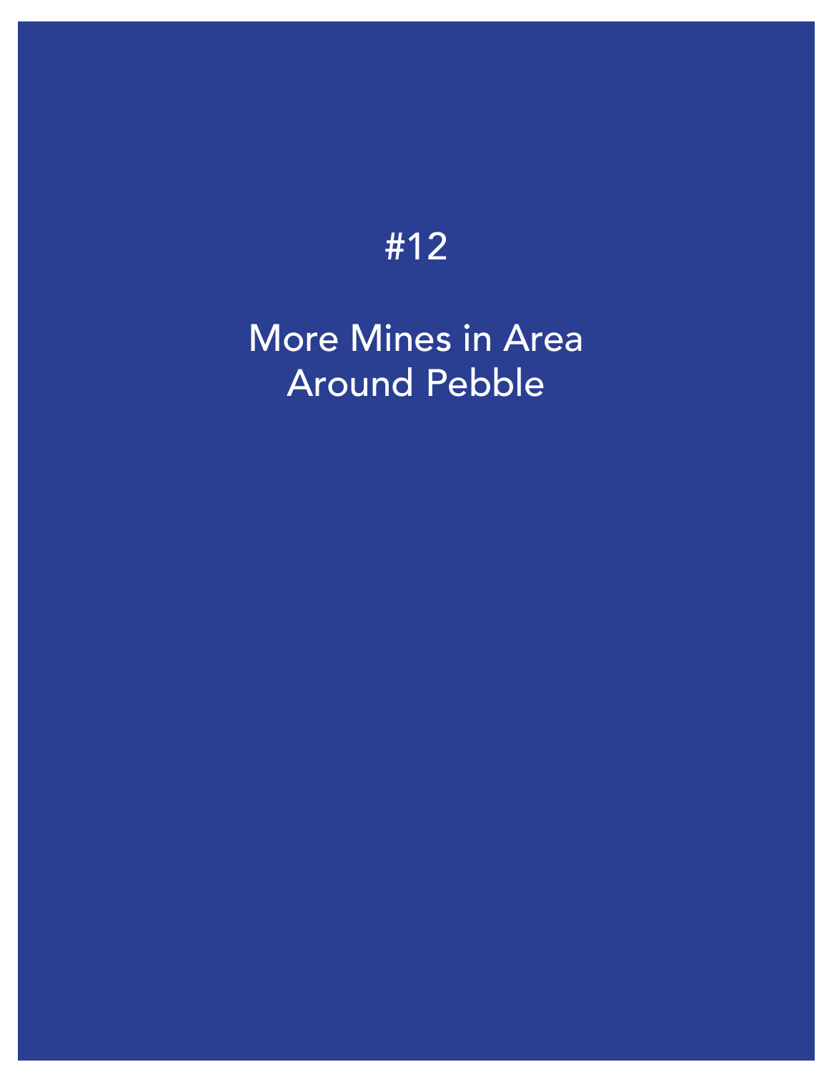# #12

# More Mines in Area Around Pebble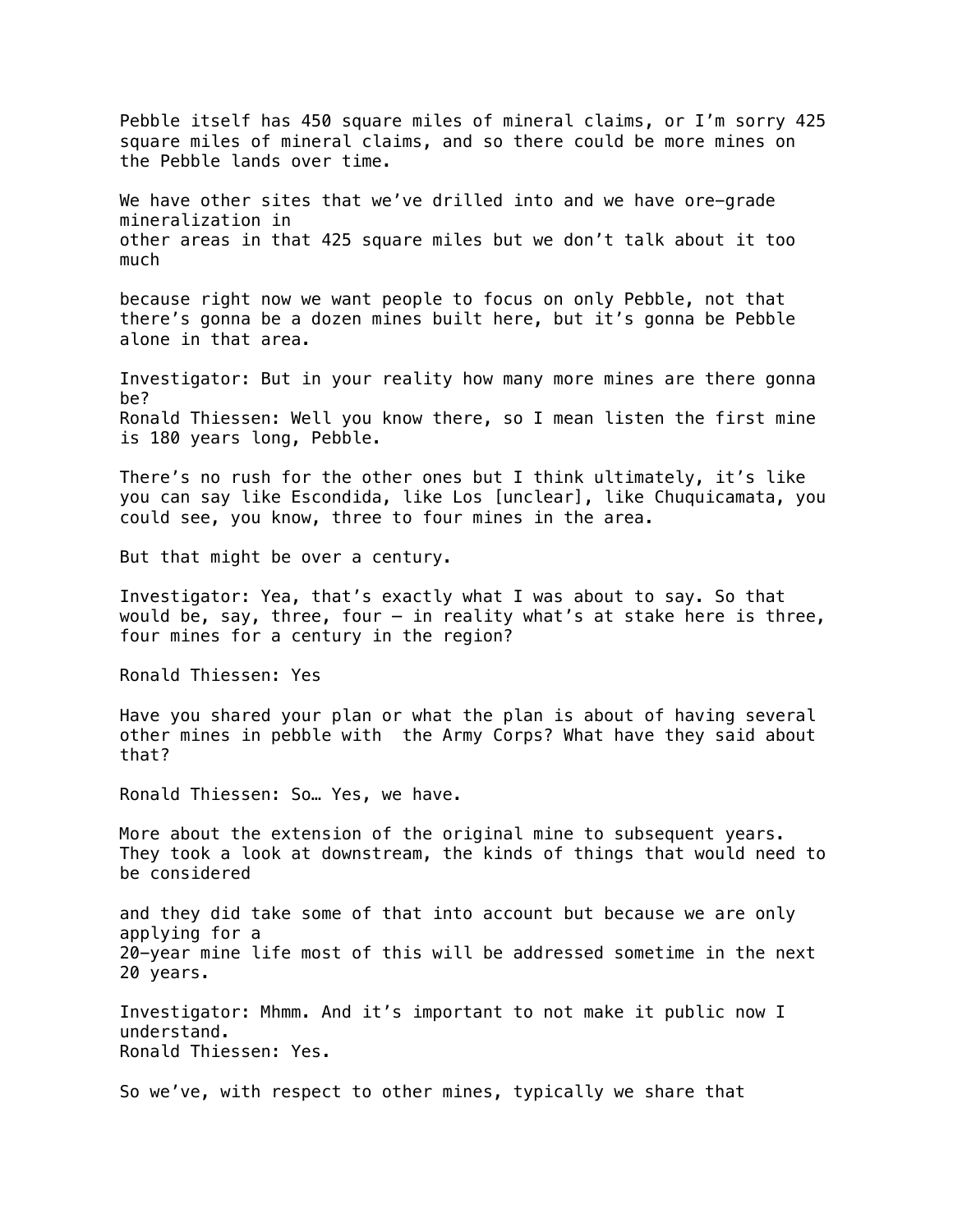Pebble itself has 450 square miles of mineral claims, or I'm sorry 425 square miles of mineral claims, and so there could be more mines on the Pebble lands over time.

We have other sites that we've drilled into and we have ore-grade mineralization in other areas in that 425 square miles but we don't talk about it too much

because right now we want people to focus on only Pebble, not that there's gonna be a dozen mines built here, but it's gonna be Pebble alone in that area.

Investigator: But in your reality how many more mines are there gonna be?
Ronald Thiessen: Well you know there, so I mean listen the first mine is 180 years long, Pebble.

There's no rush for the other ones but I think ultimately, it's like you can say like Escondida, like Los [unclear], like Chuquicamata, you could see, you know, three to four mines in the area.

But that might be over a century.

Investigator: Yea, that's exactly what I was about to say. So that would be, say, three, four – in reality what's at stake here is three, four mines for a century in the region?

Ronald Thiessen: Yes

Have you shared your plan or what the plan is about of having several other mines in pebble with the Army Corps? What have they said about that?

Ronald Thiessen: So… Yes, we have.

More about the extension of the original mine to subsequent years. They took a look at downstream, the kinds of things that would need to be considered

and they did take some of that into account but because we are only applying for a 20-year mine life most of this will be addressed sometime in the next 20 years.

Investigator: Mhmm. And it's important to not make it public now I understand.
Ronald Thiessen: Yes.

So we've, with respect to other mines, typically we share that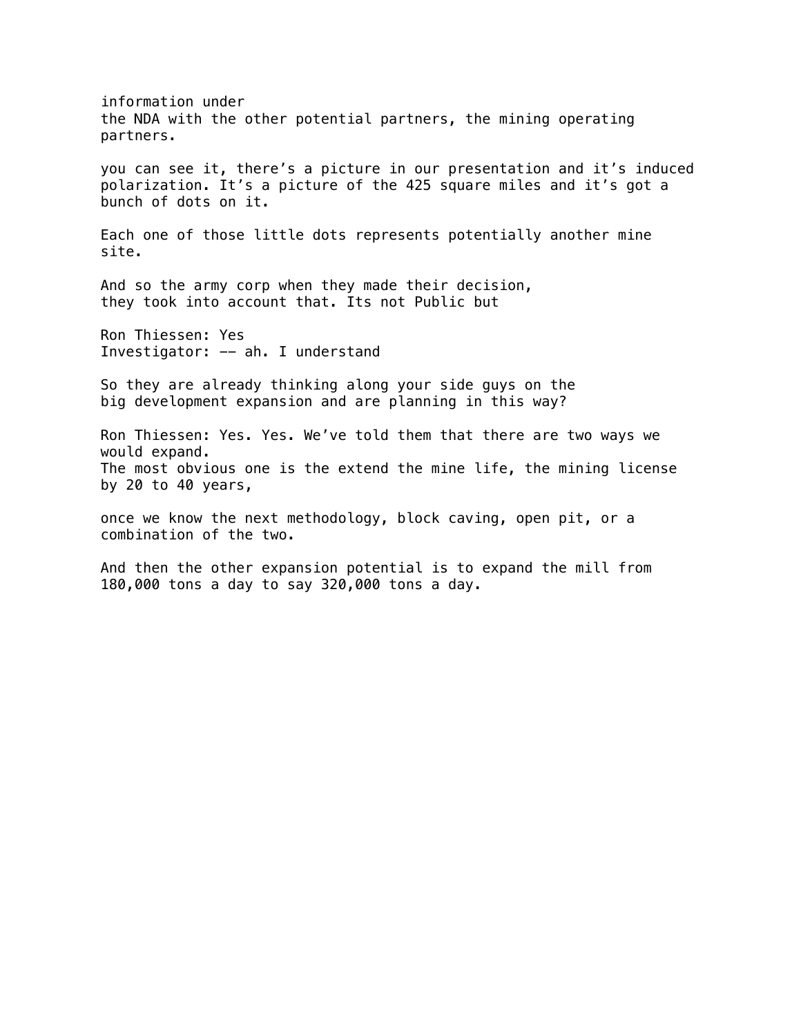information under
the NDA with the other potential partners, the mining operating partners.

you can see it, there's a picture in our presentation and it's induced polarization. It's a picture of the 425 square miles and it's got a bunch of dots on it.

Each one of those little dots represents potentially another mine site.

And so the army corp when they made their decision,
they took into account that. Its not Public but

Ron Thiessen: Yes
Investigator: -- ah. I understand

So they are already thinking along your side guys on the
big development expansion and are planning in this way?

Ron Thiessen: Yes. Yes. We've told them that there are two ways we would expand.
The most obvious one is the extend the mine life, the mining license by 20 to 40 years,

once we know the next methodology, block caving, open pit, or a combination of the two.

And then the other expansion potential is to expand the mill from 180,000 tons a day to say 320,000 tons a day.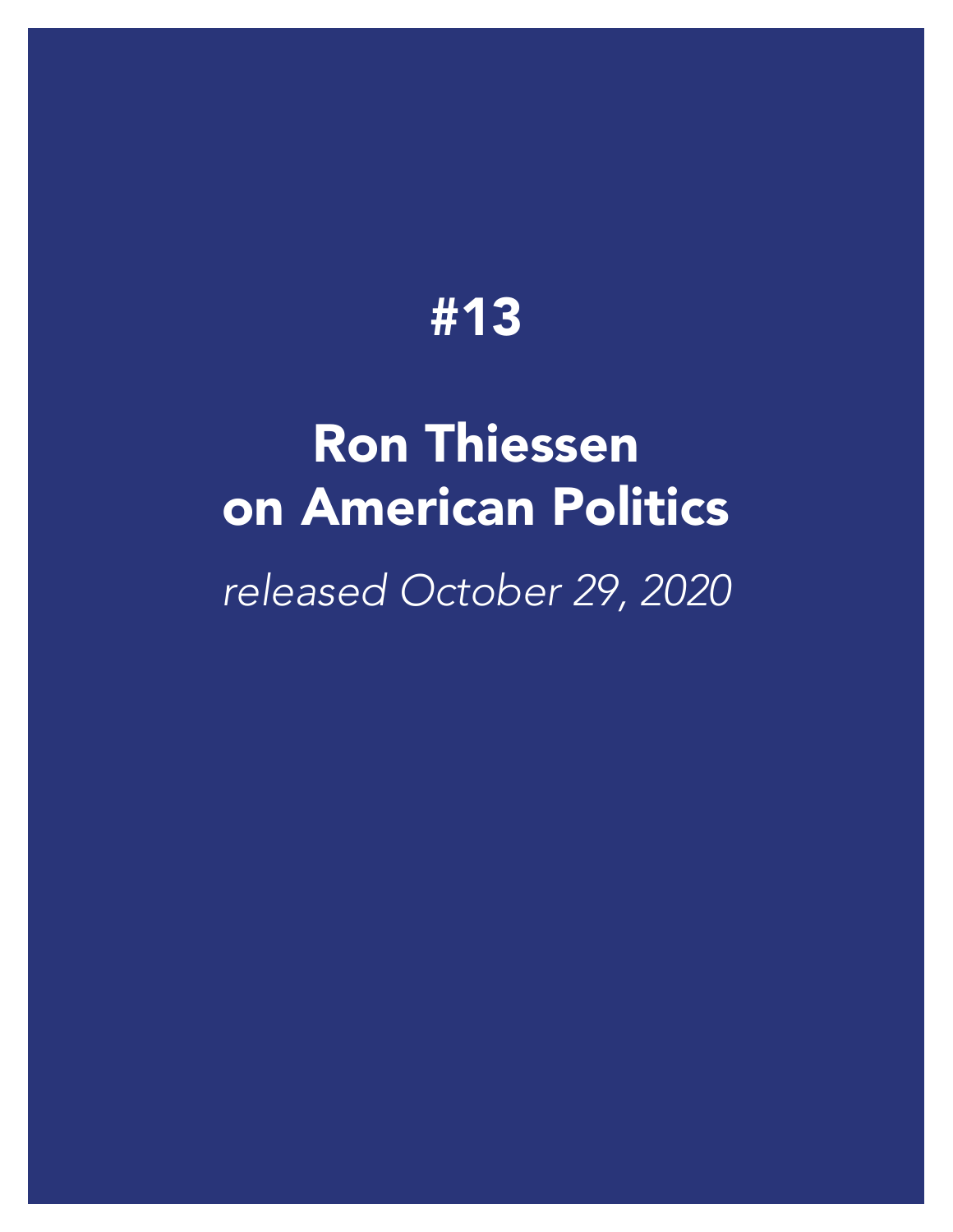# #13

# Ron Thiessen on American Politics

*released October 29, 2020*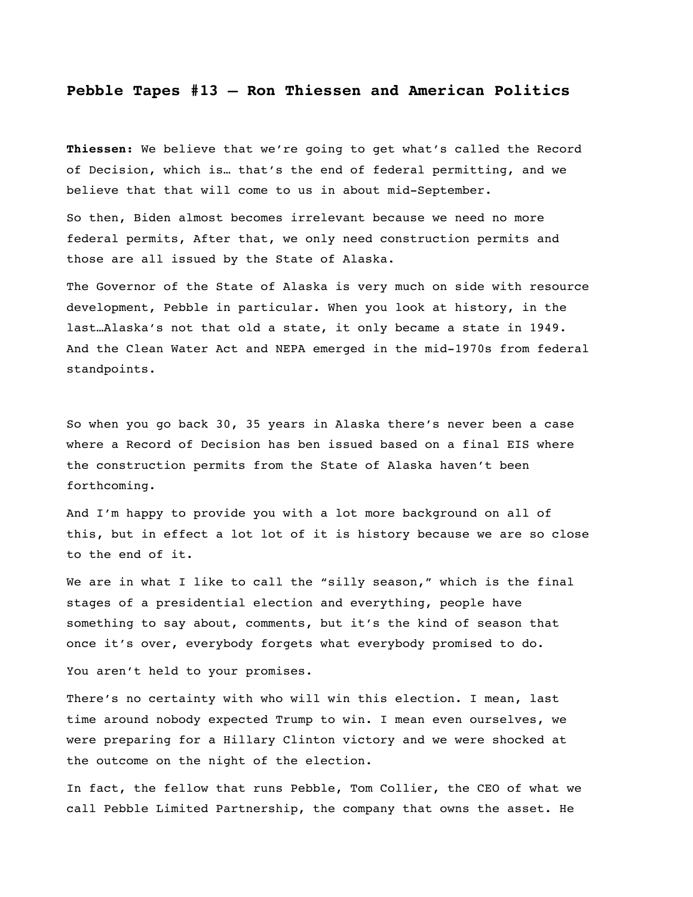## Pebble Tapes #13 — Ron Thiessen and American Politics

**Thiessen:** We believe that we're going to get what's called the Record of Decision, which is… that's the end of federal permitting, and we believe that that will come to us in about mid-September.

So then, Biden almost becomes irrelevant because we need no more federal permits, After that, we only need construction permits and those are all issued by the State of Alaska.

The Governor of the State of Alaska is very much on side with resource development, Pebble in particular. When you look at history, in the last…Alaska's not that old a state, it only became a state in 1949. And the Clean Water Act and NEPA emerged in the mid-1970s from federal standpoints.

So when you go back 30, 35 years in Alaska there's never been a case where a Record of Decision has ben issued based on a final EIS where the construction permits from the State of Alaska haven't been forthcoming.

And I'm happy to provide you with a lot more background on all of this, but in effect a lot lot of it is history because we are so close to the end of it.

We are in what I like to call the "silly season," which is the final stages of a presidential election and everything, people have something to say about, comments, but it's the kind of season that once it's over, everybody forgets what everybody promised to do.

You aren't held to your promises.

There's no certainty with who will win this election. I mean, last time around nobody expected Trump to win. I mean even ourselves, we were preparing for a Hillary Clinton victory and we were shocked at the outcome on the night of the election.

In fact, the fellow that runs Pebble, Tom Collier, the CEO of what we call Pebble Limited Partnership, the company that owns the asset. He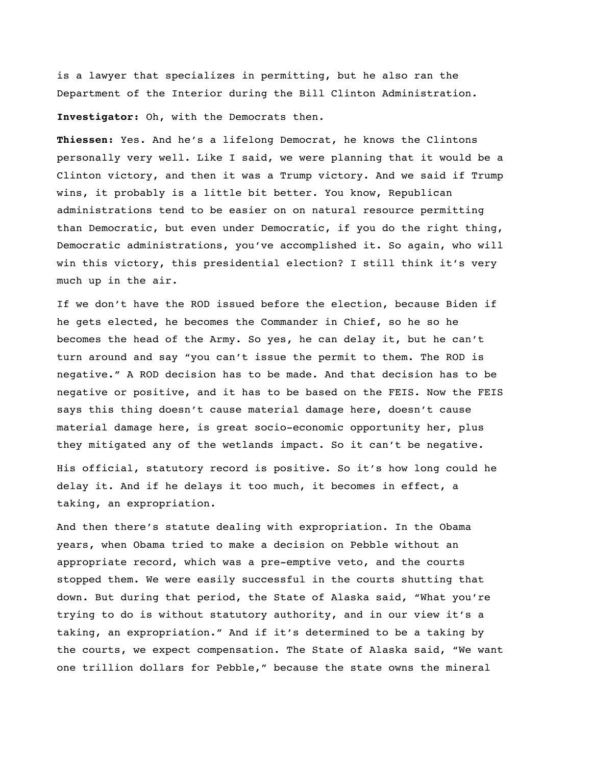is a lawyer that specializes in permitting, but he also ran the Department of the Interior during the Bill Clinton Administration.

**Investigator:** Oh, with the Democrats then.

**Thiessen:** Yes. And he's a lifelong Democrat, he knows the Clintons personally very well. Like I said, we were planning that it would be a Clinton victory, and then it was a Trump victory. And we said if Trump wins, it probably is a little bit better. You know, Republican administrations tend to be easier on on natural resource permitting than Democratic, but even under Democratic, if you do the right thing, Democratic administrations, you've accomplished it. So again, who will win this victory, this presidential election? I still think it's very much up in the air.

If we don't have the ROD issued before the election, because Biden if he gets elected, he becomes the Commander in Chief, so he so he becomes the head of the Army. So yes, he can delay it, but he can't turn around and say "you can't issue the permit to them. The ROD is negative." A ROD decision has to be made. And that decision has to be negative or positive, and it has to be based on the FEIS. Now the FEIS says this thing doesn't cause material damage here, doesn't cause material damage here, is great socio-economic opportunity her, plus they mitigated any of the wetlands impact. So it can't be negative.

His official, statutory record is positive. So it's how long could he delay it. And if he delays it too much, it becomes in effect, a taking, an expropriation.

And then there's statute dealing with expropriation. In the Obama years, when Obama tried to make a decision on Pebble without an appropriate record, which was a pre-emptive veto, and the courts stopped them. We were easily successful in the courts shutting that down. But during that period, the State of Alaska said, "What you're trying to do is without statutory authority, and in our view it's a taking, an expropriation." And if it's determined to be a taking by the courts, we expect compensation. The State of Alaska said, "We want one trillion dollars for Pebble," because the state owns the mineral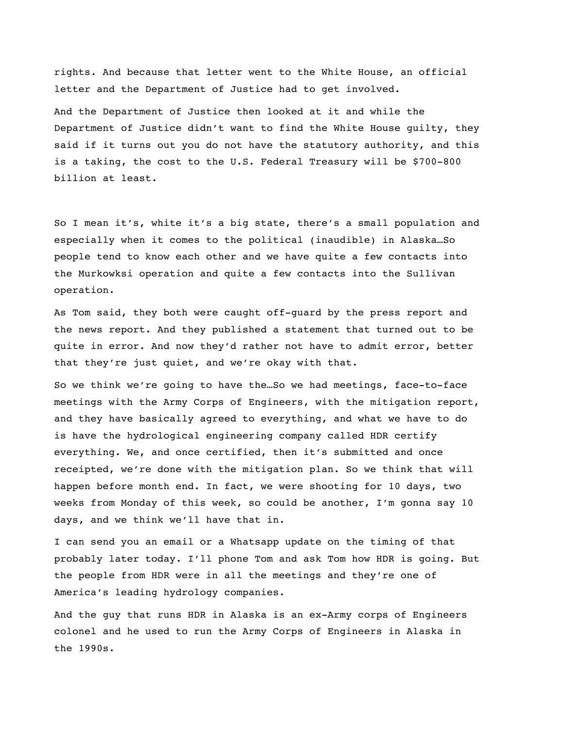rights. And because that letter went to the White House, an official letter and the Department of Justice had to get involved.

And the Department of Justice then looked at it and while the Department of Justice didn't want to find the White House guilty, they said if it turns out you do not have the statutory authority, and this is a taking, the cost to the U.S. Federal Treasury will be $700-800 billion at least.

So I mean it's, white it's a big state, there's a small population and especially when it comes to the political (inaudible) in Alaska…So people tend to know each other and we have quite a few contacts into the Murkowksi operation and quite a few contacts into the Sullivan operation.

As Tom said, they both were caught off-guard by the press report and the news report. And they published a statement that turned out to be quite in error. And now they'd rather not have to admit error, better that they're just quiet, and we're okay with that.

So we think we're going to have the…So we had meetings, face-to-face meetings with the Army Corps of Engineers, with the mitigation report, and they have basically agreed to everything, and what we have to do is have the hydrological engineering company called HDR certify everything. We, and once certified, then it's submitted and once receipted, we're done with the mitigation plan. So we think that will happen before month end. In fact, we were shooting for 10 days, two weeks from Monday of this week, so could be another, I'm gonna say 10 days, and we think we'll have that in.

I can send you an email or a Whatsapp update on the timing of that probably later today. I'll phone Tom and ask Tom how HDR is going. But the people from HDR were in all the meetings and they're one of America's leading hydrology companies.

And the guy that runs HDR in Alaska is an ex-Army corps of Engineers colonel and he used to run the Army Corps of Engineers in Alaska in the 1990s.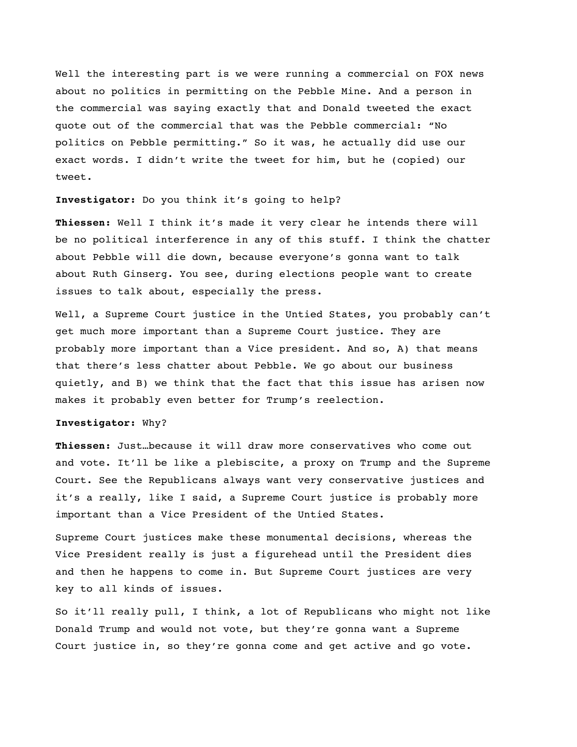Well the interesting part is we were running a commercial on FOX news about no politics in permitting on the Pebble Mine. And a person in the commercial was saying exactly that and Donald tweeted the exact quote out of the commercial that was the Pebble commercial: “No politics on Pebble permitting.” So it was, he actually did use our exact words. I didn’t write the tweet for him, but he (copied) our tweet.

**Investigator:** Do you think it’s going to help?

**Thiessen:** Well I think it’s made it very clear he intends there will be no political interference in any of this stuff. I think the chatter about Pebble will die down, because everyone’s gonna want to talk about Ruth Ginserg. You see, during elections people want to create issues to talk about, especially the press.

Well, a Supreme Court justice in the Untied States, you probably can’t get much more important than a Supreme Court justice. They are probably more important than a Vice president. And so, A) that means that there’s less chatter about Pebble. We go about our business quietly, and B) we think that the fact that this issue has arisen now makes it probably even better for Trump’s reelection.

**Investigator:** Why?

**Thiessen:** Just…because it will draw more conservatives who come out and vote. It’ll be like a plebiscite, a proxy on Trump and the Supreme Court. See the Republicans always want very conservative justices and it’s a really, like I said, a Supreme Court justice is probably more important than a Vice President of the Untied States.

Supreme Court justices make these monumental decisions, whereas the Vice President really is just a figurehead until the President dies and then he happens to come in. But Supreme Court justices are very key to all kinds of issues.

So it’ll really pull, I think, a lot of Republicans who might not like Donald Trump and would not vote, but they’re gonna want a Supreme Court justice in, so they’re gonna come and get active and go vote.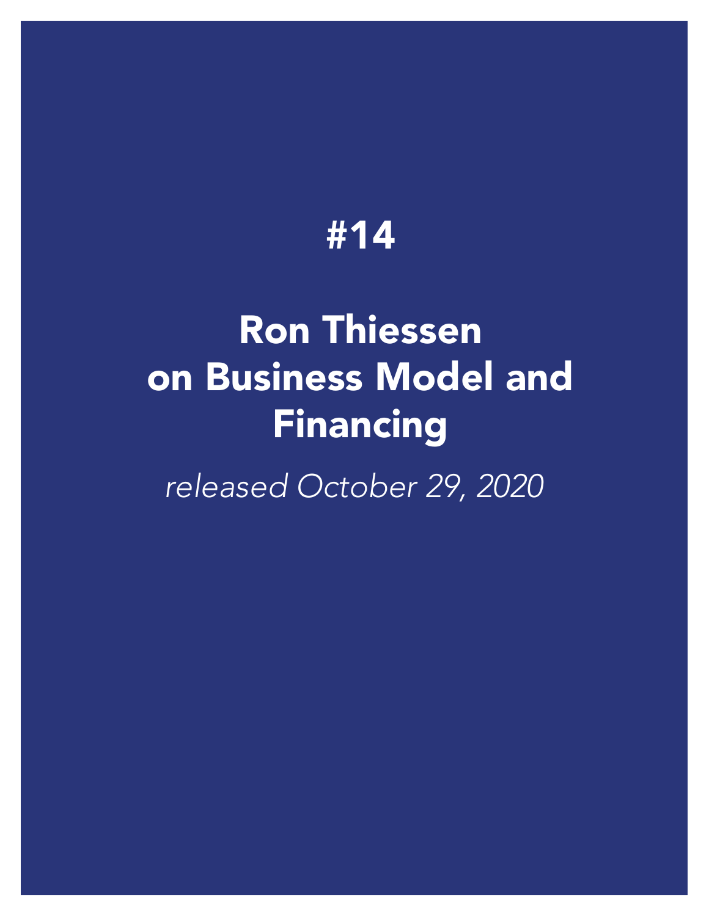# #14

# Ron Thiessen on Business Model and Financing

*released October 29, 2020*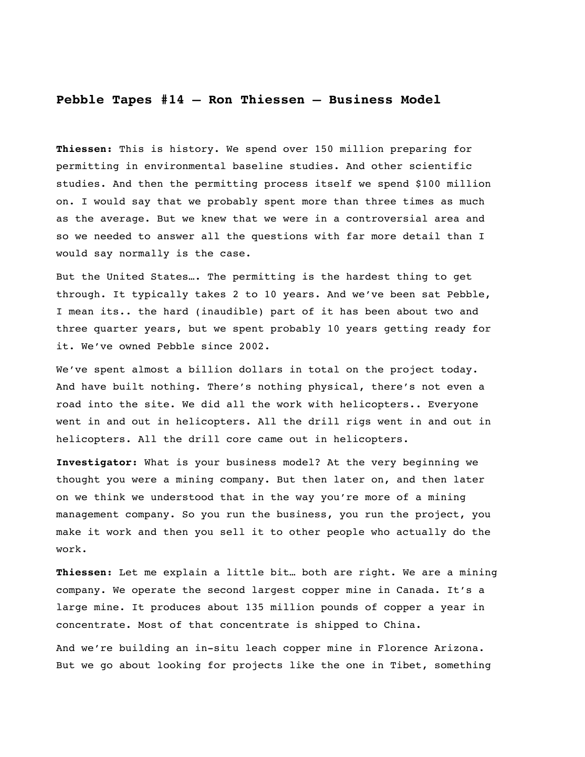## Pebble Tapes #14 – Ron Thiessen – Business Model

**Thiessen:** This is history. We spend over 150 million preparing for permitting in environmental baseline studies. And other scientific studies. And then the permitting process itself we spend $100 million on. I would say that we probably spent more than three times as much as the average. But we knew that we were in a controversial area and so we needed to answer all the questions with far more detail than I would say normally is the case.

But the United States…. The permitting is the hardest thing to get through. It typically takes 2 to 10 years. And we've been sat Pebble, I mean its.. the hard (inaudible) part of it has been about two and three quarter years, but we spent probably 10 years getting ready for it. We've owned Pebble since 2002.

We've spent almost a billion dollars in total on the project today. And have built nothing. There's nothing physical, there's not even a road into the site. We did all the work with helicopters.. Everyone went in and out in helicopters. All the drill rigs went in and out in helicopters. All the drill core came out in helicopters.

**Investigator:** What is your business model? At the very beginning we thought you were a mining company. But then later on, and then later on we think we understood that in the way you're more of a mining management company. So you run the business, you run the project, you make it work and then you sell it to other people who actually do the work.

**Thiessen:** Let me explain a little bit… both are right. We are a mining company. We operate the second largest copper mine in Canada. It's a large mine. It produces about 135 million pounds of copper a year in concentrate. Most of that concentrate is shipped to China.

And we're building an in-situ leach copper mine in Florence Arizona. But we go about looking for projects like the one in Tibet, something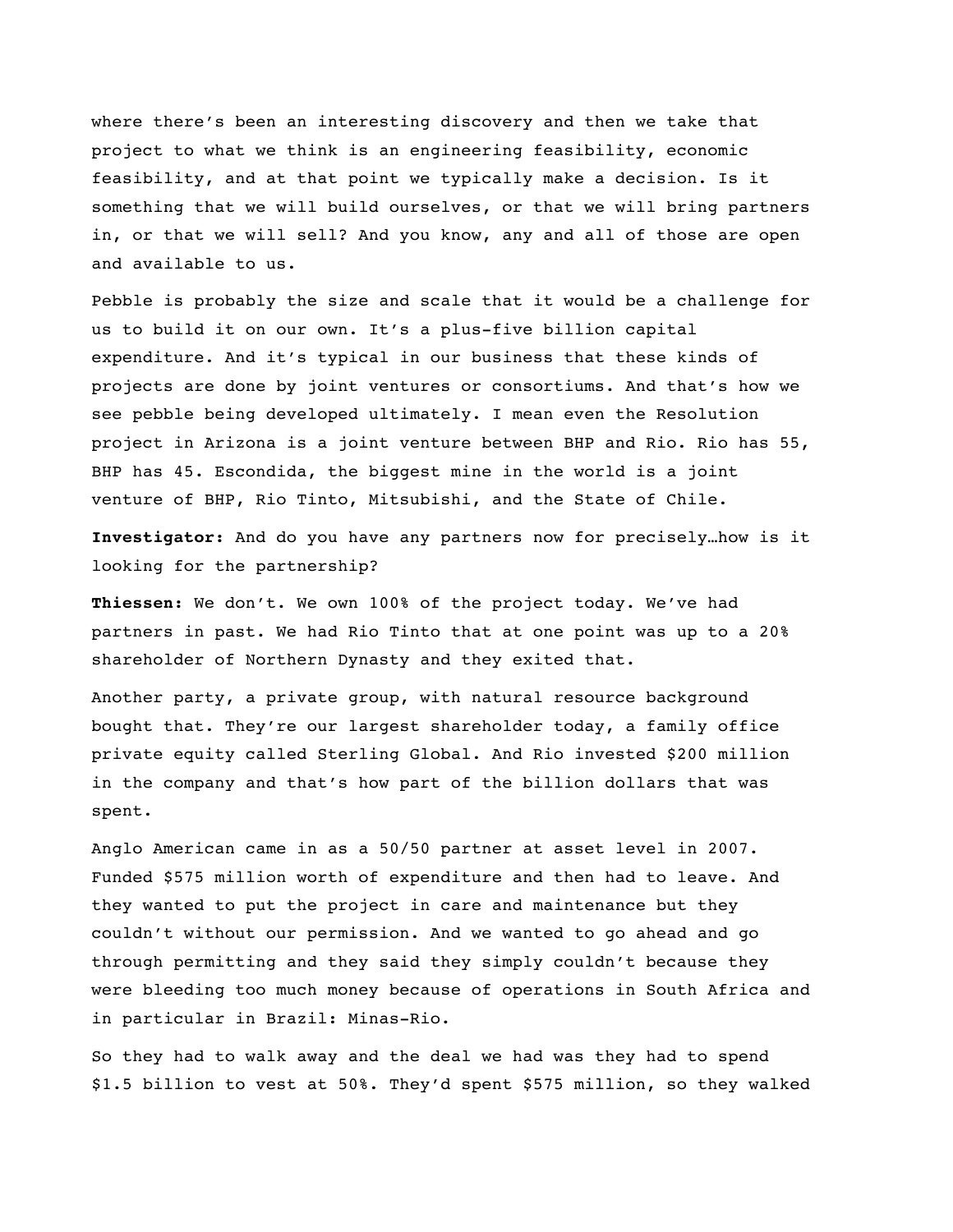where there’s been an interesting discovery and then we take that project to what we think is an engineering feasibility, economic feasibility, and at that point we typically make a decision. Is it something that we will build ourselves, or that we will bring partners in, or that we will sell? And you know, any and all of those are open and available to us.

Pebble is probably the size and scale that it would be a challenge for us to build it on our own. It’s a plus-five billion capital expenditure. And it’s typical in our business that these kinds of projects are done by joint ventures or consortiums. And that’s how we see pebble being developed ultimately. I mean even the Resolution project in Arizona is a joint venture between BHP and Rio. Rio has 55, BHP has 45. Escondida, the biggest mine in the world is a joint venture of BHP, Rio Tinto, Mitsubishi, and the State of Chile.

**Investigator:** And do you have any partners now for precisely…how is it looking for the partnership?

**Thiessen:** We don’t. We own 100% of the project today. We’ve had partners in past. We had Rio Tinto that at one point was up to a 20% shareholder of Northern Dynasty and they exited that.

Another party, a private group, with natural resource background bought that. They’re our largest shareholder today, a family office private equity called Sterling Global. And Rio invested $200 million in the company and that’s how part of the billion dollars that was spent.

Anglo American came in as a 50/50 partner at asset level in 2007. Funded $575 million worth of expenditure and then had to leave. And they wanted to put the project in care and maintenance but they couldn’t without our permission. And we wanted to go ahead and go through permitting and they said they simply couldn’t because they were bleeding too much money because of operations in South Africa and in particular in Brazil: Minas-Rio.

So they had to walk away and the deal we had was they had to spend $1.5 billion to vest at 50%. They’d spent $575 million, so they walked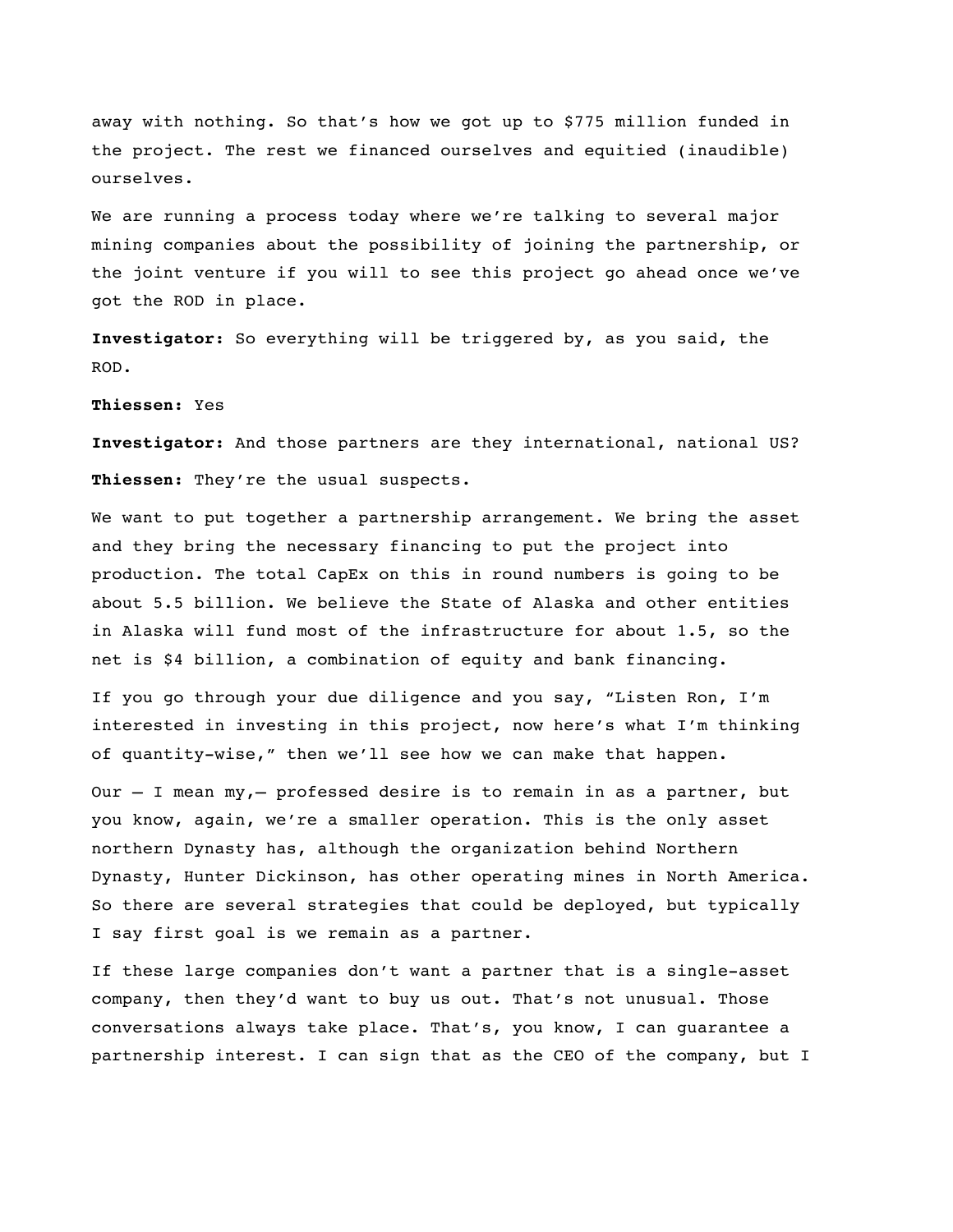away with nothing. So that's how we got up to $775 million funded in the project. The rest we financed ourselves and equitied (inaudible) ourselves.

We are running a process today where we're talking to several major mining companies about the possibility of joining the partnership, or the joint venture if you will to see this project go ahead once we've got the ROD in place.

**Investigator:** So everything will be triggered by, as you said, the ROD.

**Thiessen:** Yes

**Investigator:** And those partners are they international, national US?

**Thiessen:** They're the usual suspects.

We want to put together a partnership arrangement. We bring the asset and they bring the necessary financing to put the project into production. The total CapEx on this in round numbers is going to be about 5.5 billion. We believe the State of Alaska and other entities in Alaska will fund most of the infrastructure for about 1.5, so the net is $4 billion, a combination of equity and bank financing.

If you go through your due diligence and you say, "Listen Ron, I'm interested in investing in this project, now here's what I'm thinking of quantity-wise," then we'll see how we can make that happen.

Our – I mean my,– professed desire is to remain in as a partner, but you know, again, we're a smaller operation. This is the only asset northern Dynasty has, although the organization behind Northern Dynasty, Hunter Dickinson, has other operating mines in North America. So there are several strategies that could be deployed, but typically I say first goal is we remain as a partner.

If these large companies don't want a partner that is a single-asset company, then they'd want to buy us out. That's not unusual. Those conversations always take place. That's, you know, I can guarantee a partnership interest. I can sign that as the CEO of the company, but I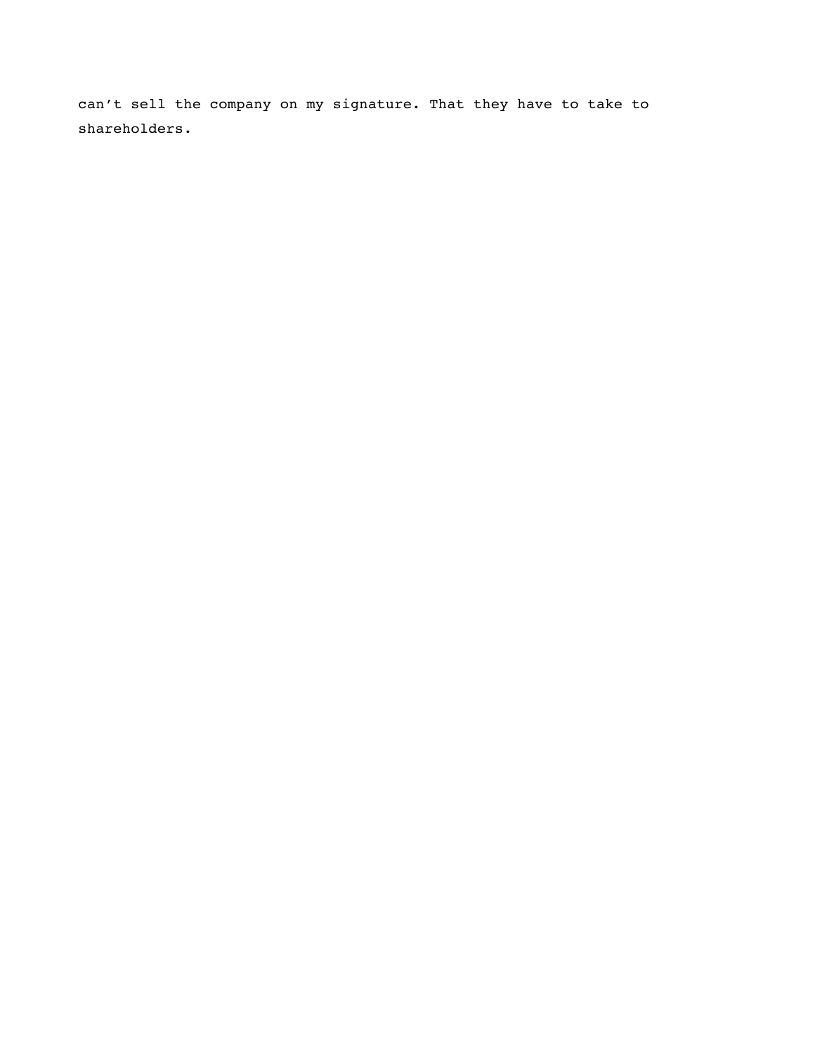can’t sell the company on my signature. That they have to take to shareholders.